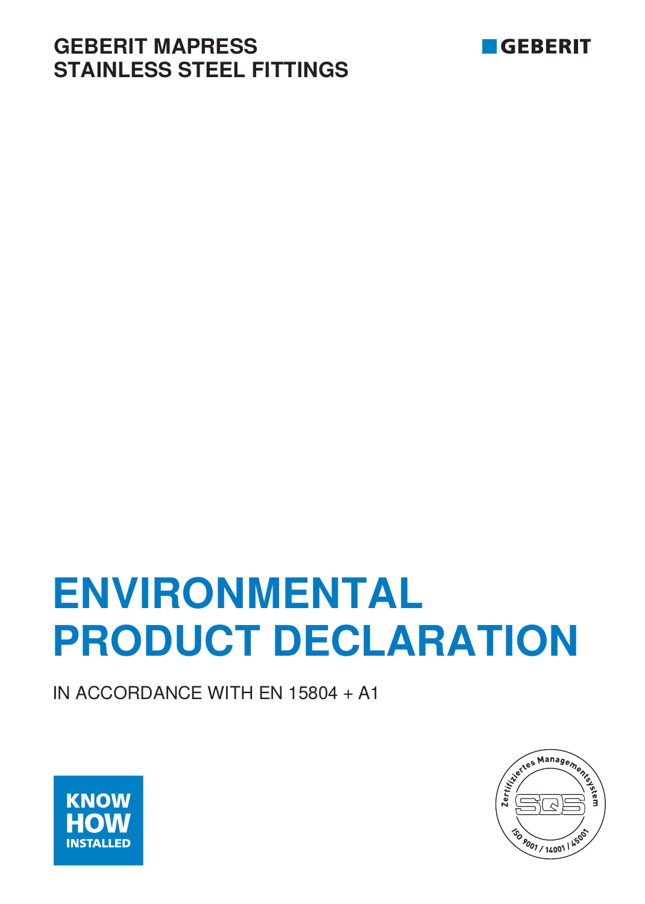GEBERIT MAPRESS
STAINLESS STEEL FITTINGS

GEBERIT

# ENVIRONMENTAL PRODUCT DECLARATION

IN ACCORDANCE WITH EN 15804 + A1

KNOW HOW INSTALLED

Zertifiziertes Managementsystem SQS ISO 9001 / 14001 / 45001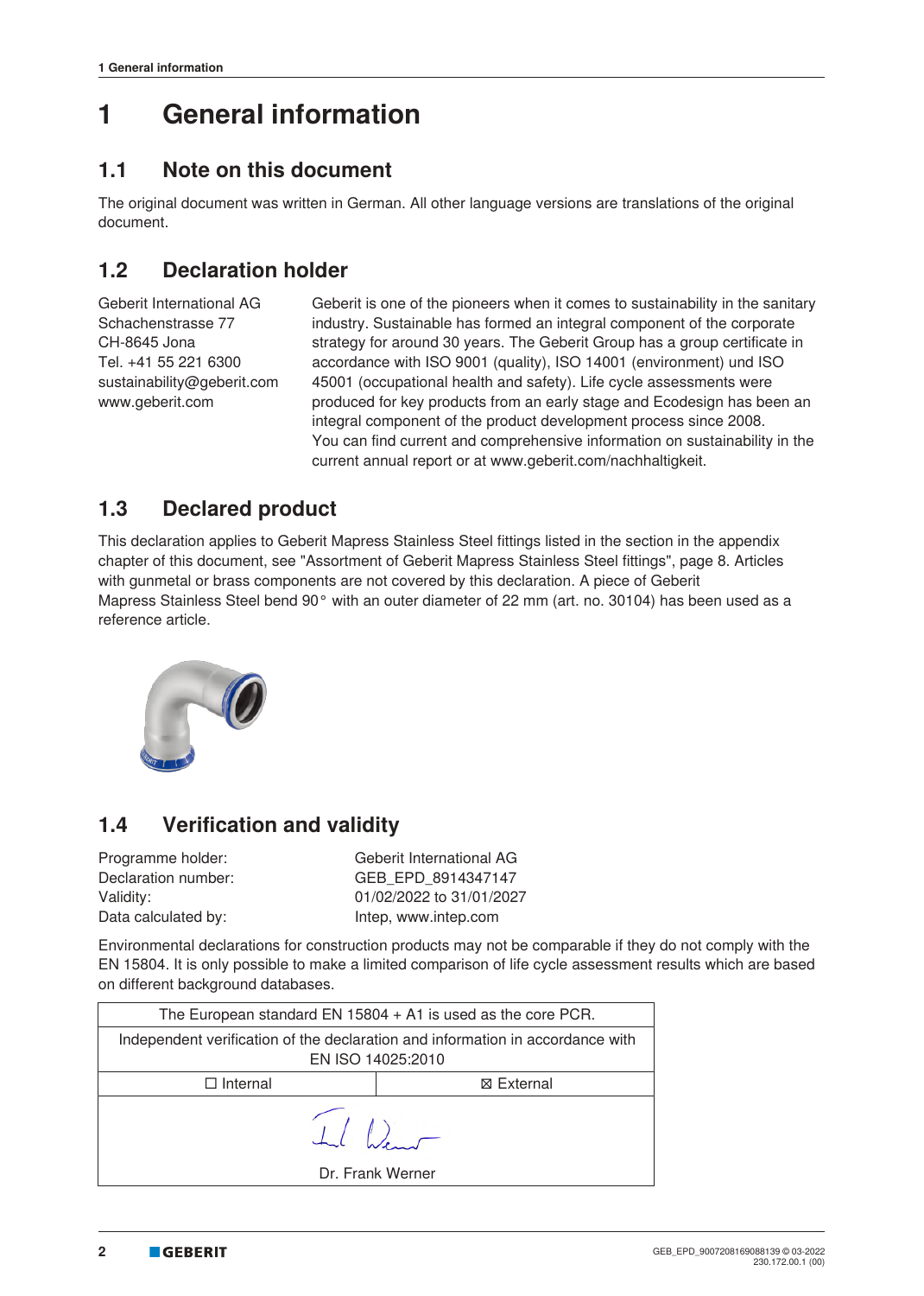# 1 General information

## 1.1 Note on this document

The original document was written in German. All other language versions are translations of the original document.

## 1.2 Declaration holder

Geberit International AG
Schachenstrasse 77
CH-8645 Jona
Tel. +41 55 221 6300
sustainability@geberit.com
www.geberit.com

Geberit is one of the pioneers when it comes to sustainability in the sanitary industry. Sustainable has formed an integral component of the corporate strategy for around 30 years. The Geberit Group has a group certificate in accordance with ISO 9001 (quality), ISO 14001 (environment) und ISO 45001 (occupational health and safety). Life cycle assessments were produced for key products from an early stage and Ecodesign has been an integral component of the product development process since 2008.
You can find current and comprehensive information on sustainability in the current annual report or at www.geberit.com/nachhaltigkeit.

## 1.3 Declared product

This declaration applies to Geberit Mapress Stainless Steel fittings listed in the section in the appendix chapter of this document, see "Assortment of Geberit Mapress Stainless Steel fittings", page 8. Articles with gunmetal or brass components are not covered by this declaration. A piece of Geberit Mapress Stainless Steel bend 90° with an outer diameter of 22 mm (art. no. 30104) has been used as a reference article.

## 1.4 Verification and validity

| | |
|---|---|
| Programme holder: | Geberit International AG |
| Declaration number: | GEB_EPD_8914347147 |
| Validity: | 01/02/2022 to 31/01/2027 |
| Data calculated by: | Intep, www.intep.com |

Environmental declarations for construction products may not be comparable if they do not comply with the EN 15804. It is only possible to make a limited comparison of life cycle assessment results which are based on different background databases.

| The European standard EN 15804 + A1 is used as the core PCR. | |
|---|---|
| Independent verification of the declaration and information in accordance with EN ISO 14025:2010 | |
| ☐ Internal | ☒ External |
| Dr. Frank Werner | |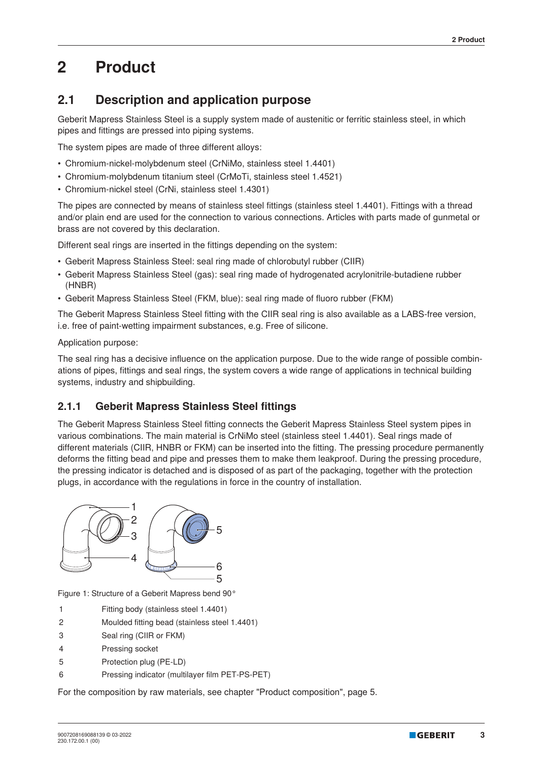# 2 Product

## 2.1 Description and application purpose

Geberit Mapress Stainless Steel is a supply system made of austenitic or ferritic stainless steel, in which pipes and fittings are pressed into piping systems.

The system pipes are made of three different alloys:

- Chromium-nickel-molybdenum steel (CrNiMo, stainless steel 1.4401)
- Chromium-molybdenum titanium steel (CrMoTi, stainless steel 1.4521)
- Chromium-nickel steel (CrNi, stainless steel 1.4301)

The pipes are connected by means of stainless steel fittings (stainless steel 1.4401). Fittings with a thread and/or plain end are used for the connection to various connections. Articles with parts made of gunmetal or brass are not covered by this declaration.

Different seal rings are inserted in the fittings depending on the system:

- Geberit Mapress Stainless Steel: seal ring made of chlorobutyl rubber (CIIR)
- Geberit Mapress Stainless Steel (gas): seal ring made of hydrogenated acrylonitrile-butadiene rubber (HNBR)
- Geberit Mapress Stainless Steel (FKM, blue): seal ring made of fluoro rubber (FKM)

The Geberit Mapress Stainless Steel fitting with the CIIR seal ring is also available as a LABS-free version, i.e. free of paint-wetting impairment substances, e.g. Free of silicone.

Application purpose:

The seal ring has a decisive influence on the application purpose. Due to the wide range of possible combinations of pipes, fittings and seal rings, the system covers a wide range of applications in technical building systems, industry and shipbuilding.

### 2.1.1 Geberit Mapress Stainless Steel fittings

The Geberit Mapress Stainless Steel fitting connects the Geberit Mapress Stainless Steel system pipes in various combinations. The main material is CrNiMo steel (stainless steel 1.4401). Seal rings made of different materials (CIIR, HNBR or FKM) can be inserted into the fitting. The pressing procedure permanently deforms the fitting bead and pipe and presses them to make them leakproof. During the pressing procedure, the pressing indicator is detached and is disposed of as part of the packaging, together with the protection plugs, in accordance with the regulations in force in the country of installation.

Figure 1: Structure of a Geberit Mapress bend 90°

| | |
|---|---|
| 1 | Fitting body (stainless steel 1.4401) |
| 2 | Moulded fitting bead (stainless steel 1.4401) |
| 3 | Seal ring (CIIR or FKM) |
| 4 | Pressing socket |
| 5 | Protection plug (PE-LD) |
| 6 | Pressing indicator (multilayer film PET-PS-PET) |

For the composition by raw materials, see chapter "Product composition", page 5.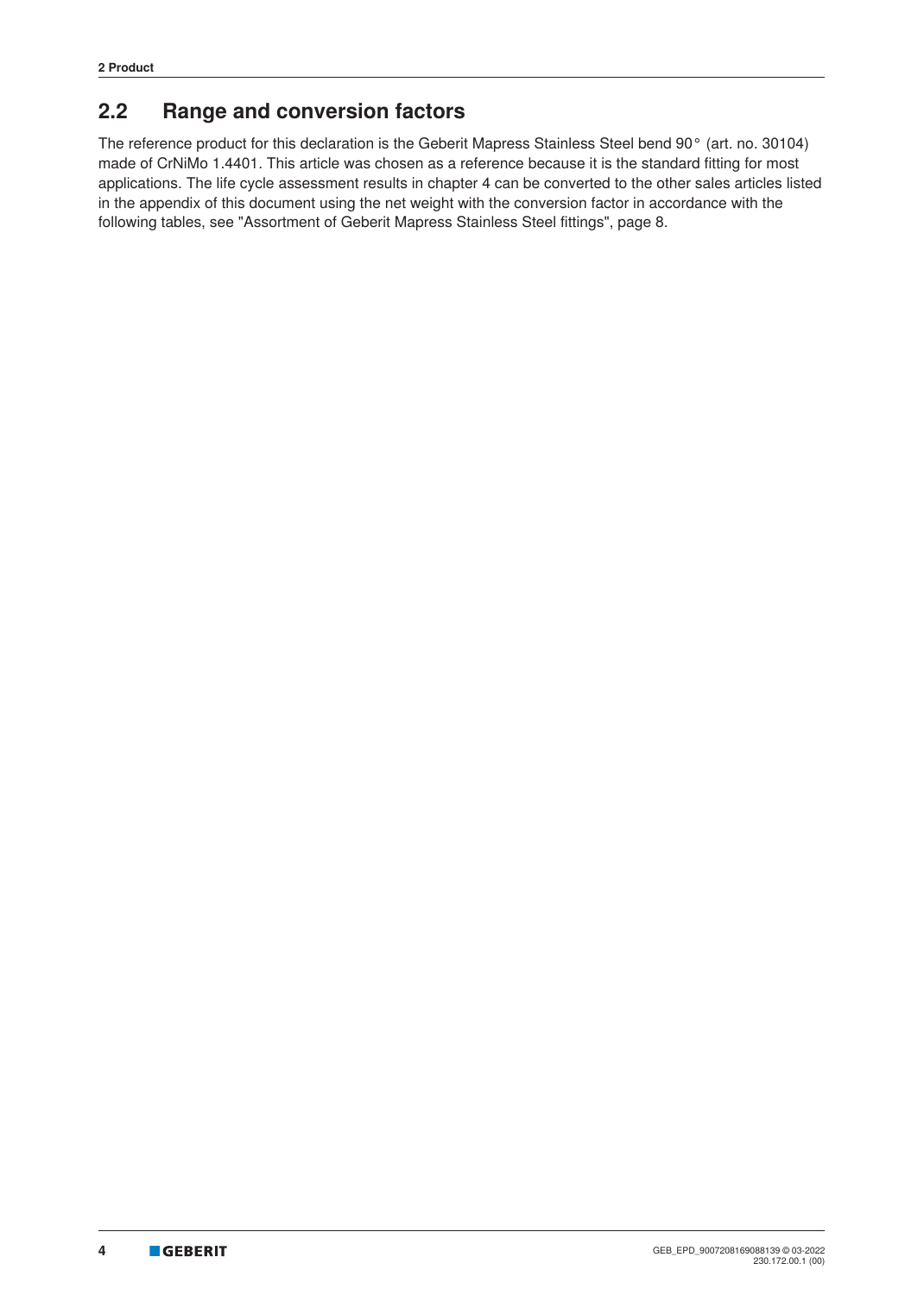## 2.2 Range and conversion factors

The reference product for this declaration is the Geberit Mapress Stainless Steel bend 90° (art. no. 30104) made of CrNiMo 1.4401. This article was chosen as a reference because it is the standard fitting for most applications. The life cycle assessment results in chapter 4 can be converted to the other sales articles listed in the appendix of this document using the net weight with the conversion factor in accordance with the following tables, see "Assortment of Geberit Mapress Stainless Steel fittings", page 8.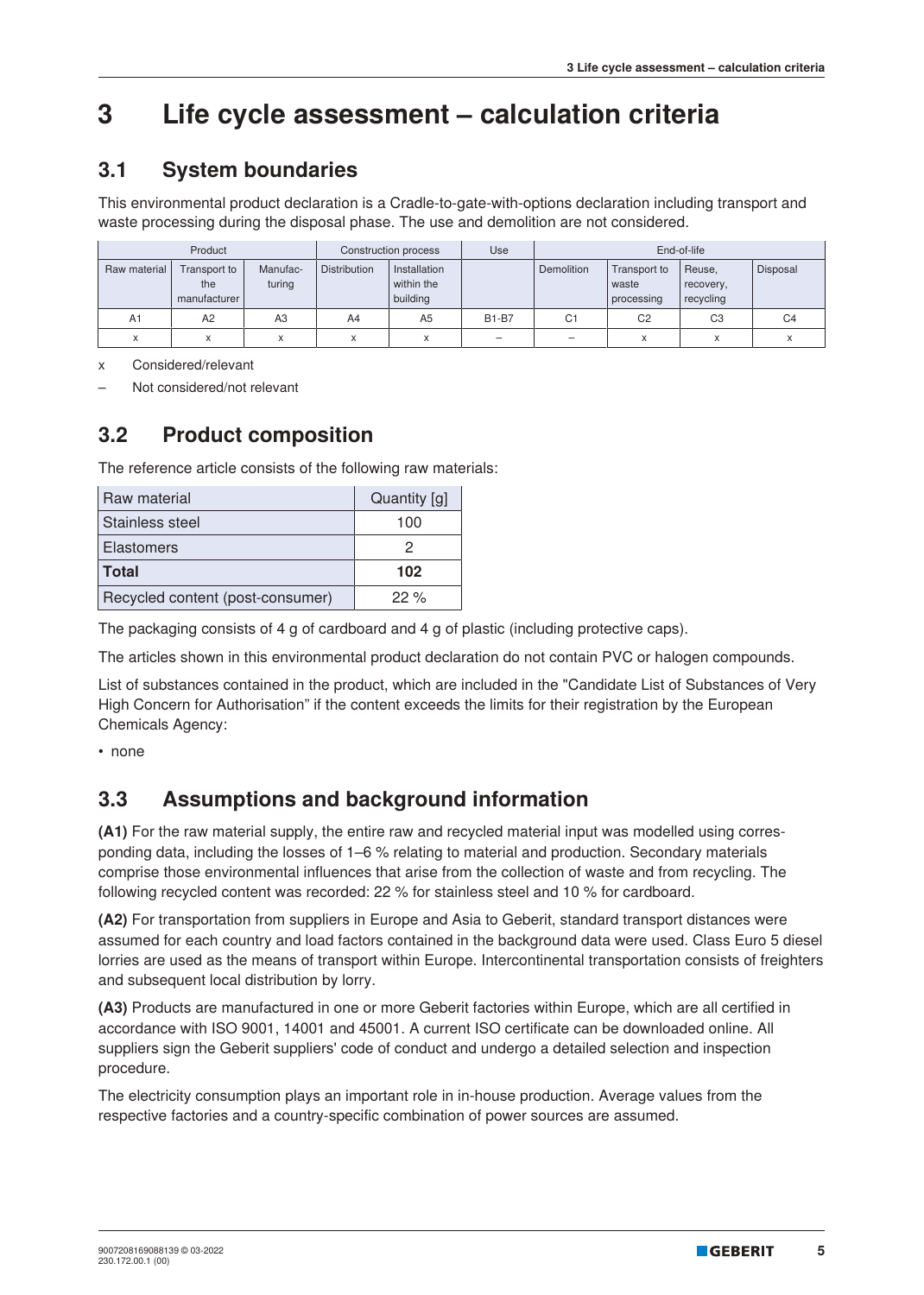# 3 Life cycle assessment – calculation criteria

## 3.1 System boundaries

This environmental product declaration is a Cradle-to-gate-with-options declaration including transport and waste processing during the disposal phase. The use and demolition are not considered.

| Product | | | Construction process | | Use | End-of-life | | | |
|---|---|---|---|---|---|---|---|---|---|
| Raw material | Transport to the manufacturer | Manufac-turing | Distribution | Installation within the building | | Demolition | Transport to waste processing | Reuse, recovery, recycling | Disposal |
| A1 | A2 | A3 | A4 | A5 | B1-B7 | C1 | C2 | C3 | C4 |
| x | x | x | x | x | – | – | x | x | x |

x Considered/relevant

– Not considered/not relevant

## 3.2 Product composition

The reference article consists of the following raw materials:

| Raw material | Quantity [g] |
|---|---|
| Stainless steel | 100 |
| Elastomers | 2 |
| **Total** | **102** |
| Recycled content (post-consumer) | 22 % |

The packaging consists of 4 g of cardboard and 4 g of plastic (including protective caps).

The articles shown in this environmental product declaration do not contain PVC or halogen compounds.

List of substances contained in the product, which are included in the "Candidate List of Substances of Very High Concern for Authorisation" if the content exceeds the limits for their registration by the European Chemicals Agency:

- none

## 3.3 Assumptions and background information

**(A1)** For the raw material supply, the entire raw and recycled material input was modelled using corresponding data, including the losses of 1–6 % relating to material and production. Secondary materials comprise those environmental influences that arise from the collection of waste and from recycling. The following recycled content was recorded: 22 % for stainless steel and 10 % for cardboard.

**(A2)** For transportation from suppliers in Europe and Asia to Geberit, standard transport distances were assumed for each country and load factors contained in the background data were used. Class Euro 5 diesel lorries are used as the means of transport within Europe. Intercontinental transportation consists of freighters and subsequent local distribution by lorry.

**(A3)** Products are manufactured in one or more Geberit factories within Europe, which are all certified in accordance with ISO 9001, 14001 and 45001. A current ISO certificate can be downloaded online. All suppliers sign the Geberit suppliers' code of conduct and undergo a detailed selection and inspection procedure.

The electricity consumption plays an important role in in-house production. Average values from the respective factories and a country-specific combination of power sources are assumed.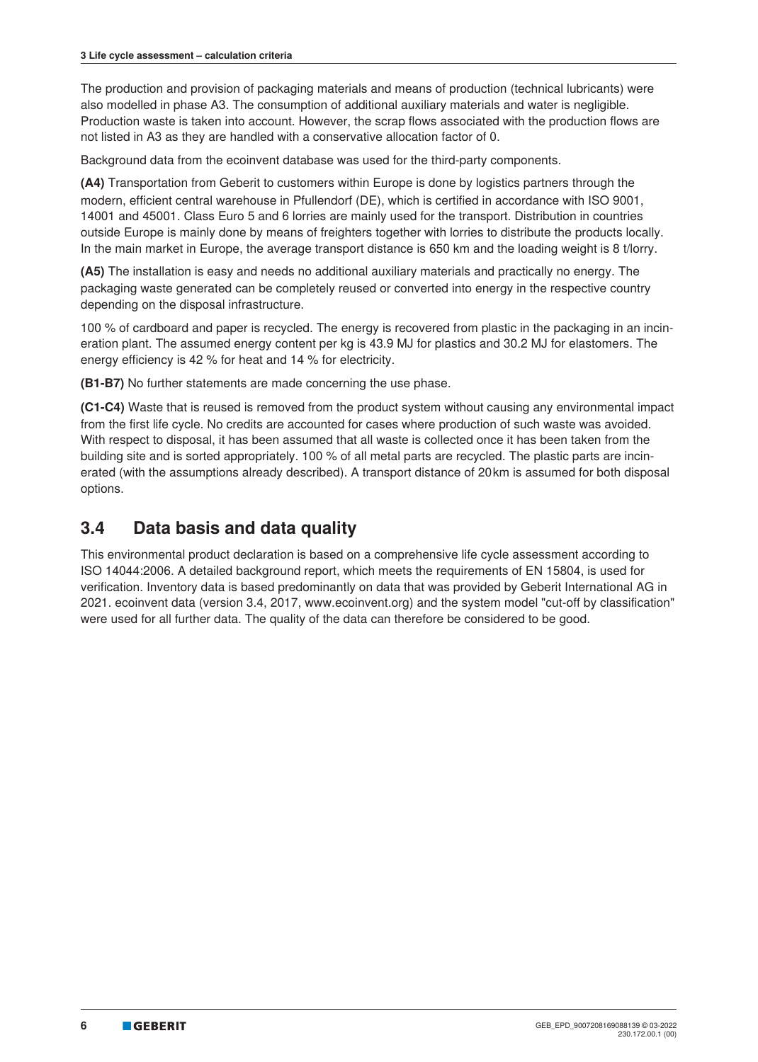The production and provision of packaging materials and means of production (technical lubricants) were also modelled in phase A3. The consumption of additional auxiliary materials and water is negligible. Production waste is taken into account. However, the scrap flows associated with the production flows are not listed in A3 as they are handled with a conservative allocation factor of 0.

Background data from the ecoinvent database was used for the third-party components.

**(A4)** Transportation from Geberit to customers within Europe is done by logistics partners through the modern, efficient central warehouse in Pfullendorf (DE), which is certified in accordance with ISO 9001, 14001 and 45001. Class Euro 5 and 6 lorries are mainly used for the transport. Distribution in countries outside Europe is mainly done by means of freighters together with lorries to distribute the products locally. In the main market in Europe, the average transport distance is 650 km and the loading weight is 8 t/lorry.

**(A5)** The installation is easy and needs no additional auxiliary materials and practically no energy. The packaging waste generated can be completely reused or converted into energy in the respective country depending on the disposal infrastructure.

100 % of cardboard and paper is recycled. The energy is recovered from plastic in the packaging in an incineration plant. The assumed energy content per kg is 43.9 MJ for plastics and 30.2 MJ for elastomers. The energy efficiency is 42 % for heat and 14 % for electricity.

**(B1-B7)** No further statements are made concerning the use phase.

**(C1-C4)** Waste that is reused is removed from the product system without causing any environmental impact from the first life cycle. No credits are accounted for cases where production of such waste was avoided. With respect to disposal, it has been assumed that all waste is collected once it has been taken from the building site and is sorted appropriately. 100 % of all metal parts are recycled. The plastic parts are incinerated (with the assumptions already described). A transport distance of 20 km is assumed for both disposal options.

## 3.4 Data basis and data quality

This environmental product declaration is based on a comprehensive life cycle assessment according to ISO 14044:2006. A detailed background report, which meets the requirements of EN 15804, is used for verification. Inventory data is based predominantly on data that was provided by Geberit International AG in 2021. ecoinvent data (version 3.4, 2017, www.ecoinvent.org) and the system model "cut-off by classification" were used for all further data. The quality of the data can therefore be considered to be good.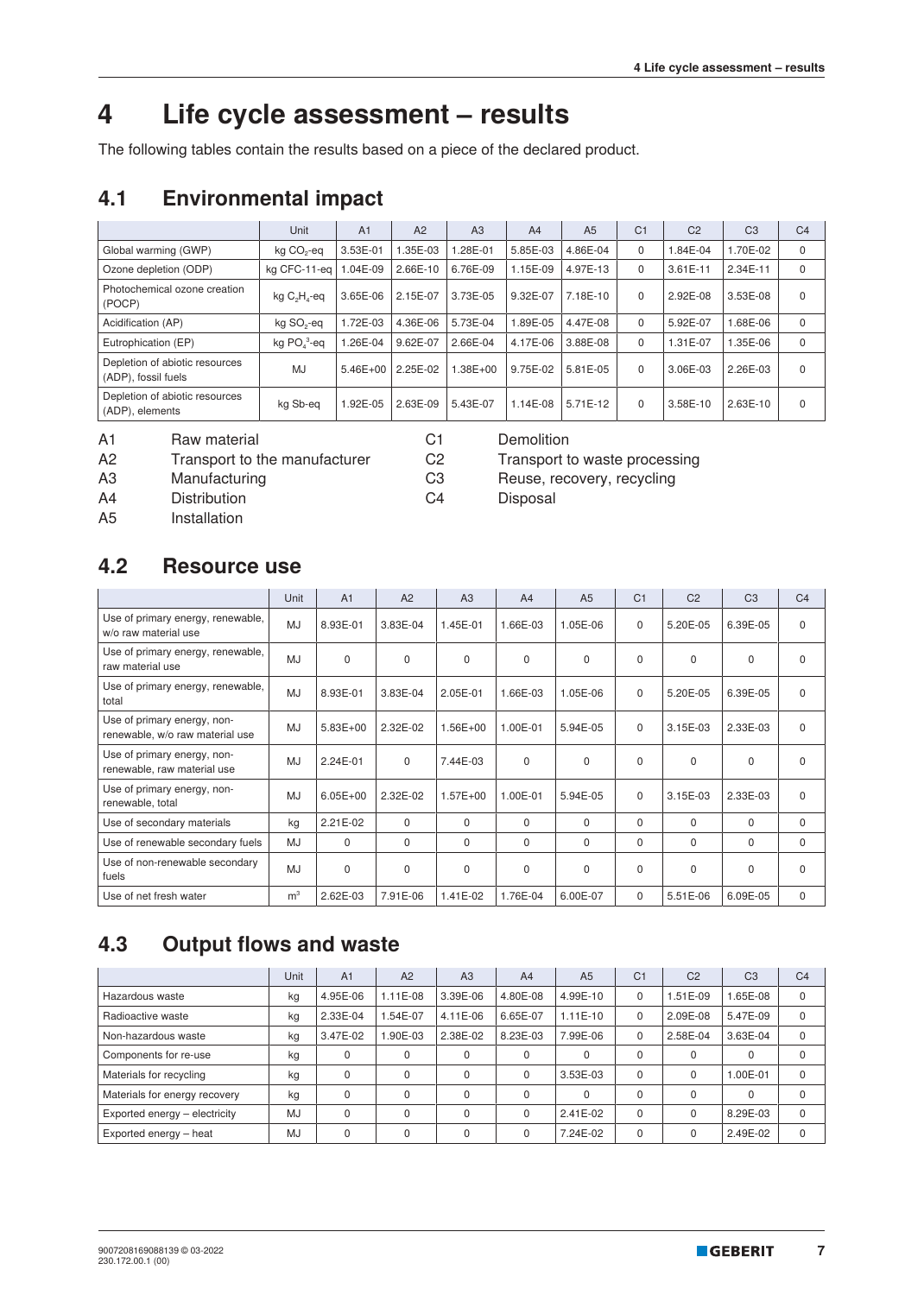# 4 Life cycle assessment – results

The following tables contain the results based on a piece of the declared product.

## 4.1 Environmental impact

| | Unit | A1 | A2 | A3 | A4 | A5 | C1 | C2 | C3 | C4 |
|---|---|---|---|---|---|---|---|---|---|---|
| Global warming (GWP) | kg $CO_2$-eq | 3.53E-01 | 1.35E-03 | 1.28E-01 | 5.85E-03 | 4.86E-04 | 0 | 1.84E-04 | 1.70E-02 | 0 |
| Ozone depletion (ODP) | kg CFC-11-eq | 1.04E-09 | 2.66E-10 | 6.76E-09 | 1.15E-09 | 4.97E-13 | 0 | 3.61E-11 | 2.34E-11 | 0 |
| Photochemical ozone creation (POCP) | kg $C_2H_4$-eq | 3.65E-06 | 2.15E-07 | 3.73E-05 | 9.32E-07 | 7.18E-10 | 0 | 2.92E-08 | 3.53E-08 | 0 |
| Acidification (AP) | kg $SO_2$-eq | 1.72E-03 | 4.36E-06 | 5.73E-04 | 1.89E-05 | 4.47E-08 | 0 | 5.92E-07 | 1.68E-06 | 0 |
| Eutrophication (EP) | kg $PO_4^{3}$-eq | 1.26E-04 | 9.62E-07 | 2.66E-04 | 4.17E-06 | 3.88E-08 | 0 | 1.31E-07 | 1.35E-06 | 0 |
| Depletion of abiotic resources (ADP), fossil fuels | MJ | 5.46E+00 | 2.25E-02 | 1.38E+00 | 9.75E-02 | 5.81E-05 | 0 | 3.06E-03 | 2.26E-03 | 0 |
| Depletion of abiotic resources (ADP), elements | kg Sb-eq | 1.92E-05 | 2.63E-09 | 5.43E-07 | 1.14E-08 | 5.71E-12 | 0 | 3.58E-10 | 2.63E-10 | 0 |

- A1 Raw material
- A2 Transport to the manufacturer
- A3 Manufacturing
- A4 Distribution
- A5 Installation
- C1 Demolition
- C2 Transport to waste processing
- C3 Reuse, recovery, recycling
- C4 Disposal

## 4.2 Resource use

| | Unit | A1 | A2 | A3 | A4 | A5 | C1 | C2 | C3 | C4 |
|---|---|---|---|---|---|---|---|---|---|---|
| Use of primary energy, renewable, w/o raw material use | MJ | 8.93E-01 | 3.83E-04 | 1.45E-01 | 1.66E-03 | 1.05E-06 | 0 | 5.20E-05 | 6.39E-05 | 0 |
| Use of primary energy, renewable, raw material use | MJ | 0 | 0 | 0 | 0 | 0 | 0 | 0 | 0 | 0 |
| Use of primary energy, renewable, total | MJ | 8.93E-01 | 3.83E-04 | 2.05E-01 | 1.66E-03 | 1.05E-06 | 0 | 5.20E-05 | 6.39E-05 | 0 |
| Use of primary energy, non-renewable, w/o raw material use | MJ | 5.83E+00 | 2.32E-02 | 1.56E+00 | 1.00E-01 | 5.94E-05 | 0 | 3.15E-03 | 2.33E-03 | 0 |
| Use of primary energy, non-renewable, raw material use | MJ | 2.24E-01 | 0 | 7.44E-03 | 0 | 0 | 0 | 0 | 0 | 0 |
| Use of primary energy, non-renewable, total | MJ | 6.05E+00 | 2.32E-02 | 1.57E+00 | 1.00E-01 | 5.94E-05 | 0 | 3.15E-03 | 2.33E-03 | 0 |
| Use of secondary materials | kg | 2.21E-02 | 0 | 0 | 0 | 0 | 0 | 0 | 0 | 0 |
| Use of renewable secondary fuels | MJ | 0 | 0 | 0 | 0 | 0 | 0 | 0 | 0 | 0 |
| Use of non-renewable secondary fuels | MJ | 0 | 0 | 0 | 0 | 0 | 0 | 0 | 0 | 0 |
| Use of net fresh water | $m^3$ | 2.62E-03 | 7.91E-06 | 1.41E-02 | 1.76E-04 | 6.00E-07 | 0 | 5.51E-06 | 6.09E-05 | 0 |

## 4.3 Output flows and waste

| | Unit | A1 | A2 | A3 | A4 | A5 | C1 | C2 | C3 | C4 |
|---|---|---|---|---|---|---|---|---|---|---|
| Hazardous waste | kg | 4.95E-06 | 1.11E-08 | 3.39E-06 | 4.80E-08 | 4.99E-10 | 0 | 1.51E-09 | 1.65E-08 | 0 |
| Radioactive waste | kg | 2.33E-04 | 1.54E-07 | 4.11E-06 | 6.65E-07 | 1.11E-10 | 0 | 2.09E-08 | 5.47E-09 | 0 |
| Non-hazardous waste | kg | 3.47E-02 | 1.90E-03 | 2.38E-02 | 8.23E-03 | 7.99E-06 | 0 | 2.58E-04 | 3.63E-04 | 0 |
| Components for re-use | kg | 0 | 0 | 0 | 0 | 0 | 0 | 0 | 0 | 0 |
| Materials for recycling | kg | 0 | 0 | 0 | 0 | 3.53E-03 | 0 | 0 | 1.00E-01 | 0 |
| Materials for energy recovery | kg | 0 | 0 | 0 | 0 | 0 | 0 | 0 | 0 | 0 |
| Exported energy – electricity | MJ | 0 | 0 | 0 | 0 | 2.41E-02 | 0 | 0 | 8.29E-03 | 0 |
| Exported energy – heat | MJ | 0 | 0 | 0 | 0 | 7.24E-02 | 0 | 0 | 2.49E-02 | 0 |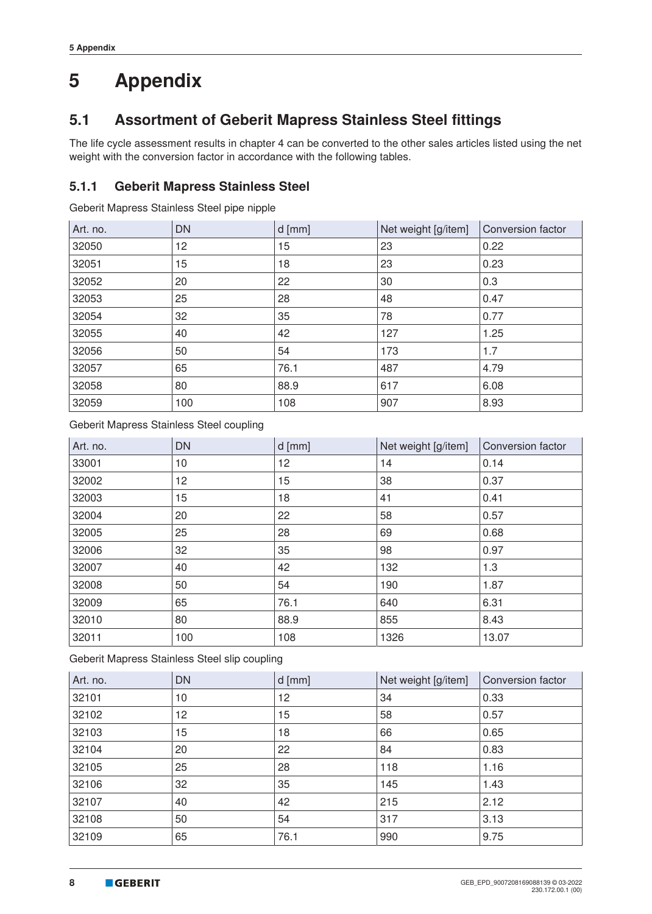# 5 Appendix

## 5.1 Assortment of Geberit Mapress Stainless Steel fittings

The life cycle assessment results in chapter 4 can be converted to the other sales articles listed using the net weight with the conversion factor in accordance with the following tables.

### 5.1.1 Geberit Mapress Stainless Steel

Geberit Mapress Stainless Steel pipe nipple

| Art. no. | DN | d [mm] | Net weight [g/item] | Conversion factor |
|---|---|---|---|---|
| 32050 | 12 | 15 | 23 | 0.22 |
| 32051 | 15 | 18 | 23 | 0.23 |
| 32052 | 20 | 22 | 30 | 0.3 |
| 32053 | 25 | 28 | 48 | 0.47 |
| 32054 | 32 | 35 | 78 | 0.77 |
| 32055 | 40 | 42 | 127 | 1.25 |
| 32056 | 50 | 54 | 173 | 1.7 |
| 32057 | 65 | 76.1 | 487 | 4.79 |
| 32058 | 80 | 88.9 | 617 | 6.08 |
| 32059 | 100 | 108 | 907 | 8.93 |

Geberit Mapress Stainless Steel coupling

| Art. no. | DN | d [mm] | Net weight [g/item] | Conversion factor |
|---|---|---|---|---|
| 33001 | 10 | 12 | 14 | 0.14 |
| 32002 | 12 | 15 | 38 | 0.37 |
| 32003 | 15 | 18 | 41 | 0.41 |
| 32004 | 20 | 22 | 58 | 0.57 |
| 32005 | 25 | 28 | 69 | 0.68 |
| 32006 | 32 | 35 | 98 | 0.97 |
| 32007 | 40 | 42 | 132 | 1.3 |
| 32008 | 50 | 54 | 190 | 1.87 |
| 32009 | 65 | 76.1 | 640 | 6.31 |
| 32010 | 80 | 88.9 | 855 | 8.43 |
| 32011 | 100 | 108 | 1326 | 13.07 |

Geberit Mapress Stainless Steel slip coupling

| Art. no. | DN | d [mm] | Net weight [g/item] | Conversion factor |
|---|---|---|---|---|
| 32101 | 10 | 12 | 34 | 0.33 |
| 32102 | 12 | 15 | 58 | 0.57 |
| 32103 | 15 | 18 | 66 | 0.65 |
| 32104 | 20 | 22 | 84 | 0.83 |
| 32105 | 25 | 28 | 118 | 1.16 |
| 32106 | 32 | 35 | 145 | 1.43 |
| 32107 | 40 | 42 | 215 | 2.12 |
| 32108 | 50 | 54 | 317 | 3.13 |
| 32109 | 65 | 76.1 | 990 | 9.75 |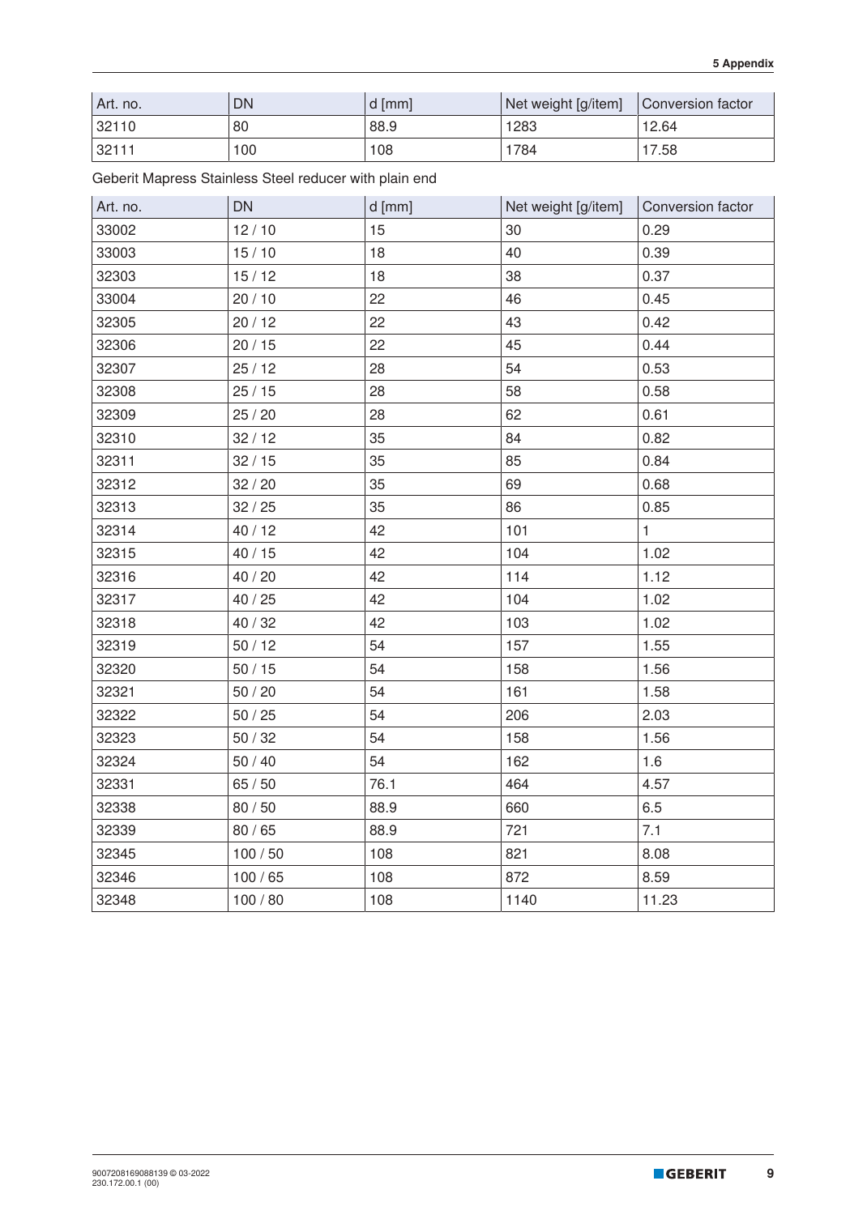| Art. no. | DN | d [mm] | Net weight [g/item] | Conversion factor |
|---|---|---|---|---|
| 32110 | 80 | 88.9 | 1283 | 12.64 |
| 32111 | 100 | 108 | 1784 | 17.58 |

Geberit Mapress Stainless Steel reducer with plain end

| Art. no. | DN | d [mm] | Net weight [g/item] | Conversion factor |
|---|---|---|---|---|
| 33002 | 12 / 10 | 15 | 30 | 0.29 |
| 33003 | 15 / 10 | 18 | 40 | 0.39 |
| 32303 | 15 / 12 | 18 | 38 | 0.37 |
| 33004 | 20 / 10 | 22 | 46 | 0.45 |
| 32305 | 20 / 12 | 22 | 43 | 0.42 |
| 32306 | 20 / 15 | 22 | 45 | 0.44 |
| 32307 | 25 / 12 | 28 | 54 | 0.53 |
| 32308 | 25 / 15 | 28 | 58 | 0.58 |
| 32309 | 25 / 20 | 28 | 62 | 0.61 |
| 32310 | 32 / 12 | 35 | 84 | 0.82 |
| 32311 | 32 / 15 | 35 | 85 | 0.84 |
| 32312 | 32 / 20 | 35 | 69 | 0.68 |
| 32313 | 32 / 25 | 35 | 86 | 0.85 |
| 32314 | 40 / 12 | 42 | 101 | 1 |
| 32315 | 40 / 15 | 42 | 104 | 1.02 |
| 32316 | 40 / 20 | 42 | 114 | 1.12 |
| 32317 | 40 / 25 | 42 | 104 | 1.02 |
| 32318 | 40 / 32 | 42 | 103 | 1.02 |
| 32319 | 50 / 12 | 54 | 157 | 1.55 |
| 32320 | 50 / 15 | 54 | 158 | 1.56 |
| 32321 | 50 / 20 | 54 | 161 | 1.58 |
| 32322 | 50 / 25 | 54 | 206 | 2.03 |
| 32323 | 50 / 32 | 54 | 158 | 1.56 |
| 32324 | 50 / 40 | 54 | 162 | 1.6 |
| 32331 | 65 / 50 | 76.1 | 464 | 4.57 |
| 32338 | 80 / 50 | 88.9 | 660 | 6.5 |
| 32339 | 80 / 65 | 88.9 | 721 | 7.1 |
| 32345 | 100 / 50 | 108 | 821 | 8.08 |
| 32346 | 100 / 65 | 108 | 872 | 8.59 |
| 32348 | 100 / 80 | 108 | 1140 | 11.23 |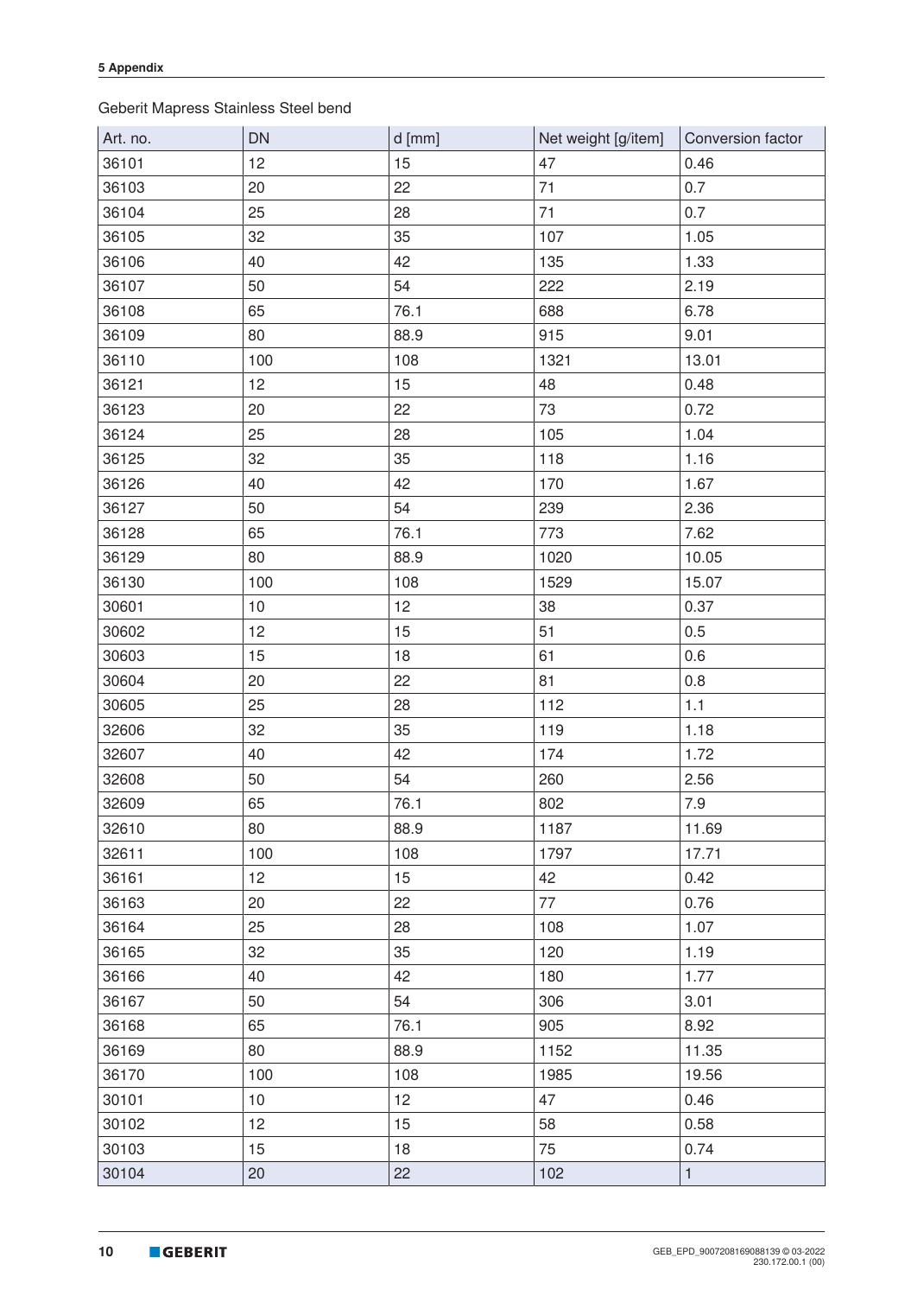Geberit Mapress Stainless Steel bend

| Art. no. | DN | d [mm] | Net weight [g/item] | Conversion factor |
|---|---|---|---|---|
| 36101 | 12 | 15 | 47 | 0.46 |
| 36103 | 20 | 22 | 71 | 0.7 |
| 36104 | 25 | 28 | 71 | 0.7 |
| 36105 | 32 | 35 | 107 | 1.05 |
| 36106 | 40 | 42 | 135 | 1.33 |
| 36107 | 50 | 54 | 222 | 2.19 |
| 36108 | 65 | 76.1 | 688 | 6.78 |
| 36109 | 80 | 88.9 | 915 | 9.01 |
| 36110 | 100 | 108 | 1321 | 13.01 |
| 36121 | 12 | 15 | 48 | 0.48 |
| 36123 | 20 | 22 | 73 | 0.72 |
| 36124 | 25 | 28 | 105 | 1.04 |
| 36125 | 32 | 35 | 118 | 1.16 |
| 36126 | 40 | 42 | 170 | 1.67 |
| 36127 | 50 | 54 | 239 | 2.36 |
| 36128 | 65 | 76.1 | 773 | 7.62 |
| 36129 | 80 | 88.9 | 1020 | 10.05 |
| 36130 | 100 | 108 | 1529 | 15.07 |
| 30601 | 10 | 12 | 38 | 0.37 |
| 30602 | 12 | 15 | 51 | 0.5 |
| 30603 | 15 | 18 | 61 | 0.6 |
| 30604 | 20 | 22 | 81 | 0.8 |
| 30605 | 25 | 28 | 112 | 1.1 |
| 32606 | 32 | 35 | 119 | 1.18 |
| 32607 | 40 | 42 | 174 | 1.72 |
| 32608 | 50 | 54 | 260 | 2.56 |
| 32609 | 65 | 76.1 | 802 | 7.9 |
| 32610 | 80 | 88.9 | 1187 | 11.69 |
| 32611 | 100 | 108 | 1797 | 17.71 |
| 36161 | 12 | 15 | 42 | 0.42 |
| 36163 | 20 | 22 | 77 | 0.76 |
| 36164 | 25 | 28 | 108 | 1.07 |
| 36165 | 32 | 35 | 120 | 1.19 |
| 36166 | 40 | 42 | 180 | 1.77 |
| 36167 | 50 | 54 | 306 | 3.01 |
| 36168 | 65 | 76.1 | 905 | 8.92 |
| 36169 | 80 | 88.9 | 1152 | 11.35 |
| 36170 | 100 | 108 | 1985 | 19.56 |
| 30101 | 10 | 12 | 47 | 0.46 |
| 30102 | 12 | 15 | 58 | 0.58 |
| 30103 | 15 | 18 | 75 | 0.74 |
| 30104 | 20 | 22 | 102 | 1 |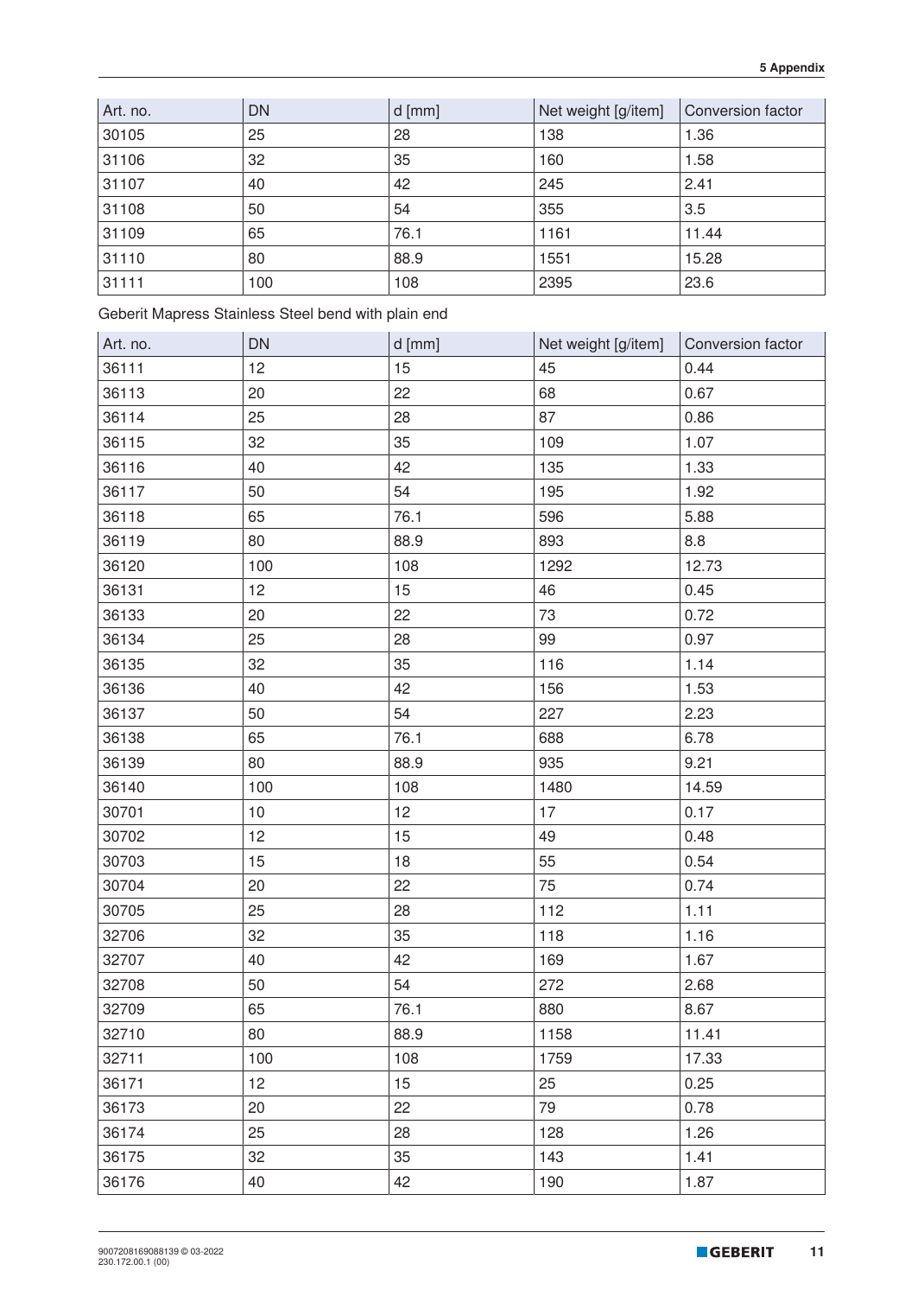| Art. no. | DN | d [mm] | Net weight [g/item] | Conversion factor |
|---|---|---|---|---|
| 30105 | 25 | 28 | 138 | 1.36 |
| 31106 | 32 | 35 | 160 | 1.58 |
| 31107 | 40 | 42 | 245 | 2.41 |
| 31108 | 50 | 54 | 355 | 3.5 |
| 31109 | 65 | 76.1 | 1161 | 11.44 |
| 31110 | 80 | 88.9 | 1551 | 15.28 |
| 31111 | 100 | 108 | 2395 | 23.6 |

Geberit Mapress Stainless Steel bend with plain end

| Art. no. | DN | d [mm] | Net weight [g/item] | Conversion factor |
|---|---|---|---|---|
| 36111 | 12 | 15 | 45 | 0.44 |
| 36113 | 20 | 22 | 68 | 0.67 |
| 36114 | 25 | 28 | 87 | 0.86 |
| 36115 | 32 | 35 | 109 | 1.07 |
| 36116 | 40 | 42 | 135 | 1.33 |
| 36117 | 50 | 54 | 195 | 1.92 |
| 36118 | 65 | 76.1 | 596 | 5.88 |
| 36119 | 80 | 88.9 | 893 | 8.8 |
| 36120 | 100 | 108 | 1292 | 12.73 |
| 36131 | 12 | 15 | 46 | 0.45 |
| 36133 | 20 | 22 | 73 | 0.72 |
| 36134 | 25 | 28 | 99 | 0.97 |
| 36135 | 32 | 35 | 116 | 1.14 |
| 36136 | 40 | 42 | 156 | 1.53 |
| 36137 | 50 | 54 | 227 | 2.23 |
| 36138 | 65 | 76.1 | 688 | 6.78 |
| 36139 | 80 | 88.9 | 935 | 9.21 |
| 36140 | 100 | 108 | 1480 | 14.59 |
| 30701 | 10 | 12 | 17 | 0.17 |
| 30702 | 12 | 15 | 49 | 0.48 |
| 30703 | 15 | 18 | 55 | 0.54 |
| 30704 | 20 | 22 | 75 | 0.74 |
| 30705 | 25 | 28 | 112 | 1.11 |
| 32706 | 32 | 35 | 118 | 1.16 |
| 32707 | 40 | 42 | 169 | 1.67 |
| 32708 | 50 | 54 | 272 | 2.68 |
| 32709 | 65 | 76.1 | 880 | 8.67 |
| 32710 | 80 | 88.9 | 1158 | 11.41 |
| 32711 | 100 | 108 | 1759 | 17.33 |
| 36171 | 12 | 15 | 25 | 0.25 |
| 36173 | 20 | 22 | 79 | 0.78 |
| 36174 | 25 | 28 | 128 | 1.26 |
| 36175 | 32 | 35 | 143 | 1.41 |
| 36176 | 40 | 42 | 190 | 1.87 |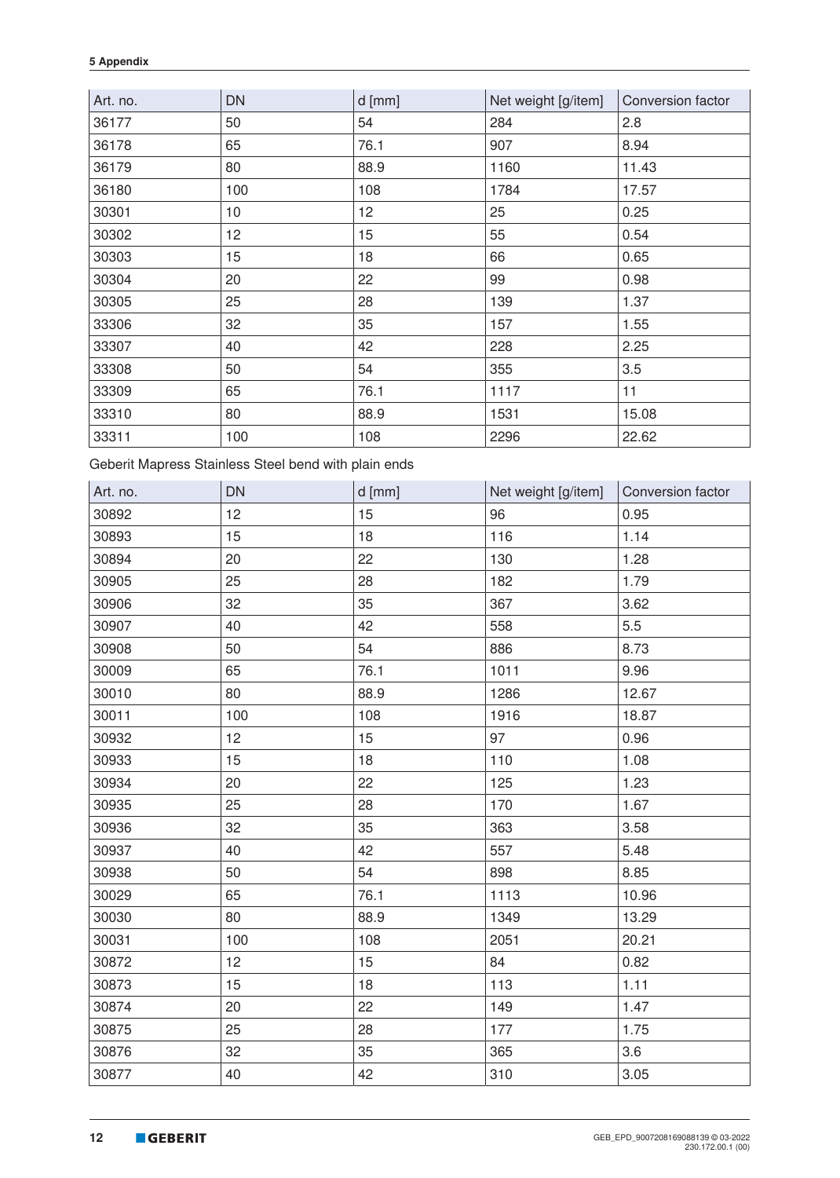| Art. no. | DN | d [mm] | Net weight [g/item] | Conversion factor |
|---|---|---|---|---|
| 36177 | 50 | 54 | 284 | 2.8 |
| 36178 | 65 | 76.1 | 907 | 8.94 |
| 36179 | 80 | 88.9 | 1160 | 11.43 |
| 36180 | 100 | 108 | 1784 | 17.57 |
| 30301 | 10 | 12 | 25 | 0.25 |
| 30302 | 12 | 15 | 55 | 0.54 |
| 30303 | 15 | 18 | 66 | 0.65 |
| 30304 | 20 | 22 | 99 | 0.98 |
| 30305 | 25 | 28 | 139 | 1.37 |
| 33306 | 32 | 35 | 157 | 1.55 |
| 33307 | 40 | 42 | 228 | 2.25 |
| 33308 | 50 | 54 | 355 | 3.5 |
| 33309 | 65 | 76.1 | 1117 | 11 |
| 33310 | 80 | 88.9 | 1531 | 15.08 |
| 33311 | 100 | 108 | 2296 | 22.62 |

Geberit Mapress Stainless Steel bend with plain ends

| Art. no. | DN | d [mm] | Net weight [g/item] | Conversion factor |
|---|---|---|---|---|
| 30892 | 12 | 15 | 96 | 0.95 |
| 30893 | 15 | 18 | 116 | 1.14 |
| 30894 | 20 | 22 | 130 | 1.28 |
| 30905 | 25 | 28 | 182 | 1.79 |
| 30906 | 32 | 35 | 367 | 3.62 |
| 30907 | 40 | 42 | 558 | 5.5 |
| 30908 | 50 | 54 | 886 | 8.73 |
| 30009 | 65 | 76.1 | 1011 | 9.96 |
| 30010 | 80 | 88.9 | 1286 | 12.67 |
| 30011 | 100 | 108 | 1916 | 18.87 |
| 30932 | 12 | 15 | 97 | 0.96 |
| 30933 | 15 | 18 | 110 | 1.08 |
| 30934 | 20 | 22 | 125 | 1.23 |
| 30935 | 25 | 28 | 170 | 1.67 |
| 30936 | 32 | 35 | 363 | 3.58 |
| 30937 | 40 | 42 | 557 | 5.48 |
| 30938 | 50 | 54 | 898 | 8.85 |
| 30029 | 65 | 76.1 | 1113 | 10.96 |
| 30030 | 80 | 88.9 | 1349 | 13.29 |
| 30031 | 100 | 108 | 2051 | 20.21 |
| 30872 | 12 | 15 | 84 | 0.82 |
| 30873 | 15 | 18 | 113 | 1.11 |
| 30874 | 20 | 22 | 149 | 1.47 |
| 30875 | 25 | 28 | 177 | 1.75 |
| 30876 | 32 | 35 | 365 | 3.6 |
| 30877 | 40 | 42 | 310 | 3.05 |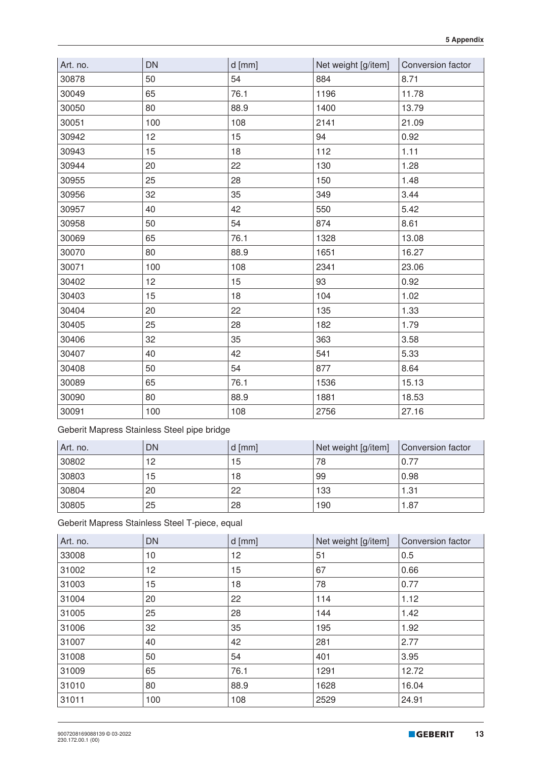| Art. no. | DN | d [mm] | Net weight [g/item] | Conversion factor |
|---|---|---|---|---|
| 30878 | 50 | 54 | 884 | 8.71 |
| 30049 | 65 | 76.1 | 1196 | 11.78 |
| 30050 | 80 | 88.9 | 1400 | 13.79 |
| 30051 | 100 | 108 | 2141 | 21.09 |
| 30942 | 12 | 15 | 94 | 0.92 |
| 30943 | 15 | 18 | 112 | 1.11 |
| 30944 | 20 | 22 | 130 | 1.28 |
| 30955 | 25 | 28 | 150 | 1.48 |
| 30956 | 32 | 35 | 349 | 3.44 |
| 30957 | 40 | 42 | 550 | 5.42 |
| 30958 | 50 | 54 | 874 | 8.61 |
| 30069 | 65 | 76.1 | 1328 | 13.08 |
| 30070 | 80 | 88.9 | 1651 | 16.27 |
| 30071 | 100 | 108 | 2341 | 23.06 |
| 30402 | 12 | 15 | 93 | 0.92 |
| 30403 | 15 | 18 | 104 | 1.02 |
| 30404 | 20 | 22 | 135 | 1.33 |
| 30405 | 25 | 28 | 182 | 1.79 |
| 30406 | 32 | 35 | 363 | 3.58 |
| 30407 | 40 | 42 | 541 | 5.33 |
| 30408 | 50 | 54 | 877 | 8.64 |
| 30089 | 65 | 76.1 | 1536 | 15.13 |
| 30090 | 80 | 88.9 | 1881 | 18.53 |
| 30091 | 100 | 108 | 2756 | 27.16 |

Geberit Mapress Stainless Steel pipe bridge

| Art. no. | DN | d [mm] | Net weight [g/item] | Conversion factor |
|---|---|---|---|---|
| 30802 | 12 | 15 | 78 | 0.77 |
| 30803 | 15 | 18 | 99 | 0.98 |
| 30804 | 20 | 22 | 133 | 1.31 |
| 30805 | 25 | 28 | 190 | 1.87 |

Geberit Mapress Stainless Steel T-piece, equal

| Art. no. | DN | d [mm] | Net weight [g/item] | Conversion factor |
|---|---|---|---|---|
| 33008 | 10 | 12 | 51 | 0.5 |
| 31002 | 12 | 15 | 67 | 0.66 |
| 31003 | 15 | 18 | 78 | 0.77 |
| 31004 | 20 | 22 | 114 | 1.12 |
| 31005 | 25 | 28 | 144 | 1.42 |
| 31006 | 32 | 35 | 195 | 1.92 |
| 31007 | 40 | 42 | 281 | 2.77 |
| 31008 | 50 | 54 | 401 | 3.95 |
| 31009 | 65 | 76.1 | 1291 | 12.72 |
| 31010 | 80 | 88.9 | 1628 | 16.04 |
| 31011 | 100 | 108 | 2529 | 24.91 |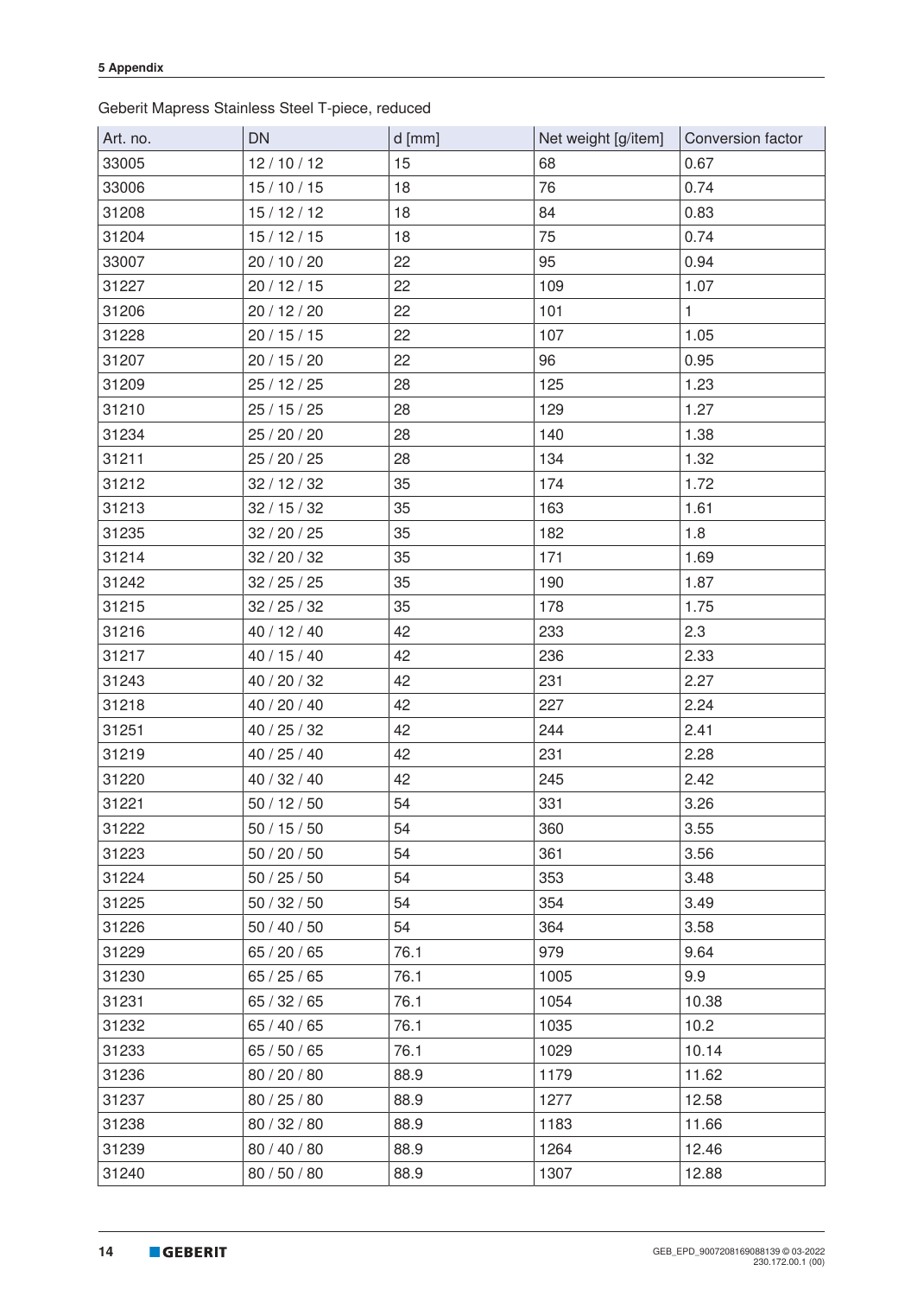Geberit Mapress Stainless Steel T-piece, reduced

| Art. no. | DN | d [mm] | Net weight [g/item] | Conversion factor |
|---|---|---|---|---|
| 33005 | 12 / 10 / 12 | 15 | 68 | 0.67 |
| 33006 | 15 / 10 / 15 | 18 | 76 | 0.74 |
| 31208 | 15 / 12 / 12 | 18 | 84 | 0.83 |
| 31204 | 15 / 12 / 15 | 18 | 75 | 0.74 |
| 33007 | 20 / 10 / 20 | 22 | 95 | 0.94 |
| 31227 | 20 / 12 / 15 | 22 | 109 | 1.07 |
| 31206 | 20 / 12 / 20 | 22 | 101 | 1 |
| 31228 | 20 / 15 / 15 | 22 | 107 | 1.05 |
| 31207 | 20 / 15 / 20 | 22 | 96 | 0.95 |
| 31209 | 25 / 12 / 25 | 28 | 125 | 1.23 |
| 31210 | 25 / 15 / 25 | 28 | 129 | 1.27 |
| 31234 | 25 / 20 / 20 | 28 | 140 | 1.38 |
| 31211 | 25 / 20 / 25 | 28 | 134 | 1.32 |
| 31212 | 32 / 12 / 32 | 35 | 174 | 1.72 |
| 31213 | 32 / 15 / 32 | 35 | 163 | 1.61 |
| 31235 | 32 / 20 / 25 | 35 | 182 | 1.8 |
| 31214 | 32 / 20 / 32 | 35 | 171 | 1.69 |
| 31242 | 32 / 25 / 25 | 35 | 190 | 1.87 |
| 31215 | 32 / 25 / 32 | 35 | 178 | 1.75 |
| 31216 | 40 / 12 / 40 | 42 | 233 | 2.3 |
| 31217 | 40 / 15 / 40 | 42 | 236 | 2.33 |
| 31243 | 40 / 20 / 32 | 42 | 231 | 2.27 |
| 31218 | 40 / 20 / 40 | 42 | 227 | 2.24 |
| 31251 | 40 / 25 / 32 | 42 | 244 | 2.41 |
| 31219 | 40 / 25 / 40 | 42 | 231 | 2.28 |
| 31220 | 40 / 32 / 40 | 42 | 245 | 2.42 |
| 31221 | 50 / 12 / 50 | 54 | 331 | 3.26 |
| 31222 | 50 / 15 / 50 | 54 | 360 | 3.55 |
| 31223 | 50 / 20 / 50 | 54 | 361 | 3.56 |
| 31224 | 50 / 25 / 50 | 54 | 353 | 3.48 |
| 31225 | 50 / 32 / 50 | 54 | 354 | 3.49 |
| 31226 | 50 / 40 / 50 | 54 | 364 | 3.58 |
| 31229 | 65 / 20 / 65 | 76.1 | 979 | 9.64 |
| 31230 | 65 / 25 / 65 | 76.1 | 1005 | 9.9 |
| 31231 | 65 / 32 / 65 | 76.1 | 1054 | 10.38 |
| 31232 | 65 / 40 / 65 | 76.1 | 1035 | 10.2 |
| 31233 | 65 / 50 / 65 | 76.1 | 1029 | 10.14 |
| 31236 | 80 / 20 / 80 | 88.9 | 1179 | 11.62 |
| 31237 | 80 / 25 / 80 | 88.9 | 1277 | 12.58 |
| 31238 | 80 / 32 / 80 | 88.9 | 1183 | 11.66 |
| 31239 | 80 / 40 / 80 | 88.9 | 1264 | 12.46 |
| 31240 | 80 / 50 / 80 | 88.9 | 1307 | 12.88 |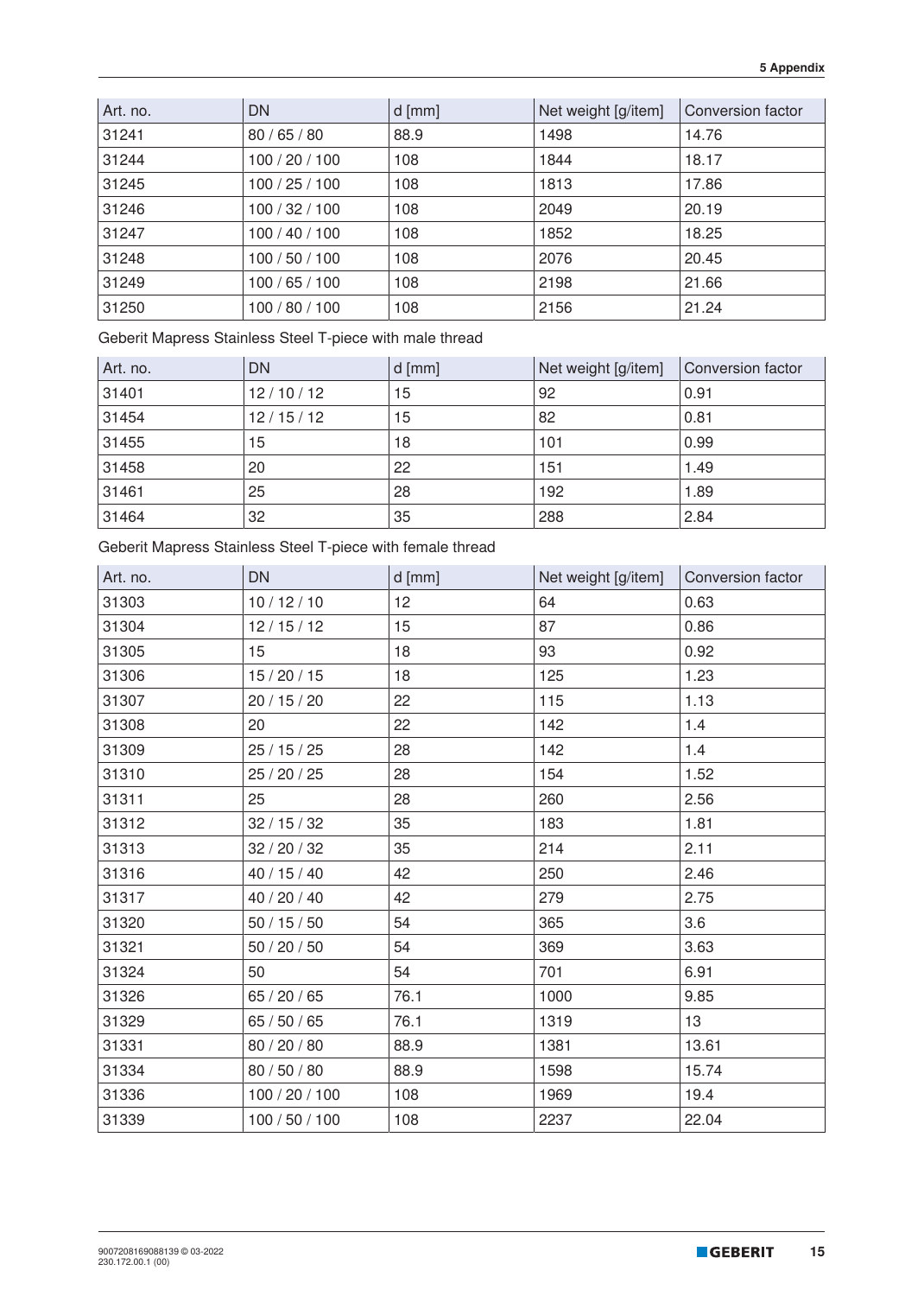| Art. no. | DN | d [mm] | Net weight [g/item] | Conversion factor |
|---|---|---|---|---|
| 31241 | 80 / 65 / 80 | 88.9 | 1498 | 14.76 |
| 31244 | 100 / 20 / 100 | 108 | 1844 | 18.17 |
| 31245 | 100 / 25 / 100 | 108 | 1813 | 17.86 |
| 31246 | 100 / 32 / 100 | 108 | 2049 | 20.19 |
| 31247 | 100 / 40 / 100 | 108 | 1852 | 18.25 |
| 31248 | 100 / 50 / 100 | 108 | 2076 | 20.45 |
| 31249 | 100 / 65 / 100 | 108 | 2198 | 21.66 |
| 31250 | 100 / 80 / 100 | 108 | 2156 | 21.24 |

Geberit Mapress Stainless Steel T-piece with male thread

| Art. no. | DN | d [mm] | Net weight [g/item] | Conversion factor |
|---|---|---|---|---|
| 31401 | 12 / 10 / 12 | 15 | 92 | 0.91 |
| 31454 | 12 / 15 / 12 | 15 | 82 | 0.81 |
| 31455 | 15 | 18 | 101 | 0.99 |
| 31458 | 20 | 22 | 151 | 1.49 |
| 31461 | 25 | 28 | 192 | 1.89 |
| 31464 | 32 | 35 | 288 | 2.84 |

Geberit Mapress Stainless Steel T-piece with female thread

| Art. no. | DN | d [mm] | Net weight [g/item] | Conversion factor |
|---|---|---|---|---|
| 31303 | 10 / 12 / 10 | 12 | 64 | 0.63 |
| 31304 | 12 / 15 / 12 | 15 | 87 | 0.86 |
| 31305 | 15 | 18 | 93 | 0.92 |
| 31306 | 15 / 20 / 15 | 18 | 125 | 1.23 |
| 31307 | 20 / 15 / 20 | 22 | 115 | 1.13 |
| 31308 | 20 | 22 | 142 | 1.4 |
| 31309 | 25 / 15 / 25 | 28 | 142 | 1.4 |
| 31310 | 25 / 20 / 25 | 28 | 154 | 1.52 |
| 31311 | 25 | 28 | 260 | 2.56 |
| 31312 | 32 / 15 / 32 | 35 | 183 | 1.81 |
| 31313 | 32 / 20 / 32 | 35 | 214 | 2.11 |
| 31316 | 40 / 15 / 40 | 42 | 250 | 2.46 |
| 31317 | 40 / 20 / 40 | 42 | 279 | 2.75 |
| 31320 | 50 / 15 / 50 | 54 | 365 | 3.6 |
| 31321 | 50 / 20 / 50 | 54 | 369 | 3.63 |
| 31324 | 50 | 54 | 701 | 6.91 |
| 31326 | 65 / 20 / 65 | 76.1 | 1000 | 9.85 |
| 31329 | 65 / 50 / 65 | 76.1 | 1319 | 13 |
| 31331 | 80 / 20 / 80 | 88.9 | 1381 | 13.61 |
| 31334 | 80 / 50 / 80 | 88.9 | 1598 | 15.74 |
| 31336 | 100 / 20 / 100 | 108 | 1969 | 19.4 |
| 31339 | 100 / 50 / 100 | 108 | 2237 | 22.04 |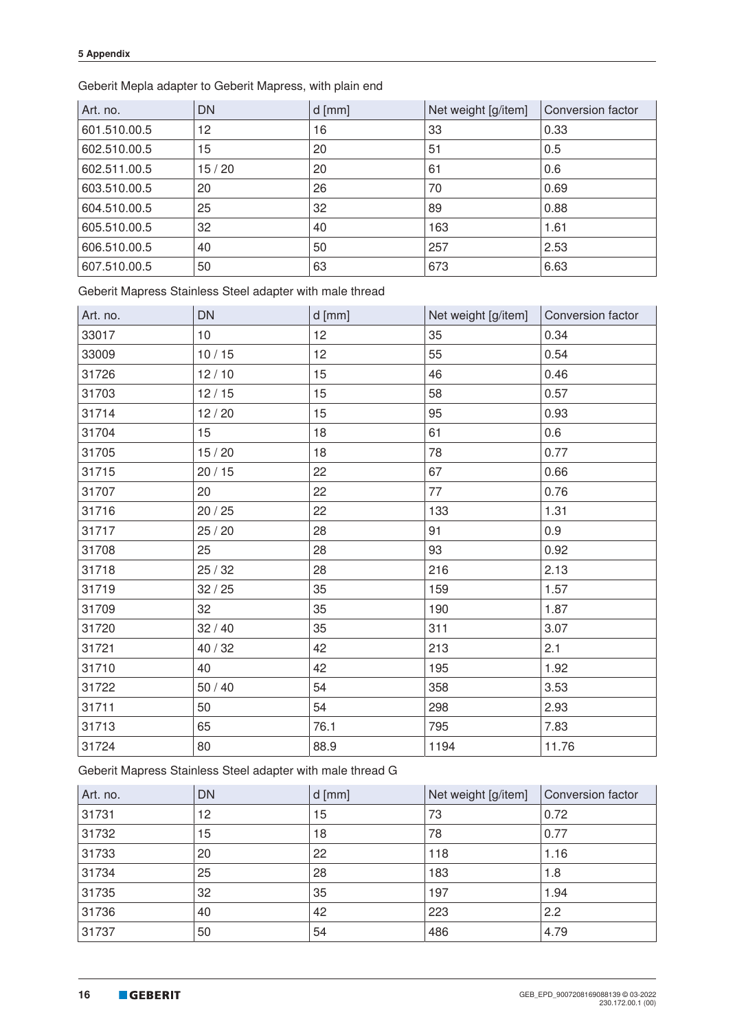Geberit Mepla adapter to Geberit Mapress, with plain end

| Art. no. | DN | d [mm] | Net weight [g/item] | Conversion factor |
|---|---|---|---|---|
| 601.510.00.5 | 12 | 16 | 33 | 0.33 |
| 602.510.00.5 | 15 | 20 | 51 | 0.5 |
| 602.511.00.5 | 15 / 20 | 20 | 61 | 0.6 |
| 603.510.00.5 | 20 | 26 | 70 | 0.69 |
| 604.510.00.5 | 25 | 32 | 89 | 0.88 |
| 605.510.00.5 | 32 | 40 | 163 | 1.61 |
| 606.510.00.5 | 40 | 50 | 257 | 2.53 |
| 607.510.00.5 | 50 | 63 | 673 | 6.63 |

Geberit Mapress Stainless Steel adapter with male thread

| Art. no. | DN | d [mm] | Net weight [g/item] | Conversion factor |
|---|---|---|---|---|
| 33017 | 10 | 12 | 35 | 0.34 |
| 33009 | 10 / 15 | 12 | 55 | 0.54 |
| 31726 | 12 / 10 | 15 | 46 | 0.46 |
| 31703 | 12 / 15 | 15 | 58 | 0.57 |
| 31714 | 12 / 20 | 15 | 95 | 0.93 |
| 31704 | 15 | 18 | 61 | 0.6 |
| 31705 | 15 / 20 | 18 | 78 | 0.77 |
| 31715 | 20 / 15 | 22 | 67 | 0.66 |
| 31707 | 20 | 22 | 77 | 0.76 |
| 31716 | 20 / 25 | 22 | 133 | 1.31 |
| 31717 | 25 / 20 | 28 | 91 | 0.9 |
| 31708 | 25 | 28 | 93 | 0.92 |
| 31718 | 25 / 32 | 28 | 216 | 2.13 |
| 31719 | 32 / 25 | 35 | 159 | 1.57 |
| 31709 | 32 | 35 | 190 | 1.87 |
| 31720 | 32 / 40 | 35 | 311 | 3.07 |
| 31721 | 40 / 32 | 42 | 213 | 2.1 |
| 31710 | 40 | 42 | 195 | 1.92 |
| 31722 | 50 / 40 | 54 | 358 | 3.53 |
| 31711 | 50 | 54 | 298 | 2.93 |
| 31713 | 65 | 76.1 | 795 | 7.83 |
| 31724 | 80 | 88.9 | 1194 | 11.76 |

Geberit Mapress Stainless Steel adapter with male thread G

| Art. no. | DN | d [mm] | Net weight [g/item] | Conversion factor |
|---|---|---|---|---|
| 31731 | 12 | 15 | 73 | 0.72 |
| 31732 | 15 | 18 | 78 | 0.77 |
| 31733 | 20 | 22 | 118 | 1.16 |
| 31734 | 25 | 28 | 183 | 1.8 |
| 31735 | 32 | 35 | 197 | 1.94 |
| 31736 | 40 | 42 | 223 | 2.2 |
| 31737 | 50 | 54 | 486 | 4.79 |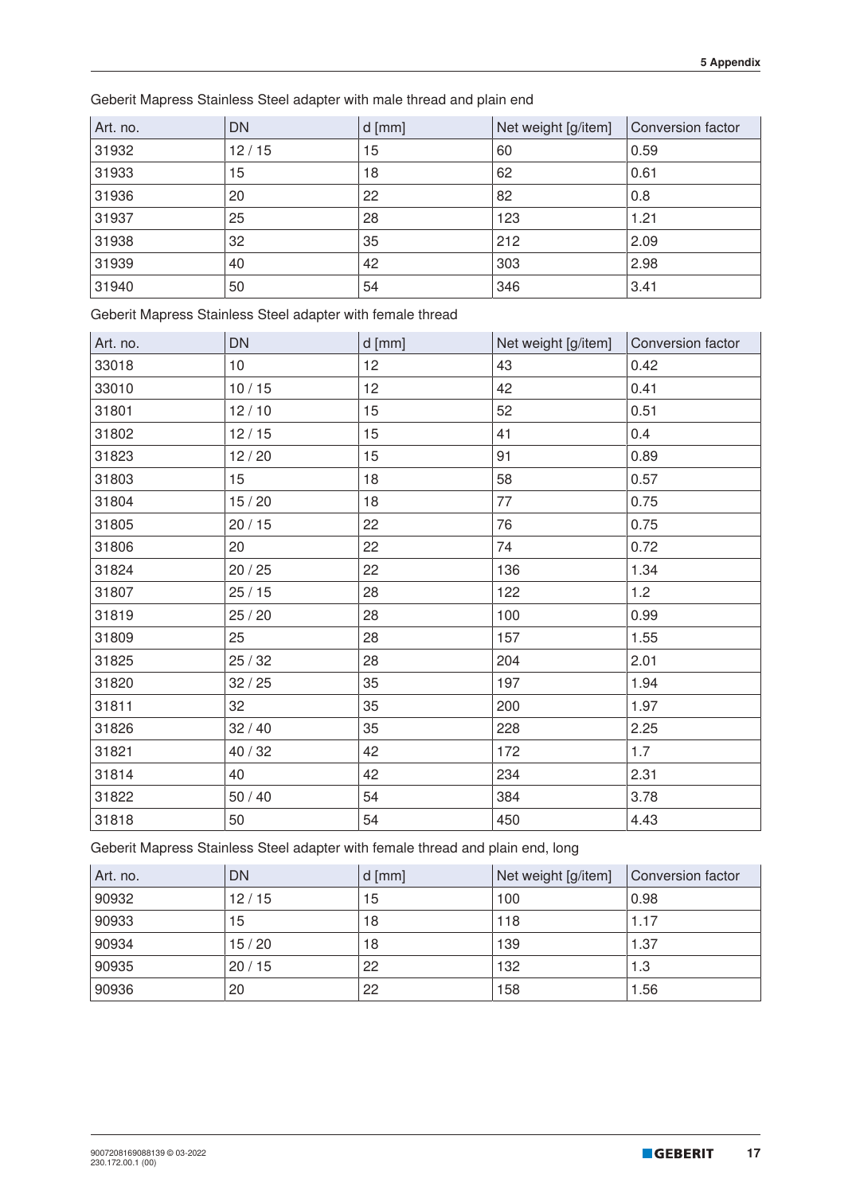Geberit Mapress Stainless Steel adapter with male thread and plain end

| Art. no. | DN | d [mm] | Net weight [g/item] | Conversion factor |
|---|---|---|---|---|
| 31932 | 12 / 15 | 15 | 60 | 0.59 |
| 31933 | 15 | 18 | 62 | 0.61 |
| 31936 | 20 | 22 | 82 | 0.8 |
| 31937 | 25 | 28 | 123 | 1.21 |
| 31938 | 32 | 35 | 212 | 2.09 |
| 31939 | 40 | 42 | 303 | 2.98 |
| 31940 | 50 | 54 | 346 | 3.41 |

Geberit Mapress Stainless Steel adapter with female thread

| Art. no. | DN | d [mm] | Net weight [g/item] | Conversion factor |
|---|---|---|---|---|
| 33018 | 10 | 12 | 43 | 0.42 |
| 33010 | 10 / 15 | 12 | 42 | 0.41 |
| 31801 | 12 / 10 | 15 | 52 | 0.51 |
| 31802 | 12 / 15 | 15 | 41 | 0.4 |
| 31823 | 12 / 20 | 15 | 91 | 0.89 |
| 31803 | 15 | 18 | 58 | 0.57 |
| 31804 | 15 / 20 | 18 | 77 | 0.75 |
| 31805 | 20 / 15 | 22 | 76 | 0.75 |
| 31806 | 20 | 22 | 74 | 0.72 |
| 31824 | 20 / 25 | 22 | 136 | 1.34 |
| 31807 | 25 / 15 | 28 | 122 | 1.2 |
| 31819 | 25 / 20 | 28 | 100 | 0.99 |
| 31809 | 25 | 28 | 157 | 1.55 |
| 31825 | 25 / 32 | 28 | 204 | 2.01 |
| 31820 | 32 / 25 | 35 | 197 | 1.94 |
| 31811 | 32 | 35 | 200 | 1.97 |
| 31826 | 32 / 40 | 35 | 228 | 2.25 |
| 31821 | 40 / 32 | 42 | 172 | 1.7 |
| 31814 | 40 | 42 | 234 | 2.31 |
| 31822 | 50 / 40 | 54 | 384 | 3.78 |
| 31818 | 50 | 54 | 450 | 4.43 |

Geberit Mapress Stainless Steel adapter with female thread and plain end, long

| Art. no. | DN | d [mm] | Net weight [g/item] | Conversion factor |
|---|---|---|---|---|
| 90932 | 12 / 15 | 15 | 100 | 0.98 |
| 90933 | 15 | 18 | 118 | 1.17 |
| 90934 | 15 / 20 | 18 | 139 | 1.37 |
| 90935 | 20 / 15 | 22 | 132 | 1.3 |
| 90936 | 20 | 22 | 158 | 1.56 |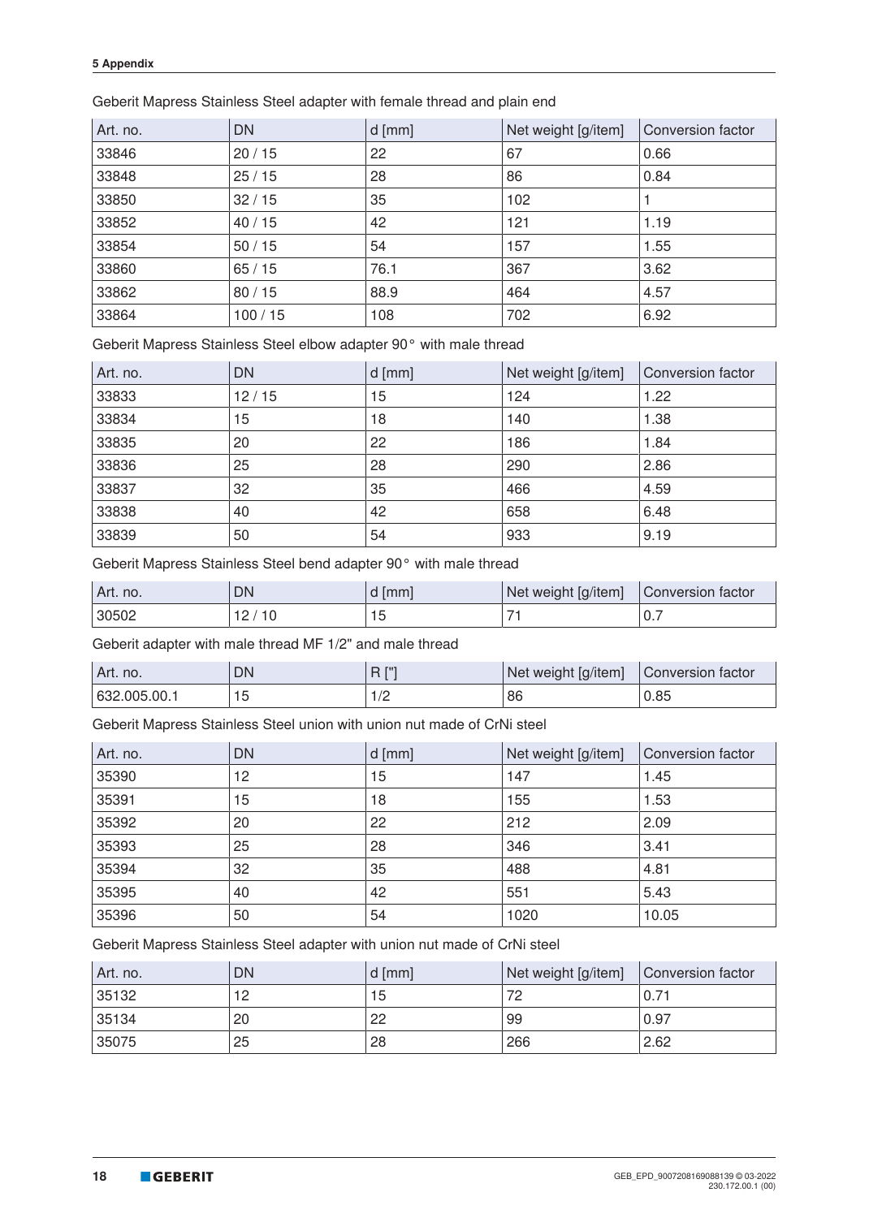Geberit Mapress Stainless Steel adapter with female thread and plain end

| Art. no. | DN | d [mm] | Net weight [g/item] | Conversion factor |
|---|---|---|---|---|
| 33846 | 20 / 15 | 22 | 67 | 0.66 |
| 33848 | 25 / 15 | 28 | 86 | 0.84 |
| 33850 | 32 / 15 | 35 | 102 | 1 |
| 33852 | 40 / 15 | 42 | 121 | 1.19 |
| 33854 | 50 / 15 | 54 | 157 | 1.55 |
| 33860 | 65 / 15 | 76.1 | 367 | 3.62 |
| 33862 | 80 / 15 | 88.9 | 464 | 4.57 |
| 33864 | 100 / 15 | 108 | 702 | 6.92 |

Geberit Mapress Stainless Steel elbow adapter 90° with male thread

| Art. no. | DN | d [mm] | Net weight [g/item] | Conversion factor |
|---|---|---|---|---|
| 33833 | 12 / 15 | 15 | 124 | 1.22 |
| 33834 | 15 | 18 | 140 | 1.38 |
| 33835 | 20 | 22 | 186 | 1.84 |
| 33836 | 25 | 28 | 290 | 2.86 |
| 33837 | 32 | 35 | 466 | 4.59 |
| 33838 | 40 | 42 | 658 | 6.48 |
| 33839 | 50 | 54 | 933 | 9.19 |

Geberit Mapress Stainless Steel bend adapter 90° with male thread

| Art. no. | DN | d [mm] | Net weight [g/item] | Conversion factor |
|---|---|---|---|---|
| 30502 | 12 / 10 | 15 | 71 | 0.7 |

Geberit adapter with male thread MF 1/2" and male thread

| Art. no. | DN | R ["] | Net weight [g/item] | Conversion factor |
|---|---|---|---|---|
| 632.005.00.1 | 15 | 1/2 | 86 | 0.85 |

Geberit Mapress Stainless Steel union with union nut made of CrNi steel

| Art. no. | DN | d [mm] | Net weight [g/item] | Conversion factor |
|---|---|---|---|---|
| 35390 | 12 | 15 | 147 | 1.45 |
| 35391 | 15 | 18 | 155 | 1.53 |
| 35392 | 20 | 22 | 212 | 2.09 |
| 35393 | 25 | 28 | 346 | 3.41 |
| 35394 | 32 | 35 | 488 | 4.81 |
| 35395 | 40 | 42 | 551 | 5.43 |
| 35396 | 50 | 54 | 1020 | 10.05 |

Geberit Mapress Stainless Steel adapter with union nut made of CrNi steel

| Art. no. | DN | d [mm] | Net weight [g/item] | Conversion factor |
|---|---|---|---|---|
| 35132 | 12 | 15 | 72 | 0.71 |
| 35134 | 20 | 22 | 99 | 0.97 |
| 35075 | 25 | 28 | 266 | 2.62 |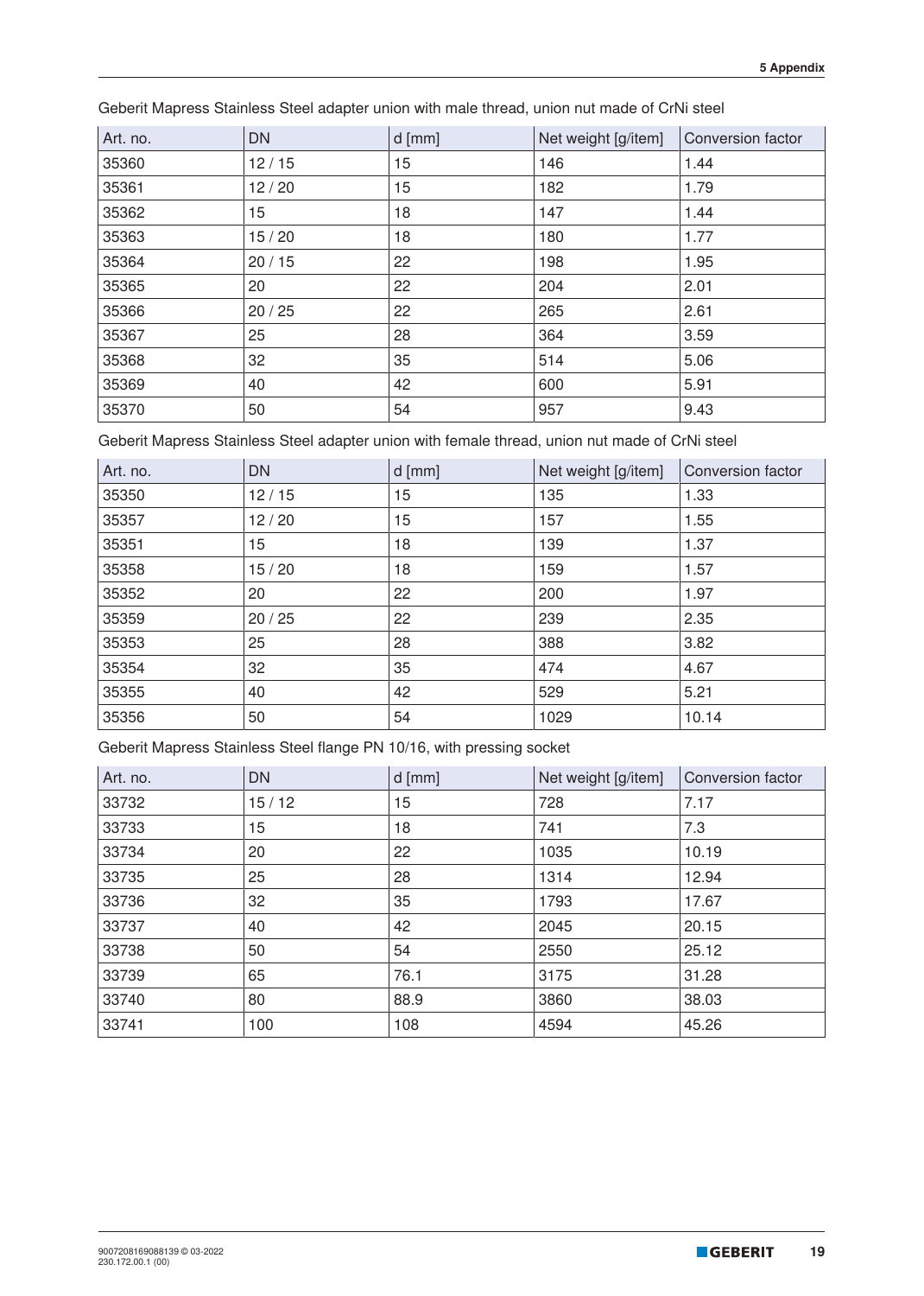Geberit Mapress Stainless Steel adapter union with male thread, union nut made of CrNi steel

| Art. no. | DN | d [mm] | Net weight [g/item] | Conversion factor |
|---|---|---|---|---|
| 35360 | 12 / 15 | 15 | 146 | 1.44 |
| 35361 | 12 / 20 | 15 | 182 | 1.79 |
| 35362 | 15 | 18 | 147 | 1.44 |
| 35363 | 15 / 20 | 18 | 180 | 1.77 |
| 35364 | 20 / 15 | 22 | 198 | 1.95 |
| 35365 | 20 | 22 | 204 | 2.01 |
| 35366 | 20 / 25 | 22 | 265 | 2.61 |
| 35367 | 25 | 28 | 364 | 3.59 |
| 35368 | 32 | 35 | 514 | 5.06 |
| 35369 | 40 | 42 | 600 | 5.91 |
| 35370 | 50 | 54 | 957 | 9.43 |

Geberit Mapress Stainless Steel adapter union with female thread, union nut made of CrNi steel

| Art. no. | DN | d [mm] | Net weight [g/item] | Conversion factor |
|---|---|---|---|---|
| 35350 | 12 / 15 | 15 | 135 | 1.33 |
| 35357 | 12 / 20 | 15 | 157 | 1.55 |
| 35351 | 15 | 18 | 139 | 1.37 |
| 35358 | 15 / 20 | 18 | 159 | 1.57 |
| 35352 | 20 | 22 | 200 | 1.97 |
| 35359 | 20 / 25 | 22 | 239 | 2.35 |
| 35353 | 25 | 28 | 388 | 3.82 |
| 35354 | 32 | 35 | 474 | 4.67 |
| 35355 | 40 | 42 | 529 | 5.21 |
| 35356 | 50 | 54 | 1029 | 10.14 |

Geberit Mapress Stainless Steel flange PN 10/16, with pressing socket

| Art. no. | DN | d [mm] | Net weight [g/item] | Conversion factor |
|---|---|---|---|---|
| 33732 | 15 / 12 | 15 | 728 | 7.17 |
| 33733 | 15 | 18 | 741 | 7.3 |
| 33734 | 20 | 22 | 1035 | 10.19 |
| 33735 | 25 | 28 | 1314 | 12.94 |
| 33736 | 32 | 35 | 1793 | 17.67 |
| 33737 | 40 | 42 | 2045 | 20.15 |
| 33738 | 50 | 54 | 2550 | 25.12 |
| 33739 | 65 | 76.1 | 3175 | 31.28 |
| 33740 | 80 | 88.9 | 3860 | 38.03 |
| 33741 | 100 | 108 | 4594 | 45.26 |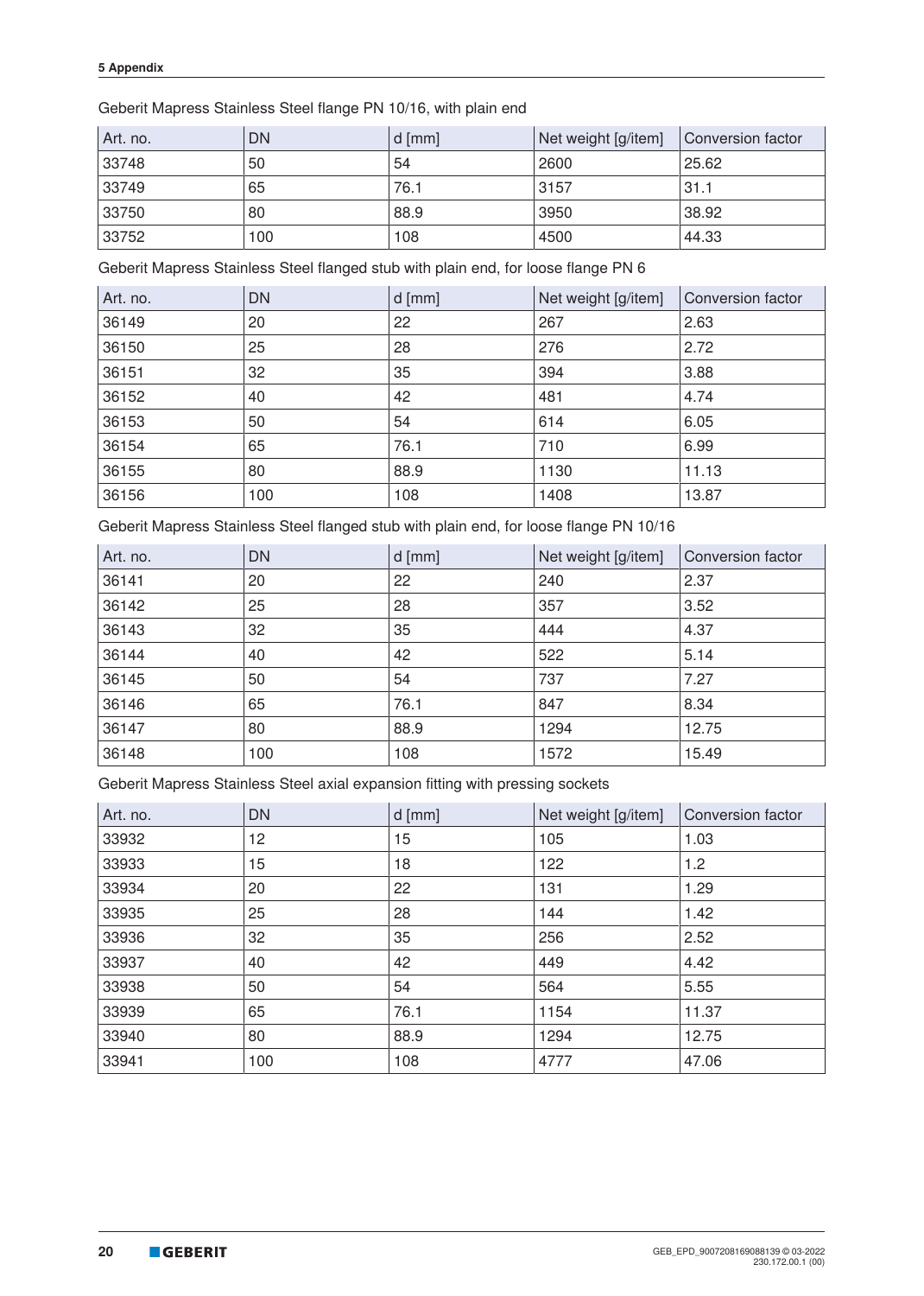Geberit Mapress Stainless Steel flange PN 10/16, with plain end

| Art. no. | DN | d [mm] | Net weight [g/item] | Conversion factor |
|---|---|---|---|---|
| 33748 | 50 | 54 | 2600 | 25.62 |
| 33749 | 65 | 76.1 | 3157 | 31.1 |
| 33750 | 80 | 88.9 | 3950 | 38.92 |
| 33752 | 100 | 108 | 4500 | 44.33 |

Geberit Mapress Stainless Steel flanged stub with plain end, for loose flange PN 6

| Art. no. | DN | d [mm] | Net weight [g/item] | Conversion factor |
|---|---|---|---|---|
| 36149 | 20 | 22 | 267 | 2.63 |
| 36150 | 25 | 28 | 276 | 2.72 |
| 36151 | 32 | 35 | 394 | 3.88 |
| 36152 | 40 | 42 | 481 | 4.74 |
| 36153 | 50 | 54 | 614 | 6.05 |
| 36154 | 65 | 76.1 | 710 | 6.99 |
| 36155 | 80 | 88.9 | 1130 | 11.13 |
| 36156 | 100 | 108 | 1408 | 13.87 |

Geberit Mapress Stainless Steel flanged stub with plain end, for loose flange PN 10/16

| Art. no. | DN | d [mm] | Net weight [g/item] | Conversion factor |
|---|---|---|---|---|
| 36141 | 20 | 22 | 240 | 2.37 |
| 36142 | 25 | 28 | 357 | 3.52 |
| 36143 | 32 | 35 | 444 | 4.37 |
| 36144 | 40 | 42 | 522 | 5.14 |
| 36145 | 50 | 54 | 737 | 7.27 |
| 36146 | 65 | 76.1 | 847 | 8.34 |
| 36147 | 80 | 88.9 | 1294 | 12.75 |
| 36148 | 100 | 108 | 1572 | 15.49 |

Geberit Mapress Stainless Steel axial expansion fitting with pressing sockets

| Art. no. | DN | d [mm] | Net weight [g/item] | Conversion factor |
|---|---|---|---|---|
| 33932 | 12 | 15 | 105 | 1.03 |
| 33933 | 15 | 18 | 122 | 1.2 |
| 33934 | 20 | 22 | 131 | 1.29 |
| 33935 | 25 | 28 | 144 | 1.42 |
| 33936 | 32 | 35 | 256 | 2.52 |
| 33937 | 40 | 42 | 449 | 4.42 |
| 33938 | 50 | 54 | 564 | 5.55 |
| 33939 | 65 | 76.1 | 1154 | 11.37 |
| 33940 | 80 | 88.9 | 1294 | 12.75 |
| 33941 | 100 | 108 | 4777 | 47.06 |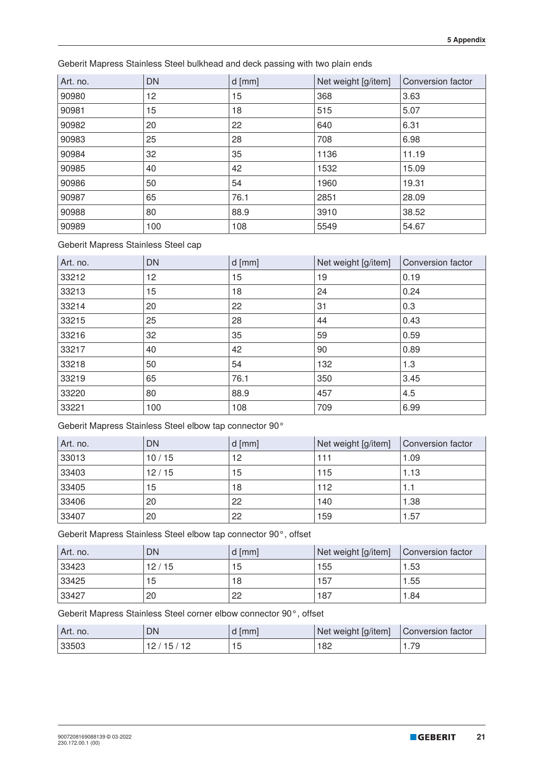Geberit Mapress Stainless Steel bulkhead and deck passing with two plain ends

| Art. no. | DN | d [mm] | Net weight [g/item] | Conversion factor |
|---|---|---|---|---|
| 90980 | 12 | 15 | 368 | 3.63 |
| 90981 | 15 | 18 | 515 | 5.07 |
| 90982 | 20 | 22 | 640 | 6.31 |
| 90983 | 25 | 28 | 708 | 6.98 |
| 90984 | 32 | 35 | 1136 | 11.19 |
| 90985 | 40 | 42 | 1532 | 15.09 |
| 90986 | 50 | 54 | 1960 | 19.31 |
| 90987 | 65 | 76.1 | 2851 | 28.09 |
| 90988 | 80 | 88.9 | 3910 | 38.52 |
| 90989 | 100 | 108 | 5549 | 54.67 |

Geberit Mapress Stainless Steel cap

| Art. no. | DN | d [mm] | Net weight [g/item] | Conversion factor |
|---|---|---|---|---|
| 33212 | 12 | 15 | 19 | 0.19 |
| 33213 | 15 | 18 | 24 | 0.24 |
| 33214 | 20 | 22 | 31 | 0.3 |
| 33215 | 25 | 28 | 44 | 0.43 |
| 33216 | 32 | 35 | 59 | 0.59 |
| 33217 | 40 | 42 | 90 | 0.89 |
| 33218 | 50 | 54 | 132 | 1.3 |
| 33219 | 65 | 76.1 | 350 | 3.45 |
| 33220 | 80 | 88.9 | 457 | 4.5 |
| 33221 | 100 | 108 | 709 | 6.99 |

Geberit Mapress Stainless Steel elbow tap connector 90°

| Art. no. | DN | d [mm] | Net weight [g/item] | Conversion factor |
|---|---|---|---|---|
| 33013 | 10 / 15 | 12 | 111 | 1.09 |
| 33403 | 12 / 15 | 15 | 115 | 1.13 |
| 33405 | 15 | 18 | 112 | 1.1 |
| 33406 | 20 | 22 | 140 | 1.38 |
| 33407 | 20 | 22 | 159 | 1.57 |

Geberit Mapress Stainless Steel elbow tap connector 90°, offset

| Art. no. | DN | d [mm] | Net weight [g/item] | Conversion factor |
|---|---|---|---|---|
| 33423 | 12 / 15 | 15 | 155 | 1.53 |
| 33425 | 15 | 18 | 157 | 1.55 |
| 33427 | 20 | 22 | 187 | 1.84 |

Geberit Mapress Stainless Steel corner elbow connector 90°, offset

| Art. no. | DN | d [mm] | Net weight [g/item] | Conversion factor |
|---|---|---|---|---|
| 33503 | 12 / 15 / 12 | 15 | 182 | 1.79 |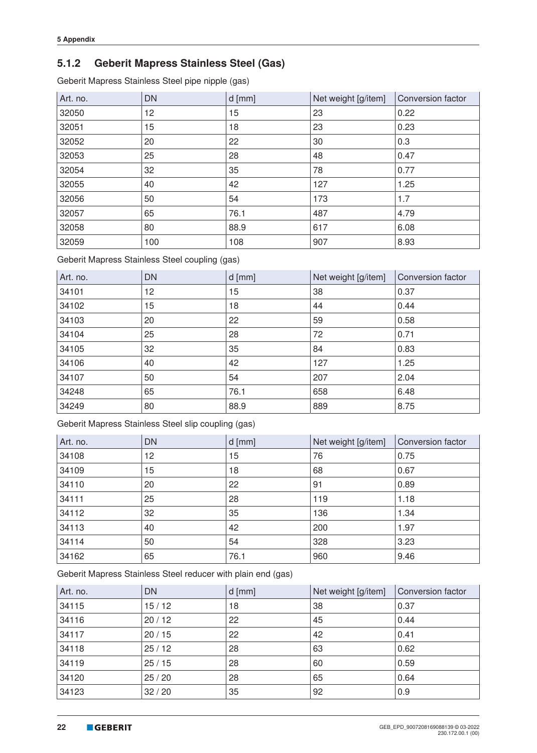### 5.1.2 Geberit Mapress Stainless Steel (Gas)

Geberit Mapress Stainless Steel pipe nipple (gas)

| Art. no. | DN | d [mm] | Net weight [g/item] | Conversion factor |
|---|---|---|---|---|
| 32050 | 12 | 15 | 23 | 0.22 |
| 32051 | 15 | 18 | 23 | 0.23 |
| 32052 | 20 | 22 | 30 | 0.3 |
| 32053 | 25 | 28 | 48 | 0.47 |
| 32054 | 32 | 35 | 78 | 0.77 |
| 32055 | 40 | 42 | 127 | 1.25 |
| 32056 | 50 | 54 | 173 | 1.7 |
| 32057 | 65 | 76.1 | 487 | 4.79 |
| 32058 | 80 | 88.9 | 617 | 6.08 |
| 32059 | 100 | 108 | 907 | 8.93 |

Geberit Mapress Stainless Steel coupling (gas)

| Art. no. | DN | d [mm] | Net weight [g/item] | Conversion factor |
|---|---|---|---|---|
| 34101 | 12 | 15 | 38 | 0.37 |
| 34102 | 15 | 18 | 44 | 0.44 |
| 34103 | 20 | 22 | 59 | 0.58 |
| 34104 | 25 | 28 | 72 | 0.71 |
| 34105 | 32 | 35 | 84 | 0.83 |
| 34106 | 40 | 42 | 127 | 1.25 |
| 34107 | 50 | 54 | 207 | 2.04 |
| 34248 | 65 | 76.1 | 658 | 6.48 |
| 34249 | 80 | 88.9 | 889 | 8.75 |

Geberit Mapress Stainless Steel slip coupling (gas)

| Art. no. | DN | d [mm] | Net weight [g/item] | Conversion factor |
|---|---|---|---|---|
| 34108 | 12 | 15 | 76 | 0.75 |
| 34109 | 15 | 18 | 68 | 0.67 |
| 34110 | 20 | 22 | 91 | 0.89 |
| 34111 | 25 | 28 | 119 | 1.18 |
| 34112 | 32 | 35 | 136 | 1.34 |
| 34113 | 40 | 42 | 200 | 1.97 |
| 34114 | 50 | 54 | 328 | 3.23 |
| 34162 | 65 | 76.1 | 960 | 9.46 |

Geberit Mapress Stainless Steel reducer with plain end (gas)

| Art. no. | DN | d [mm] | Net weight [g/item] | Conversion factor |
|---|---|---|---|---|
| 34115 | 15 / 12 | 18 | 38 | 0.37 |
| 34116 | 20 / 12 | 22 | 45 | 0.44 |
| 34117 | 20 / 15 | 22 | 42 | 0.41 |
| 34118 | 25 / 12 | 28 | 63 | 0.62 |
| 34119 | 25 / 15 | 28 | 60 | 0.59 |
| 34120 | 25 / 20 | 28 | 65 | 0.64 |
| 34123 | 32 / 20 | 35 | 92 | 0.9 |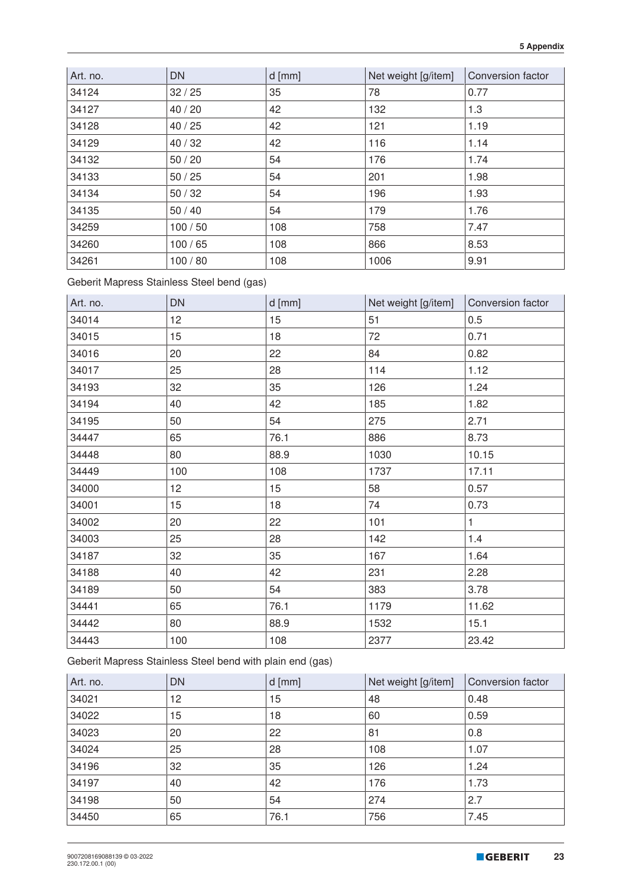| Art. no. | DN | d [mm] | Net weight [g/item] | Conversion factor |
|---|---|---|---|---|
| 34124 | 32 / 25 | 35 | 78 | 0.77 |
| 34127 | 40 / 20 | 42 | 132 | 1.3 |
| 34128 | 40 / 25 | 42 | 121 | 1.19 |
| 34129 | 40 / 32 | 42 | 116 | 1.14 |
| 34132 | 50 / 20 | 54 | 176 | 1.74 |
| 34133 | 50 / 25 | 54 | 201 | 1.98 |
| 34134 | 50 / 32 | 54 | 196 | 1.93 |
| 34135 | 50 / 40 | 54 | 179 | 1.76 |
| 34259 | 100 / 50 | 108 | 758 | 7.47 |
| 34260 | 100 / 65 | 108 | 866 | 8.53 |
| 34261 | 100 / 80 | 108 | 1006 | 9.91 |

Geberit Mapress Stainless Steel bend (gas)

| Art. no. | DN | d [mm] | Net weight [g/item] | Conversion factor |
|---|---|---|---|---|
| 34014 | 12 | 15 | 51 | 0.5 |
| 34015 | 15 | 18 | 72 | 0.71 |
| 34016 | 20 | 22 | 84 | 0.82 |
| 34017 | 25 | 28 | 114 | 1.12 |
| 34193 | 32 | 35 | 126 | 1.24 |
| 34194 | 40 | 42 | 185 | 1.82 |
| 34195 | 50 | 54 | 275 | 2.71 |
| 34447 | 65 | 76.1 | 886 | 8.73 |
| 34448 | 80 | 88.9 | 1030 | 10.15 |
| 34449 | 100 | 108 | 1737 | 17.11 |
| 34000 | 12 | 15 | 58 | 0.57 |
| 34001 | 15 | 18 | 74 | 0.73 |
| 34002 | 20 | 22 | 101 | 1 |
| 34003 | 25 | 28 | 142 | 1.4 |
| 34187 | 32 | 35 | 167 | 1.64 |
| 34188 | 40 | 42 | 231 | 2.28 |
| 34189 | 50 | 54 | 383 | 3.78 |
| 34441 | 65 | 76.1 | 1179 | 11.62 |
| 34442 | 80 | 88.9 | 1532 | 15.1 |
| 34443 | 100 | 108 | 2377 | 23.42 |

Geberit Mapress Stainless Steel bend with plain end (gas)

| Art. no. | DN | d [mm] | Net weight [g/item] | Conversion factor |
|---|---|---|---|---|
| 34021 | 12 | 15 | 48 | 0.48 |
| 34022 | 15 | 18 | 60 | 0.59 |
| 34023 | 20 | 22 | 81 | 0.8 |
| 34024 | 25 | 28 | 108 | 1.07 |
| 34196 | 32 | 35 | 126 | 1.24 |
| 34197 | 40 | 42 | 176 | 1.73 |
| 34198 | 50 | 54 | 274 | 2.7 |
| 34450 | 65 | 76.1 | 756 | 7.45 |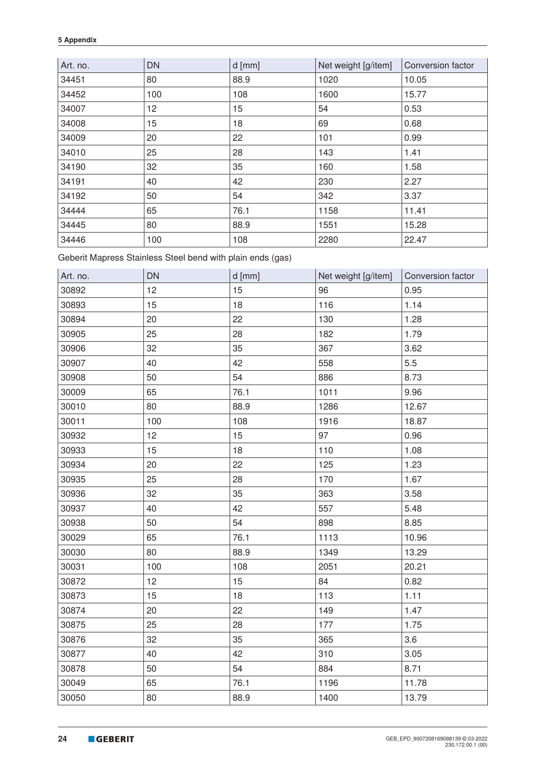| Art. no. | DN | d [mm] | Net weight [g/item] | Conversion factor |
|---|---|---|---|---|
| 34451 | 80 | 88.9 | 1020 | 10.05 |
| 34452 | 100 | 108 | 1600 | 15.77 |
| 34007 | 12 | 15 | 54 | 0.53 |
| 34008 | 15 | 18 | 69 | 0.68 |
| 34009 | 20 | 22 | 101 | 0.99 |
| 34010 | 25 | 28 | 143 | 1.41 |
| 34190 | 32 | 35 | 160 | 1.58 |
| 34191 | 40 | 42 | 230 | 2.27 |
| 34192 | 50 | 54 | 342 | 3.37 |
| 34444 | 65 | 76.1 | 1158 | 11.41 |
| 34445 | 80 | 88.9 | 1551 | 15.28 |
| 34446 | 100 | 108 | 2280 | 22.47 |

Geberit Mapress Stainless Steel bend with plain ends (gas)

| Art. no. | DN | d [mm] | Net weight [g/item] | Conversion factor |
|---|---|---|---|---|
| 30892 | 12 | 15 | 96 | 0.95 |
| 30893 | 15 | 18 | 116 | 1.14 |
| 30894 | 20 | 22 | 130 | 1.28 |
| 30905 | 25 | 28 | 182 | 1.79 |
| 30906 | 32 | 35 | 367 | 3.62 |
| 30907 | 40 | 42 | 558 | 5.5 |
| 30908 | 50 | 54 | 886 | 8.73 |
| 30009 | 65 | 76.1 | 1011 | 9.96 |
| 30010 | 80 | 88.9 | 1286 | 12.67 |
| 30011 | 100 | 108 | 1916 | 18.87 |
| 30932 | 12 | 15 | 97 | 0.96 |
| 30933 | 15 | 18 | 110 | 1.08 |
| 30934 | 20 | 22 | 125 | 1.23 |
| 30935 | 25 | 28 | 170 | 1.67 |
| 30936 | 32 | 35 | 363 | 3.58 |
| 30937 | 40 | 42 | 557 | 5.48 |
| 30938 | 50 | 54 | 898 | 8.85 |
| 30029 | 65 | 76.1 | 1113 | 10.96 |
| 30030 | 80 | 88.9 | 1349 | 13.29 |
| 30031 | 100 | 108 | 2051 | 20.21 |
| 30872 | 12 | 15 | 84 | 0.82 |
| 30873 | 15 | 18 | 113 | 1.11 |
| 30874 | 20 | 22 | 149 | 1.47 |
| 30875 | 25 | 28 | 177 | 1.75 |
| 30876 | 32 | 35 | 365 | 3.6 |
| 30877 | 40 | 42 | 310 | 3.05 |
| 30878 | 50 | 54 | 884 | 8.71 |
| 30049 | 65 | 76.1 | 1196 | 11.78 |
| 30050 | 80 | 88.9 | 1400 | 13.79 |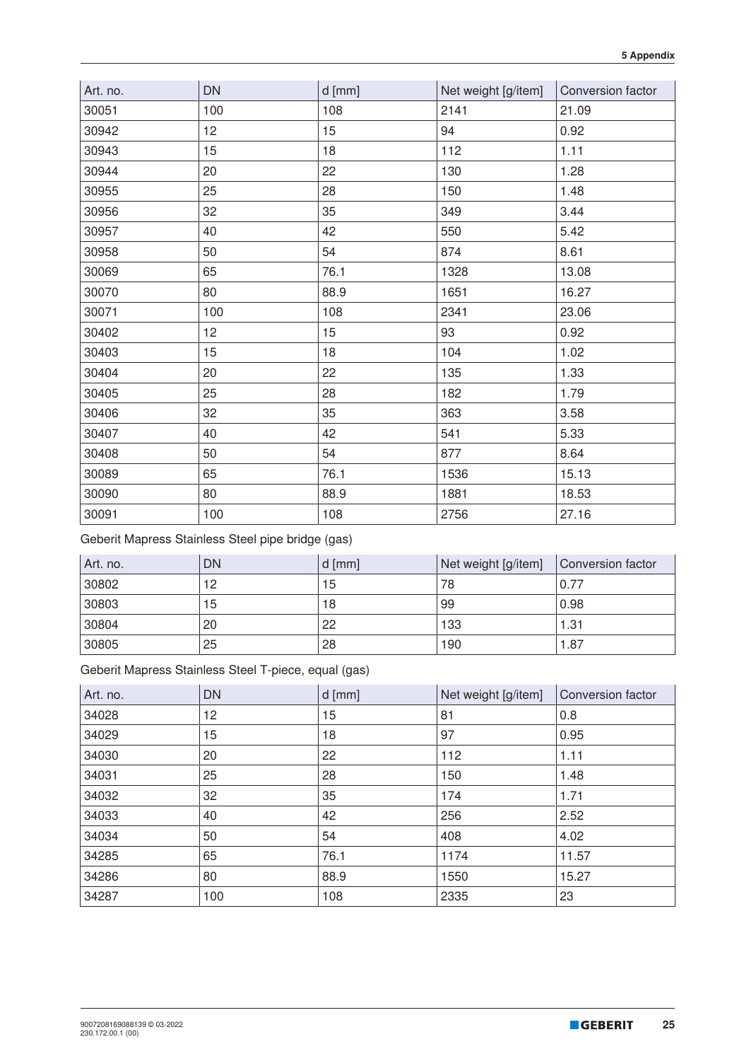| Art. no. | DN | d [mm] | Net weight [g/item] | Conversion factor |
|---|---|---|---|---|
| 30051 | 100 | 108 | 2141 | 21.09 |
| 30942 | 12 | 15 | 94 | 0.92 |
| 30943 | 15 | 18 | 112 | 1.11 |
| 30944 | 20 | 22 | 130 | 1.28 |
| 30955 | 25 | 28 | 150 | 1.48 |
| 30956 | 32 | 35 | 349 | 3.44 |
| 30957 | 40 | 42 | 550 | 5.42 |
| 30958 | 50 | 54 | 874 | 8.61 |
| 30069 | 65 | 76.1 | 1328 | 13.08 |
| 30070 | 80 | 88.9 | 1651 | 16.27 |
| 30071 | 100 | 108 | 2341 | 23.06 |
| 30402 | 12 | 15 | 93 | 0.92 |
| 30403 | 15 | 18 | 104 | 1.02 |
| 30404 | 20 | 22 | 135 | 1.33 |
| 30405 | 25 | 28 | 182 | 1.79 |
| 30406 | 32 | 35 | 363 | 3.58 |
| 30407 | 40 | 42 | 541 | 5.33 |
| 30408 | 50 | 54 | 877 | 8.64 |
| 30089 | 65 | 76.1 | 1536 | 15.13 |
| 30090 | 80 | 88.9 | 1881 | 18.53 |
| 30091 | 100 | 108 | 2756 | 27.16 |

Geberit Mapress Stainless Steel pipe bridge (gas)

| Art. no. | DN | d [mm] | Net weight [g/item] | Conversion factor |
|---|---|---|---|---|
| 30802 | 12 | 15 | 78 | 0.77 |
| 30803 | 15 | 18 | 99 | 0.98 |
| 30804 | 20 | 22 | 133 | 1.31 |
| 30805 | 25 | 28 | 190 | 1.87 |

Geberit Mapress Stainless Steel T-piece, equal (gas)

| Art. no. | DN | d [mm] | Net weight [g/item] | Conversion factor |
|---|---|---|---|---|
| 34028 | 12 | 15 | 81 | 0.8 |
| 34029 | 15 | 18 | 97 | 0.95 |
| 34030 | 20 | 22 | 112 | 1.11 |
| 34031 | 25 | 28 | 150 | 1.48 |
| 34032 | 32 | 35 | 174 | 1.71 |
| 34033 | 40 | 42 | 256 | 2.52 |
| 34034 | 50 | 54 | 408 | 4.02 |
| 34285 | 65 | 76.1 | 1174 | 11.57 |
| 34286 | 80 | 88.9 | 1550 | 15.27 |
| 34287 | 100 | 108 | 2335 | 23 |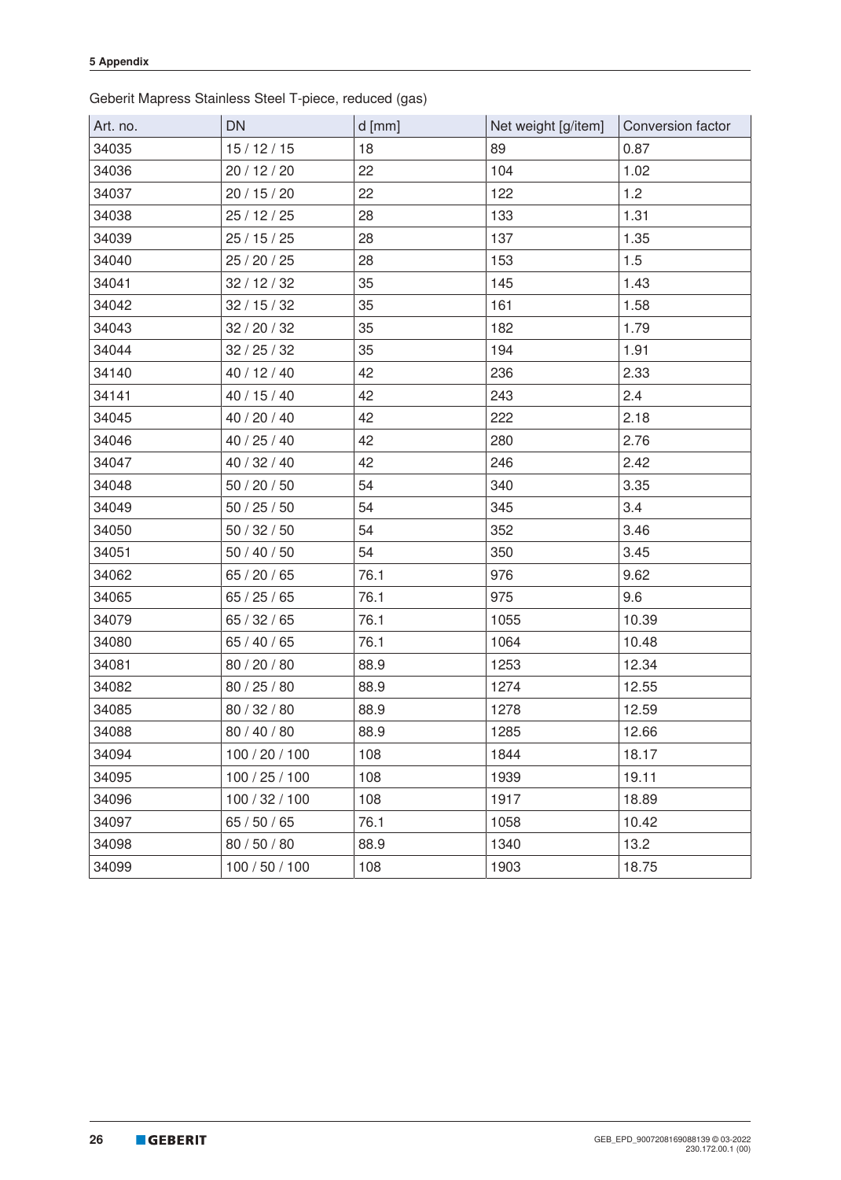Geberit Mapress Stainless Steel T-piece, reduced (gas)

| Art. no. | DN | d [mm] | Net weight [g/item] | Conversion factor |
|---|---|---|---|---|
| 34035 | 15 / 12 / 15 | 18 | 89 | 0.87 |
| 34036 | 20 / 12 / 20 | 22 | 104 | 1.02 |
| 34037 | 20 / 15 / 20 | 22 | 122 | 1.2 |
| 34038 | 25 / 12 / 25 | 28 | 133 | 1.31 |
| 34039 | 25 / 15 / 25 | 28 | 137 | 1.35 |
| 34040 | 25 / 20 / 25 | 28 | 153 | 1.5 |
| 34041 | 32 / 12 / 32 | 35 | 145 | 1.43 |
| 34042 | 32 / 15 / 32 | 35 | 161 | 1.58 |
| 34043 | 32 / 20 / 32 | 35 | 182 | 1.79 |
| 34044 | 32 / 25 / 32 | 35 | 194 | 1.91 |
| 34140 | 40 / 12 / 40 | 42 | 236 | 2.33 |
| 34141 | 40 / 15 / 40 | 42 | 243 | 2.4 |
| 34045 | 40 / 20 / 40 | 42 | 222 | 2.18 |
| 34046 | 40 / 25 / 40 | 42 | 280 | 2.76 |
| 34047 | 40 / 32 / 40 | 42 | 246 | 2.42 |
| 34048 | 50 / 20 / 50 | 54 | 340 | 3.35 |
| 34049 | 50 / 25 / 50 | 54 | 345 | 3.4 |
| 34050 | 50 / 32 / 50 | 54 | 352 | 3.46 |
| 34051 | 50 / 40 / 50 | 54 | 350 | 3.45 |
| 34062 | 65 / 20 / 65 | 76.1 | 976 | 9.62 |
| 34065 | 65 / 25 / 65 | 76.1 | 975 | 9.6 |
| 34079 | 65 / 32 / 65 | 76.1 | 1055 | 10.39 |
| 34080 | 65 / 40 / 65 | 76.1 | 1064 | 10.48 |
| 34081 | 80 / 20 / 80 | 88.9 | 1253 | 12.34 |
| 34082 | 80 / 25 / 80 | 88.9 | 1274 | 12.55 |
| 34085 | 80 / 32 / 80 | 88.9 | 1278 | 12.59 |
| 34088 | 80 / 40 / 80 | 88.9 | 1285 | 12.66 |
| 34094 | 100 / 20 / 100 | 108 | 1844 | 18.17 |
| 34095 | 100 / 25 / 100 | 108 | 1939 | 19.11 |
| 34096 | 100 / 32 / 100 | 108 | 1917 | 18.89 |
| 34097 | 65 / 50 / 65 | 76.1 | 1058 | 10.42 |
| 34098 | 80 / 50 / 80 | 88.9 | 1340 | 13.2 |
| 34099 | 100 / 50 / 100 | 108 | 1903 | 18.75 |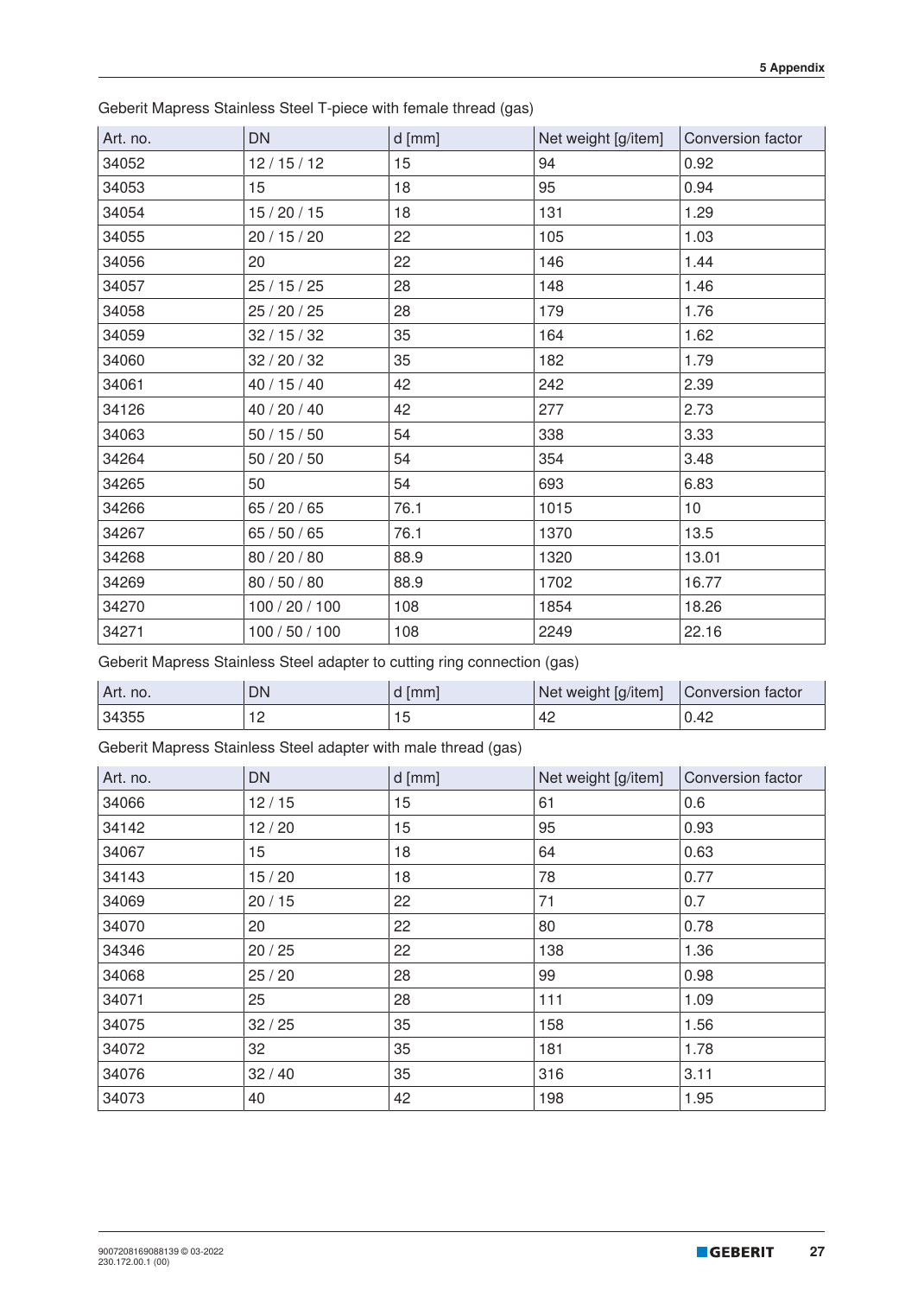Geberit Mapress Stainless Steel T-piece with female thread (gas)

| Art. no. | DN | d [mm] | Net weight [g/item] | Conversion factor |
|---|---|---|---|---|
| 34052 | 12 / 15 / 12 | 15 | 94 | 0.92 |
| 34053 | 15 | 18 | 95 | 0.94 |
| 34054 | 15 / 20 / 15 | 18 | 131 | 1.29 |
| 34055 | 20 / 15 / 20 | 22 | 105 | 1.03 |
| 34056 | 20 | 22 | 146 | 1.44 |
| 34057 | 25 / 15 / 25 | 28 | 148 | 1.46 |
| 34058 | 25 / 20 / 25 | 28 | 179 | 1.76 |
| 34059 | 32 / 15 / 32 | 35 | 164 | 1.62 |
| 34060 | 32 / 20 / 32 | 35 | 182 | 1.79 |
| 34061 | 40 / 15 / 40 | 42 | 242 | 2.39 |
| 34126 | 40 / 20 / 40 | 42 | 277 | 2.73 |
| 34063 | 50 / 15 / 50 | 54 | 338 | 3.33 |
| 34264 | 50 / 20 / 50 | 54 | 354 | 3.48 |
| 34265 | 50 | 54 | 693 | 6.83 |
| 34266 | 65 / 20 / 65 | 76.1 | 1015 | 10 |
| 34267 | 65 / 50 / 65 | 76.1 | 1370 | 13.5 |
| 34268 | 80 / 20 / 80 | 88.9 | 1320 | 13.01 |
| 34269 | 80 / 50 / 80 | 88.9 | 1702 | 16.77 |
| 34270 | 100 / 20 / 100 | 108 | 1854 | 18.26 |
| 34271 | 100 / 50 / 100 | 108 | 2249 | 22.16 |

Geberit Mapress Stainless Steel adapter to cutting ring connection (gas)

| Art. no. | DN | d [mm] | Net weight [g/item] | Conversion factor |
|---|---|---|---|---|
| 34355 | 12 | 15 | 42 | 0.42 |

Geberit Mapress Stainless Steel adapter with male thread (gas)

| Art. no. | DN | d [mm] | Net weight [g/item] | Conversion factor |
|---|---|---|---|---|
| 34066 | 12 / 15 | 15 | 61 | 0.6 |
| 34142 | 12 / 20 | 15 | 95 | 0.93 |
| 34067 | 15 | 18 | 64 | 0.63 |
| 34143 | 15 / 20 | 18 | 78 | 0.77 |
| 34069 | 20 / 15 | 22 | 71 | 0.7 |
| 34070 | 20 | 22 | 80 | 0.78 |
| 34346 | 20 / 25 | 22 | 138 | 1.36 |
| 34068 | 25 / 20 | 28 | 99 | 0.98 |
| 34071 | 25 | 28 | 111 | 1.09 |
| 34075 | 32 / 25 | 35 | 158 | 1.56 |
| 34072 | 32 | 35 | 181 | 1.78 |
| 34076 | 32 / 40 | 35 | 316 | 3.11 |
| 34073 | 40 | 42 | 198 | 1.95 |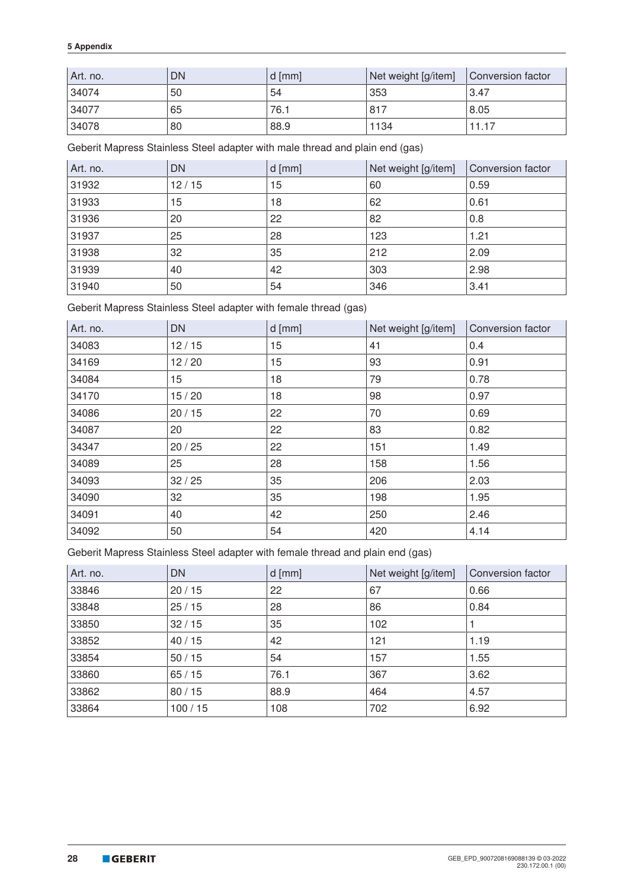| Art. no. | DN | d [mm] | Net weight [g/item] | Conversion factor |
|---|---|---|---|---|
| 34074 | 50 | 54 | 353 | 3.47 |
| 34077 | 65 | 76.1 | 817 | 8.05 |
| 34078 | 80 | 88.9 | 1134 | 11.17 |

Geberit Mapress Stainless Steel adapter with male thread and plain end (gas)

| Art. no. | DN | d [mm] | Net weight [g/item] | Conversion factor |
|---|---|---|---|---|
| 31932 | 12 / 15 | 15 | 60 | 0.59 |
| 31933 | 15 | 18 | 62 | 0.61 |
| 31936 | 20 | 22 | 82 | 0.8 |
| 31937 | 25 | 28 | 123 | 1.21 |
| 31938 | 32 | 35 | 212 | 2.09 |
| 31939 | 40 | 42 | 303 | 2.98 |
| 31940 | 50 | 54 | 346 | 3.41 |

Geberit Mapress Stainless Steel adapter with female thread (gas)

| Art. no. | DN | d [mm] | Net weight [g/item] | Conversion factor |
|---|---|---|---|---|
| 34083 | 12 / 15 | 15 | 41 | 0.4 |
| 34169 | 12 / 20 | 15 | 93 | 0.91 |
| 34084 | 15 | 18 | 79 | 0.78 |
| 34170 | 15 / 20 | 18 | 98 | 0.97 |
| 34086 | 20 / 15 | 22 | 70 | 0.69 |
| 34087 | 20 | 22 | 83 | 0.82 |
| 34347 | 20 / 25 | 22 | 151 | 1.49 |
| 34089 | 25 | 28 | 158 | 1.56 |
| 34093 | 32 / 25 | 35 | 206 | 2.03 |
| 34090 | 32 | 35 | 198 | 1.95 |
| 34091 | 40 | 42 | 250 | 2.46 |
| 34092 | 50 | 54 | 420 | 4.14 |

Geberit Mapress Stainless Steel adapter with female thread and plain end (gas)

| Art. no. | DN | d [mm] | Net weight [g/item] | Conversion factor |
|---|---|---|---|---|
| 33846 | 20 / 15 | 22 | 67 | 0.66 |
| 33848 | 25 / 15 | 28 | 86 | 0.84 |
| 33850 | 32 / 15 | 35 | 102 | 1 |
| 33852 | 40 / 15 | 42 | 121 | 1.19 |
| 33854 | 50 / 15 | 54 | 157 | 1.55 |
| 33860 | 65 / 15 | 76.1 | 367 | 3.62 |
| 33862 | 80 / 15 | 88.9 | 464 | 4.57 |
| 33864 | 100 / 15 | 108 | 702 | 6.92 |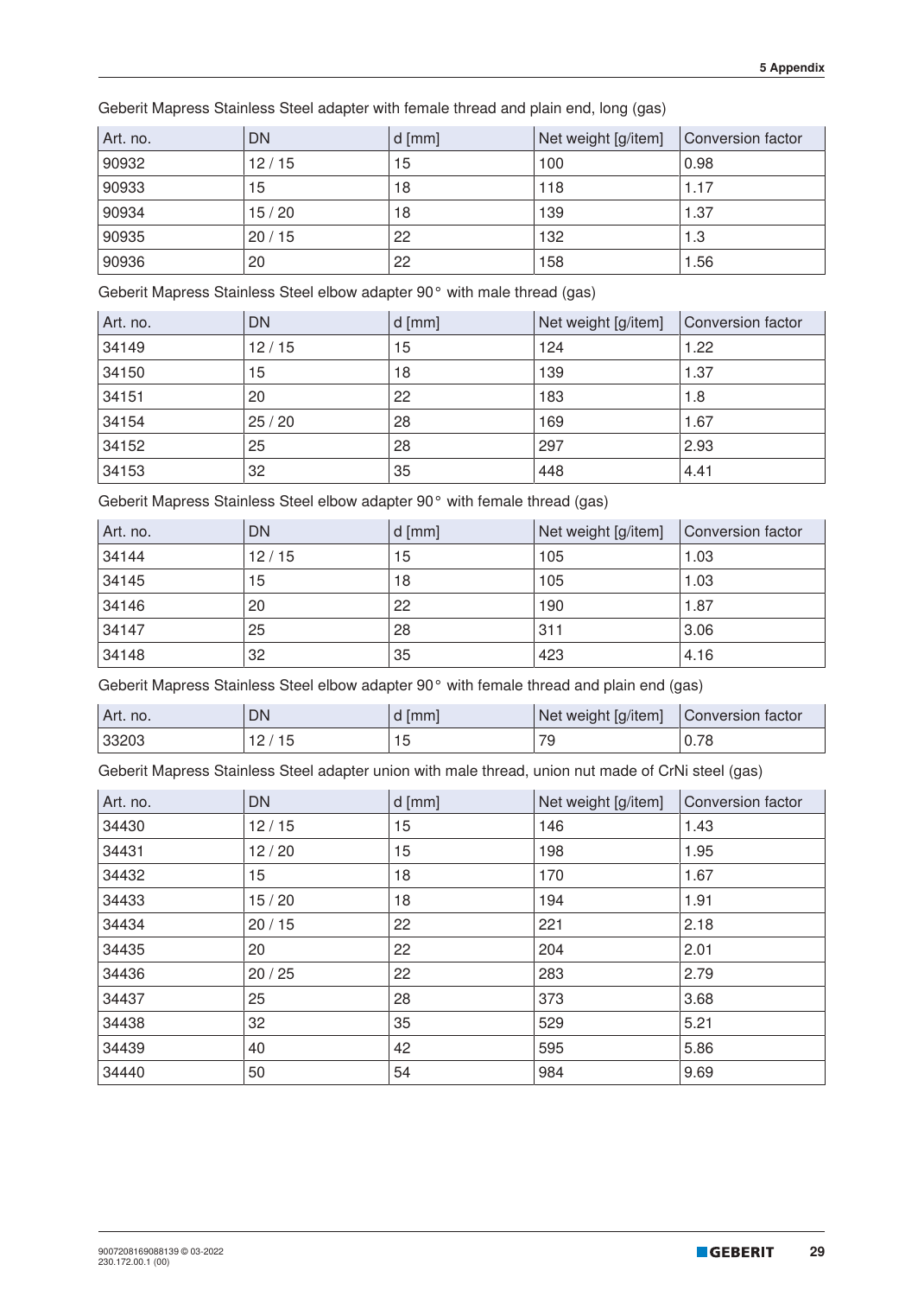Geberit Mapress Stainless Steel adapter with female thread and plain end, long (gas)

| Art. no. | DN | d [mm] | Net weight [g/item] | Conversion factor |
|---|---|---|---|---|
| 90932 | 12 / 15 | 15 | 100 | 0.98 |
| 90933 | 15 | 18 | 118 | 1.17 |
| 90934 | 15 / 20 | 18 | 139 | 1.37 |
| 90935 | 20 / 15 | 22 | 132 | 1.3 |
| 90936 | 20 | 22 | 158 | 1.56 |

Geberit Mapress Stainless Steel elbow adapter 90° with male thread (gas)

| Art. no. | DN | d [mm] | Net weight [g/item] | Conversion factor |
|---|---|---|---|---|
| 34149 | 12 / 15 | 15 | 124 | 1.22 |
| 34150 | 15 | 18 | 139 | 1.37 |
| 34151 | 20 | 22 | 183 | 1.8 |
| 34154 | 25 / 20 | 28 | 169 | 1.67 |
| 34152 | 25 | 28 | 297 | 2.93 |
| 34153 | 32 | 35 | 448 | 4.41 |

Geberit Mapress Stainless Steel elbow adapter 90° with female thread (gas)

| Art. no. | DN | d [mm] | Net weight [g/item] | Conversion factor |
|---|---|---|---|---|
| 34144 | 12 / 15 | 15 | 105 | 1.03 |
| 34145 | 15 | 18 | 105 | 1.03 |
| 34146 | 20 | 22 | 190 | 1.87 |
| 34147 | 25 | 28 | 311 | 3.06 |
| 34148 | 32 | 35 | 423 | 4.16 |

Geberit Mapress Stainless Steel elbow adapter 90° with female thread and plain end (gas)

| Art. no. | DN | d [mm] | Net weight [g/item] | Conversion factor |
|---|---|---|---|---|
| 33203 | 12 / 15 | 15 | 79 | 0.78 |

Geberit Mapress Stainless Steel adapter union with male thread, union nut made of CrNi steel (gas)

| Art. no. | DN | d [mm] | Net weight [g/item] | Conversion factor |
|---|---|---|---|---|
| 34430 | 12 / 15 | 15 | 146 | 1.43 |
| 34431 | 12 / 20 | 15 | 198 | 1.95 |
| 34432 | 15 | 18 | 170 | 1.67 |
| 34433 | 15 / 20 | 18 | 194 | 1.91 |
| 34434 | 20 / 15 | 22 | 221 | 2.18 |
| 34435 | 20 | 22 | 204 | 2.01 |
| 34436 | 20 / 25 | 22 | 283 | 2.79 |
| 34437 | 25 | 28 | 373 | 3.68 |
| 34438 | 32 | 35 | 529 | 5.21 |
| 34439 | 40 | 42 | 595 | 5.86 |
| 34440 | 50 | 54 | 984 | 9.69 |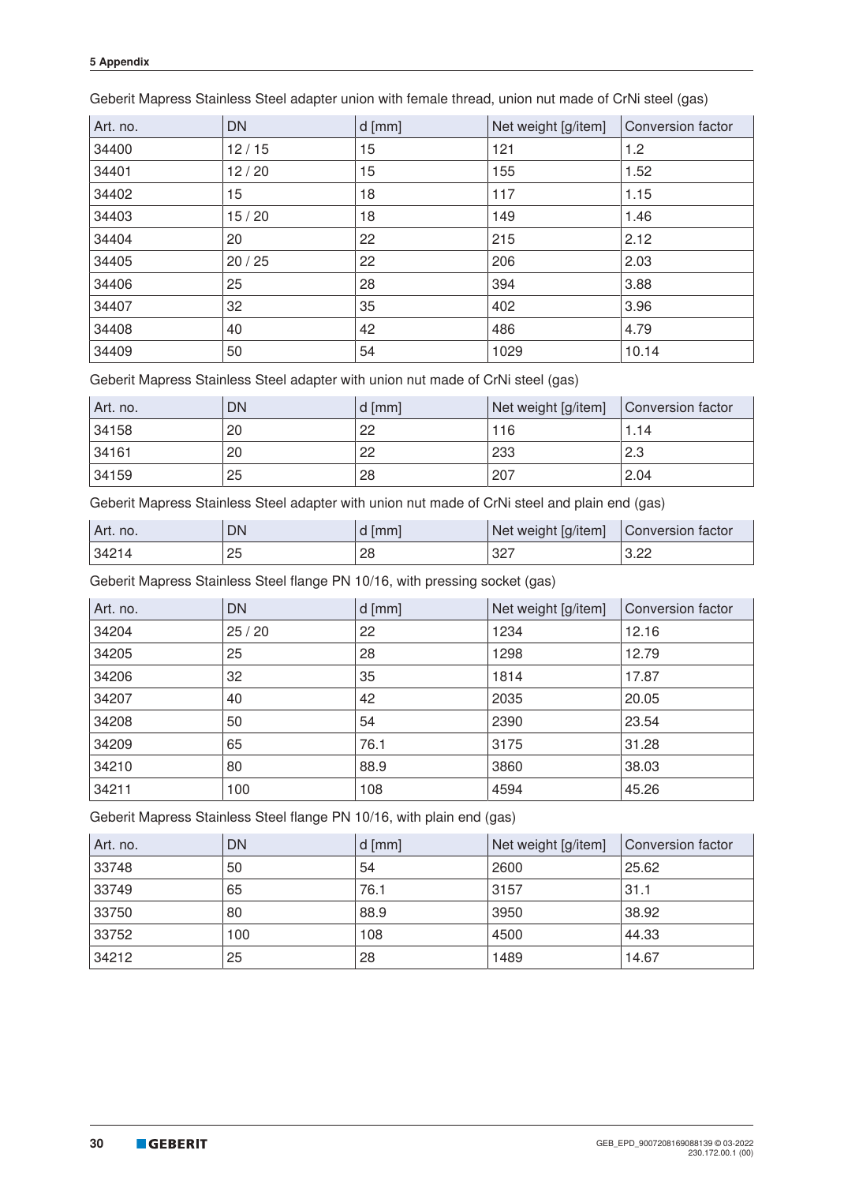Geberit Mapress Stainless Steel adapter union with female thread, union nut made of CrNi steel (gas)

| Art. no. | DN | d [mm] | Net weight [g/item] | Conversion factor |
|---|---|---|---|---|
| 34400 | 12 / 15 | 15 | 121 | 1.2 |
| 34401 | 12 / 20 | 15 | 155 | 1.52 |
| 34402 | 15 | 18 | 117 | 1.15 |
| 34403 | 15 / 20 | 18 | 149 | 1.46 |
| 34404 | 20 | 22 | 215 | 2.12 |
| 34405 | 20 / 25 | 22 | 206 | 2.03 |
| 34406 | 25 | 28 | 394 | 3.88 |
| 34407 | 32 | 35 | 402 | 3.96 |
| 34408 | 40 | 42 | 486 | 4.79 |
| 34409 | 50 | 54 | 1029 | 10.14 |

Geberit Mapress Stainless Steel adapter with union nut made of CrNi steel (gas)

| Art. no. | DN | d [mm] | Net weight [g/item] | Conversion factor |
|---|---|---|---|---|
| 34158 | 20 | 22 | 116 | 1.14 |
| 34161 | 20 | 22 | 233 | 2.3 |
| 34159 | 25 | 28 | 207 | 2.04 |

Geberit Mapress Stainless Steel adapter with union nut made of CrNi steel and plain end (gas)

| Art. no. | DN | d [mm] | Net weight [g/item] | Conversion factor |
|---|---|---|---|---|
| 34214 | 25 | 28 | 327 | 3.22 |

Geberit Mapress Stainless Steel flange PN 10/16, with pressing socket (gas)

| Art. no. | DN | d [mm] | Net weight [g/item] | Conversion factor |
|---|---|---|---|---|
| 34204 | 25 / 20 | 22 | 1234 | 12.16 |
| 34205 | 25 | 28 | 1298 | 12.79 |
| 34206 | 32 | 35 | 1814 | 17.87 |
| 34207 | 40 | 42 | 2035 | 20.05 |
| 34208 | 50 | 54 | 2390 | 23.54 |
| 34209 | 65 | 76.1 | 3175 | 31.28 |
| 34210 | 80 | 88.9 | 3860 | 38.03 |
| 34211 | 100 | 108 | 4594 | 45.26 |

Geberit Mapress Stainless Steel flange PN 10/16, with plain end (gas)

| Art. no. | DN | d [mm] | Net weight [g/item] | Conversion factor |
|---|---|---|---|---|
| 33748 | 50 | 54 | 2600 | 25.62 |
| 33749 | 65 | 76.1 | 3157 | 31.1 |
| 33750 | 80 | 88.9 | 3950 | 38.92 |
| 33752 | 100 | 108 | 4500 | 44.33 |
| 34212 | 25 | 28 | 1489 | 14.67 |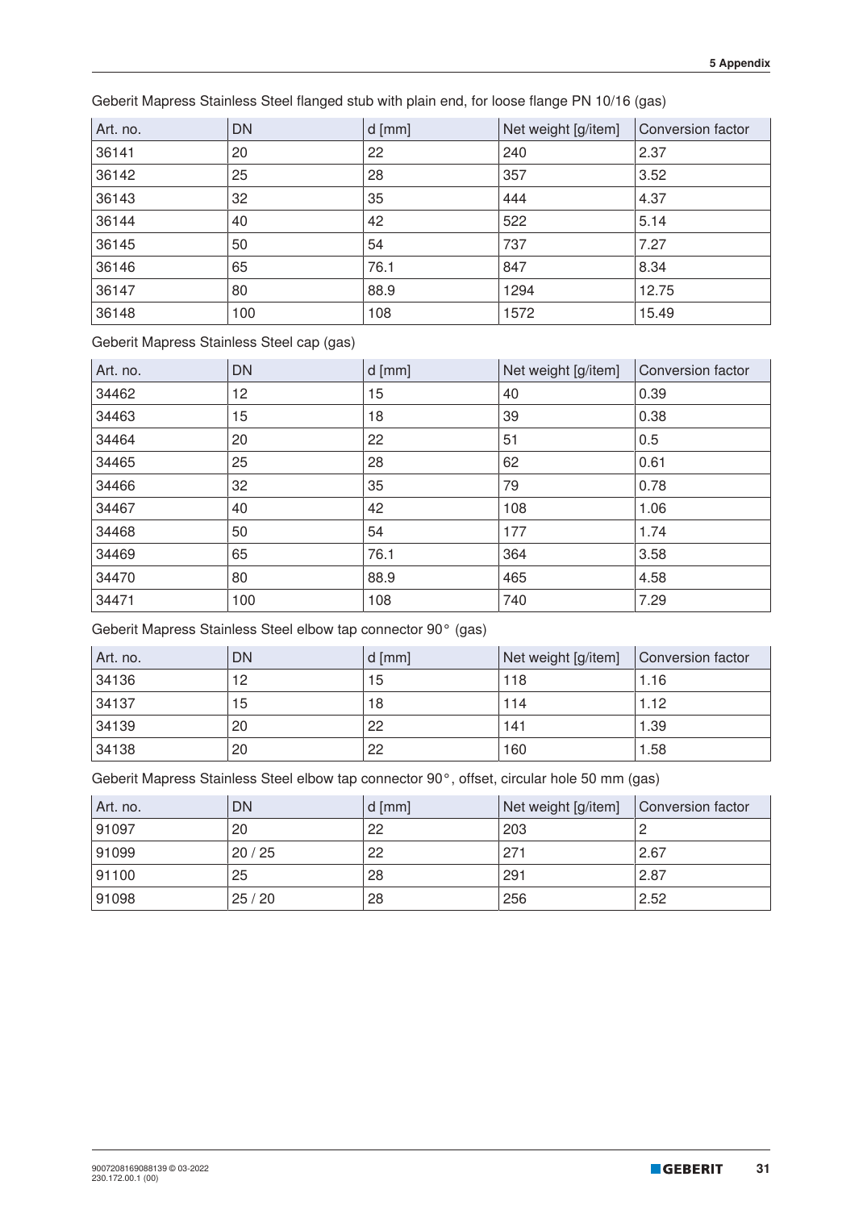Geberit Mapress Stainless Steel flanged stub with plain end, for loose flange PN 10/16 (gas)

| Art. no. | DN | d [mm] | Net weight [g/item] | Conversion factor |
|---|---|---|---|---|
| 36141 | 20 | 22 | 240 | 2.37 |
| 36142 | 25 | 28 | 357 | 3.52 |
| 36143 | 32 | 35 | 444 | 4.37 |
| 36144 | 40 | 42 | 522 | 5.14 |
| 36145 | 50 | 54 | 737 | 7.27 |
| 36146 | 65 | 76.1 | 847 | 8.34 |
| 36147 | 80 | 88.9 | 1294 | 12.75 |
| 36148 | 100 | 108 | 1572 | 15.49 |

Geberit Mapress Stainless Steel cap (gas)

| Art. no. | DN | d [mm] | Net weight [g/item] | Conversion factor |
|---|---|---|---|---|
| 34462 | 12 | 15 | 40 | 0.39 |
| 34463 | 15 | 18 | 39 | 0.38 |
| 34464 | 20 | 22 | 51 | 0.5 |
| 34465 | 25 | 28 | 62 | 0.61 |
| 34466 | 32 | 35 | 79 | 0.78 |
| 34467 | 40 | 42 | 108 | 1.06 |
| 34468 | 50 | 54 | 177 | 1.74 |
| 34469 | 65 | 76.1 | 364 | 3.58 |
| 34470 | 80 | 88.9 | 465 | 4.58 |
| 34471 | 100 | 108 | 740 | 7.29 |

Geberit Mapress Stainless Steel elbow tap connector 90° (gas)

| Art. no. | DN | d [mm] | Net weight [g/item] | Conversion factor |
|---|---|---|---|---|
| 34136 | 12 | 15 | 118 | 1.16 |
| 34137 | 15 | 18 | 114 | 1.12 |
| 34139 | 20 | 22 | 141 | 1.39 |
| 34138 | 20 | 22 | 160 | 1.58 |

Geberit Mapress Stainless Steel elbow tap connector 90°, offset, circular hole 50 mm (gas)

| Art. no. | DN | d [mm] | Net weight [g/item] | Conversion factor |
|---|---|---|---|---|
| 91097 | 20 | 22 | 203 | 2 |
| 91099 | 20 / 25 | 22 | 271 | 2.67 |
| 91100 | 25 | 28 | 291 | 2.87 |
| 91098 | 25 / 20 | 28 | 256 | 2.52 |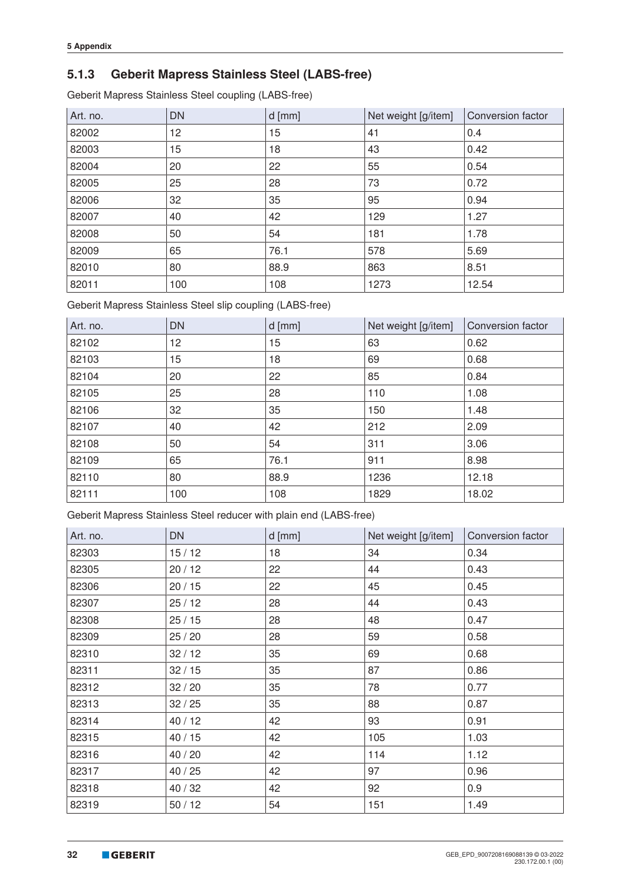### 5.1.3 Geberit Mapress Stainless Steel (LABS-free)

Geberit Mapress Stainless Steel coupling (LABS-free)

| Art. no. | DN | d [mm] | Net weight [g/item] | Conversion factor |
|---|---|---|---|---|
| 82002 | 12 | 15 | 41 | 0.4 |
| 82003 | 15 | 18 | 43 | 0.42 |
| 82004 | 20 | 22 | 55 | 0.54 |
| 82005 | 25 | 28 | 73 | 0.72 |
| 82006 | 32 | 35 | 95 | 0.94 |
| 82007 | 40 | 42 | 129 | 1.27 |
| 82008 | 50 | 54 | 181 | 1.78 |
| 82009 | 65 | 76.1 | 578 | 5.69 |
| 82010 | 80 | 88.9 | 863 | 8.51 |
| 82011 | 100 | 108 | 1273 | 12.54 |

Geberit Mapress Stainless Steel slip coupling (LABS-free)

| Art. no. | DN | d [mm] | Net weight [g/item] | Conversion factor |
|---|---|---|---|---|
| 82102 | 12 | 15 | 63 | 0.62 |
| 82103 | 15 | 18 | 69 | 0.68 |
| 82104 | 20 | 22 | 85 | 0.84 |
| 82105 | 25 | 28 | 110 | 1.08 |
| 82106 | 32 | 35 | 150 | 1.48 |
| 82107 | 40 | 42 | 212 | 2.09 |
| 82108 | 50 | 54 | 311 | 3.06 |
| 82109 | 65 | 76.1 | 911 | 8.98 |
| 82110 | 80 | 88.9 | 1236 | 12.18 |
| 82111 | 100 | 108 | 1829 | 18.02 |

Geberit Mapress Stainless Steel reducer with plain end (LABS-free)

| Art. no. | DN | d [mm] | Net weight [g/item] | Conversion factor |
|---|---|---|---|---|
| 82303 | 15 / 12 | 18 | 34 | 0.34 |
| 82305 | 20 / 12 | 22 | 44 | 0.43 |
| 82306 | 20 / 15 | 22 | 45 | 0.45 |
| 82307 | 25 / 12 | 28 | 44 | 0.43 |
| 82308 | 25 / 15 | 28 | 48 | 0.47 |
| 82309 | 25 / 20 | 28 | 59 | 0.58 |
| 82310 | 32 / 12 | 35 | 69 | 0.68 |
| 82311 | 32 / 15 | 35 | 87 | 0.86 |
| 82312 | 32 / 20 | 35 | 78 | 0.77 |
| 82313 | 32 / 25 | 35 | 88 | 0.87 |
| 82314 | 40 / 12 | 42 | 93 | 0.91 |
| 82315 | 40 / 15 | 42 | 105 | 1.03 |
| 82316 | 40 / 20 | 42 | 114 | 1.12 |
| 82317 | 40 / 25 | 42 | 97 | 0.96 |
| 82318 | 40 / 32 | 42 | 92 | 0.9 |
| 82319 | 50 / 12 | 54 | 151 | 1.49 |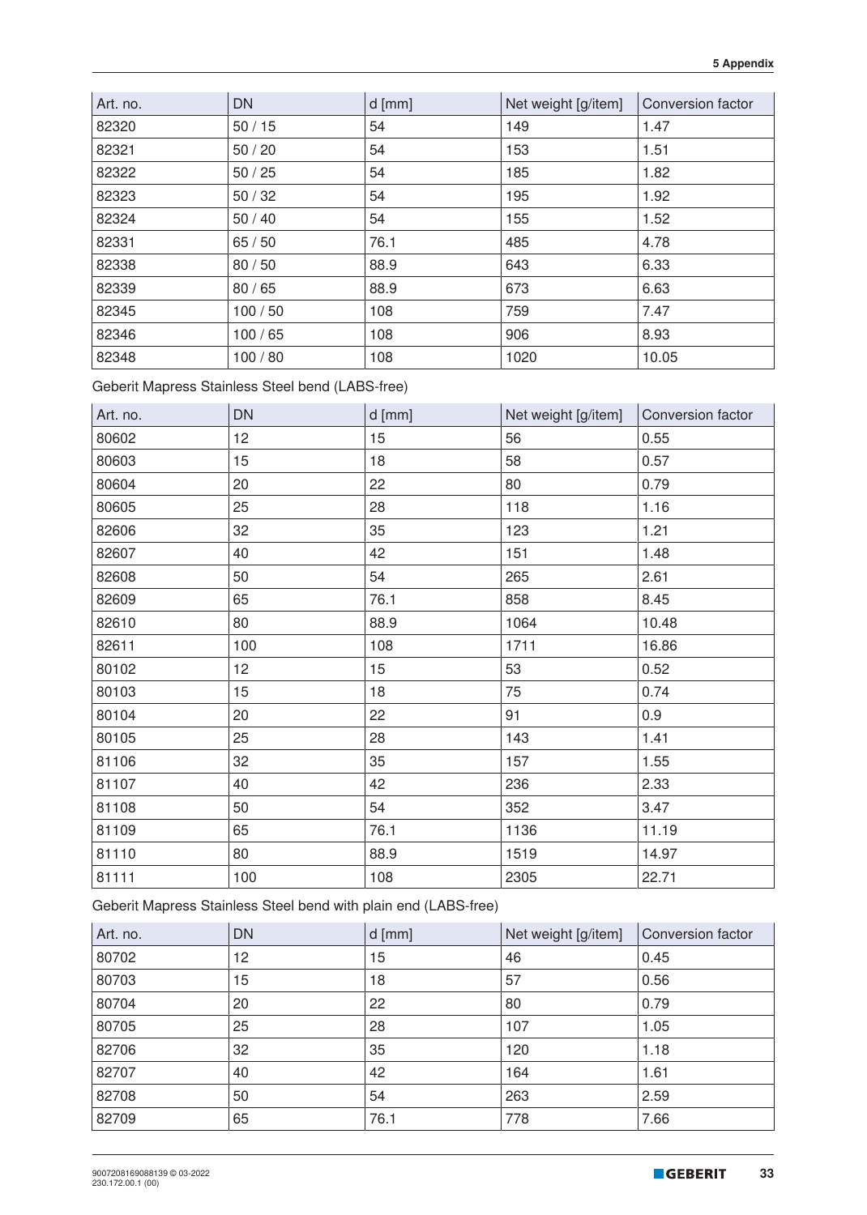| Art. no. | DN | d [mm] | Net weight [g/item] | Conversion factor |
|---|---|---|---|---|
| 82320 | 50 / 15 | 54 | 149 | 1.47 |
| 82321 | 50 / 20 | 54 | 153 | 1.51 |
| 82322 | 50 / 25 | 54 | 185 | 1.82 |
| 82323 | 50 / 32 | 54 | 195 | 1.92 |
| 82324 | 50 / 40 | 54 | 155 | 1.52 |
| 82331 | 65 / 50 | 76.1 | 485 | 4.78 |
| 82338 | 80 / 50 | 88.9 | 643 | 6.33 |
| 82339 | 80 / 65 | 88.9 | 673 | 6.63 |
| 82345 | 100 / 50 | 108 | 759 | 7.47 |
| 82346 | 100 / 65 | 108 | 906 | 8.93 |
| 82348 | 100 / 80 | 108 | 1020 | 10.05 |

Geberit Mapress Stainless Steel bend (LABS-free)

| Art. no. | DN | d [mm] | Net weight [g/item] | Conversion factor |
|---|---|---|---|---|
| 80602 | 12 | 15 | 56 | 0.55 |
| 80603 | 15 | 18 | 58 | 0.57 |
| 80604 | 20 | 22 | 80 | 0.79 |
| 80605 | 25 | 28 | 118 | 1.16 |
| 82606 | 32 | 35 | 123 | 1.21 |
| 82607 | 40 | 42 | 151 | 1.48 |
| 82608 | 50 | 54 | 265 | 2.61 |
| 82609 | 65 | 76.1 | 858 | 8.45 |
| 82610 | 80 | 88.9 | 1064 | 10.48 |
| 82611 | 100 | 108 | 1711 | 16.86 |
| 80102 | 12 | 15 | 53 | 0.52 |
| 80103 | 15 | 18 | 75 | 0.74 |
| 80104 | 20 | 22 | 91 | 0.9 |
| 80105 | 25 | 28 | 143 | 1.41 |
| 81106 | 32 | 35 | 157 | 1.55 |
| 81107 | 40 | 42 | 236 | 2.33 |
| 81108 | 50 | 54 | 352 | 3.47 |
| 81109 | 65 | 76.1 | 1136 | 11.19 |
| 81110 | 80 | 88.9 | 1519 | 14.97 |
| 81111 | 100 | 108 | 2305 | 22.71 |

Geberit Mapress Stainless Steel bend with plain end (LABS-free)

| Art. no. | DN | d [mm] | Net weight [g/item] | Conversion factor |
|---|---|---|---|---|
| 80702 | 12 | 15 | 46 | 0.45 |
| 80703 | 15 | 18 | 57 | 0.56 |
| 80704 | 20 | 22 | 80 | 0.79 |
| 80705 | 25 | 28 | 107 | 1.05 |
| 82706 | 32 | 35 | 120 | 1.18 |
| 82707 | 40 | 42 | 164 | 1.61 |
| 82708 | 50 | 54 | 263 | 2.59 |
| 82709 | 65 | 76.1 | 778 | 7.66 |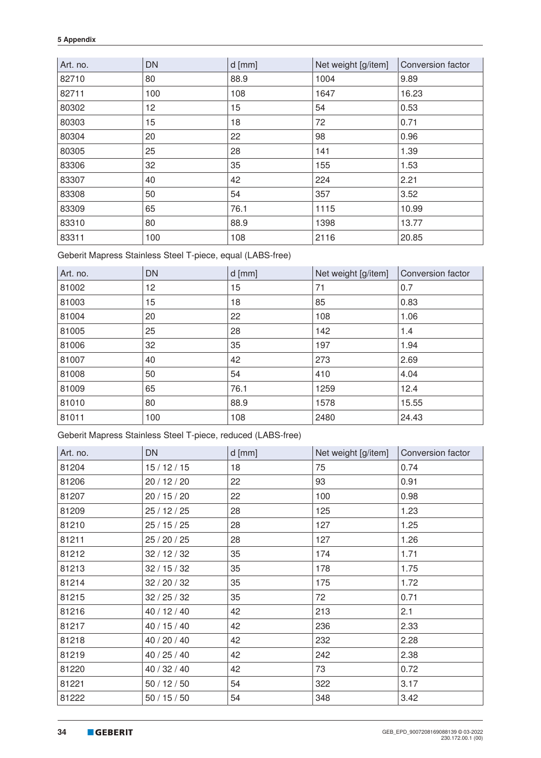| Art. no. | DN | d [mm] | Net weight [g/item] | Conversion factor |
|---|---|---|---|---|
| 82710 | 80 | 88.9 | 1004 | 9.89 |
| 82711 | 100 | 108 | 1647 | 16.23 |
| 80302 | 12 | 15 | 54 | 0.53 |
| 80303 | 15 | 18 | 72 | 0.71 |
| 80304 | 20 | 22 | 98 | 0.96 |
| 80305 | 25 | 28 | 141 | 1.39 |
| 83306 | 32 | 35 | 155 | 1.53 |
| 83307 | 40 | 42 | 224 | 2.21 |
| 83308 | 50 | 54 | 357 | 3.52 |
| 83309 | 65 | 76.1 | 1115 | 10.99 |
| 83310 | 80 | 88.9 | 1398 | 13.77 |
| 83311 | 100 | 108 | 2116 | 20.85 |

Geberit Mapress Stainless Steel T-piece, equal (LABS-free)

| Art. no. | DN | d [mm] | Net weight [g/item] | Conversion factor |
|---|---|---|---|---|
| 81002 | 12 | 15 | 71 | 0.7 |
| 81003 | 15 | 18 | 85 | 0.83 |
| 81004 | 20 | 22 | 108 | 1.06 |
| 81005 | 25 | 28 | 142 | 1.4 |
| 81006 | 32 | 35 | 197 | 1.94 |
| 81007 | 40 | 42 | 273 | 2.69 |
| 81008 | 50 | 54 | 410 | 4.04 |
| 81009 | 65 | 76.1 | 1259 | 12.4 |
| 81010 | 80 | 88.9 | 1578 | 15.55 |
| 81011 | 100 | 108 | 2480 | 24.43 |

Geberit Mapress Stainless Steel T-piece, reduced (LABS-free)

| Art. no. | DN | d [mm] | Net weight [g/item] | Conversion factor |
|---|---|---|---|---|
| 81204 | 15 / 12 / 15 | 18 | 75 | 0.74 |
| 81206 | 20 / 12 / 20 | 22 | 93 | 0.91 |
| 81207 | 20 / 15 / 20 | 22 | 100 | 0.98 |
| 81209 | 25 / 12 / 25 | 28 | 125 | 1.23 |
| 81210 | 25 / 15 / 25 | 28 | 127 | 1.25 |
| 81211 | 25 / 20 / 25 | 28 | 127 | 1.26 |
| 81212 | 32 / 12 / 32 | 35 | 174 | 1.71 |
| 81213 | 32 / 15 / 32 | 35 | 178 | 1.75 |
| 81214 | 32 / 20 / 32 | 35 | 175 | 1.72 |
| 81215 | 32 / 25 / 32 | 35 | 72 | 0.71 |
| 81216 | 40 / 12 / 40 | 42 | 213 | 2.1 |
| 81217 | 40 / 15 / 40 | 42 | 236 | 2.33 |
| 81218 | 40 / 20 / 40 | 42 | 232 | 2.28 |
| 81219 | 40 / 25 / 40 | 42 | 242 | 2.38 |
| 81220 | 40 / 32 / 40 | 42 | 73 | 0.72 |
| 81221 | 50 / 12 / 50 | 54 | 322 | 3.17 |
| 81222 | 50 / 15 / 50 | 54 | 348 | 3.42 |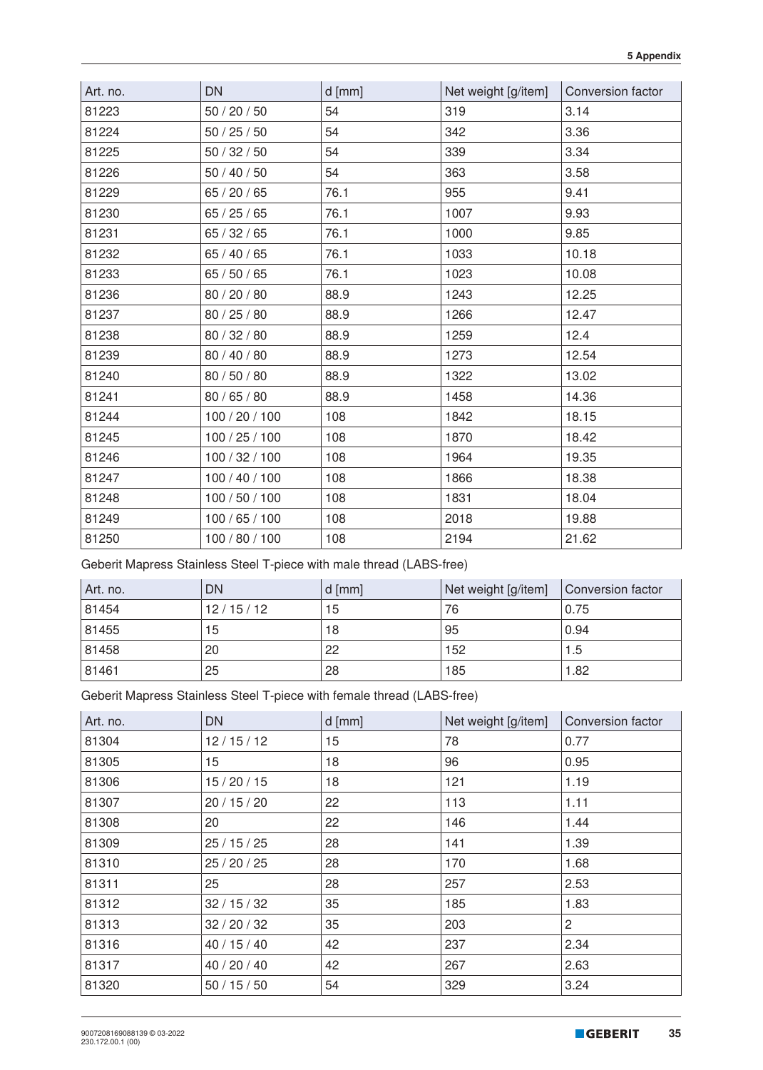| Art. no. | DN | d [mm] | Net weight [g/item] | Conversion factor |
|---|---|---|---|---|
| 81223 | 50 / 20 / 50 | 54 | 319 | 3.14 |
| 81224 | 50 / 25 / 50 | 54 | 342 | 3.36 |
| 81225 | 50 / 32 / 50 | 54 | 339 | 3.34 |
| 81226 | 50 / 40 / 50 | 54 | 363 | 3.58 |
| 81229 | 65 / 20 / 65 | 76.1 | 955 | 9.41 |
| 81230 | 65 / 25 / 65 | 76.1 | 1007 | 9.93 |
| 81231 | 65 / 32 / 65 | 76.1 | 1000 | 9.85 |
| 81232 | 65 / 40 / 65 | 76.1 | 1033 | 10.18 |
| 81233 | 65 / 50 / 65 | 76.1 | 1023 | 10.08 |
| 81236 | 80 / 20 / 80 | 88.9 | 1243 | 12.25 |
| 81237 | 80 / 25 / 80 | 88.9 | 1266 | 12.47 |
| 81238 | 80 / 32 / 80 | 88.9 | 1259 | 12.4 |
| 81239 | 80 / 40 / 80 | 88.9 | 1273 | 12.54 |
| 81240 | 80 / 50 / 80 | 88.9 | 1322 | 13.02 |
| 81241 | 80 / 65 / 80 | 88.9 | 1458 | 14.36 |
| 81244 | 100 / 20 / 100 | 108 | 1842 | 18.15 |
| 81245 | 100 / 25 / 100 | 108 | 1870 | 18.42 |
| 81246 | 100 / 32 / 100 | 108 | 1964 | 19.35 |
| 81247 | 100 / 40 / 100 | 108 | 1866 | 18.38 |
| 81248 | 100 / 50 / 100 | 108 | 1831 | 18.04 |
| 81249 | 100 / 65 / 100 | 108 | 2018 | 19.88 |
| 81250 | 100 / 80 / 100 | 108 | 2194 | 21.62 |

Geberit Mapress Stainless Steel T-piece with male thread (LABS-free)

| Art. no. | DN | d [mm] | Net weight [g/item] | Conversion factor |
|---|---|---|---|---|
| 81454 | 12 / 15 / 12 | 15 | 76 | 0.75 |
| 81455 | 15 | 18 | 95 | 0.94 |
| 81458 | 20 | 22 | 152 | 1.5 |
| 81461 | 25 | 28 | 185 | 1.82 |

Geberit Mapress Stainless Steel T-piece with female thread (LABS-free)

| Art. no. | DN | d [mm] | Net weight [g/item] | Conversion factor |
|---|---|---|---|---|
| 81304 | 12 / 15 / 12 | 15 | 78 | 0.77 |
| 81305 | 15 | 18 | 96 | 0.95 |
| 81306 | 15 / 20 / 15 | 18 | 121 | 1.19 |
| 81307 | 20 / 15 / 20 | 22 | 113 | 1.11 |
| 81308 | 20 | 22 | 146 | 1.44 |
| 81309 | 25 / 15 / 25 | 28 | 141 | 1.39 |
| 81310 | 25 / 20 / 25 | 28 | 170 | 1.68 |
| 81311 | 25 | 28 | 257 | 2.53 |
| 81312 | 32 / 15 / 32 | 35 | 185 | 1.83 |
| 81313 | 32 / 20 / 32 | 35 | 203 | 2 |
| 81316 | 40 / 15 / 40 | 42 | 237 | 2.34 |
| 81317 | 40 / 20 / 40 | 42 | 267 | 2.63 |
| 81320 | 50 / 15 / 50 | 54 | 329 | 3.24 |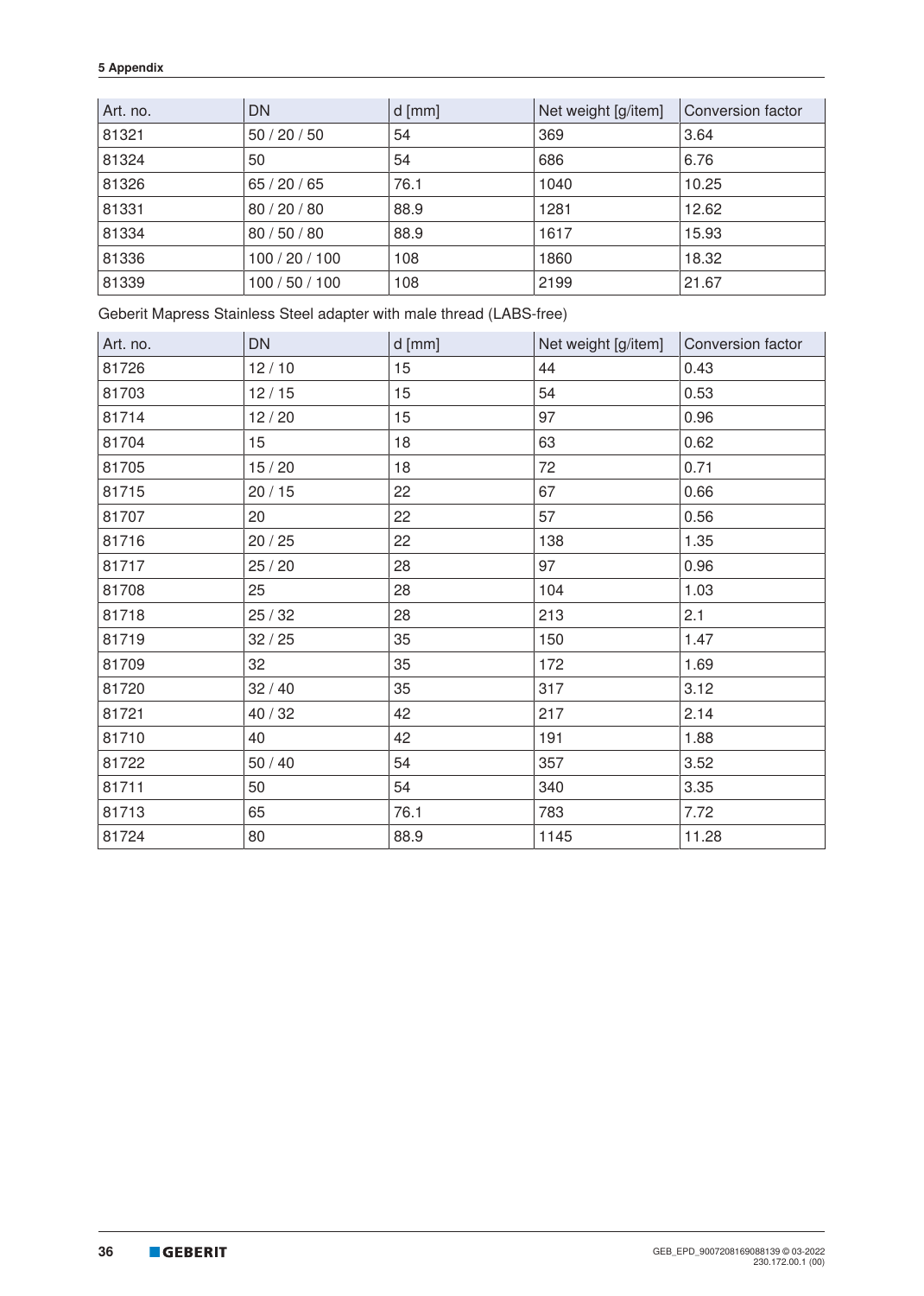| Art. no. | DN | d [mm] | Net weight [g/item] | Conversion factor |
|---|---|---|---|---|
| 81321 | 50 / 20 / 50 | 54 | 369 | 3.64 |
| 81324 | 50 | 54 | 686 | 6.76 |
| 81326 | 65 / 20 / 65 | 76.1 | 1040 | 10.25 |
| 81331 | 80 / 20 / 80 | 88.9 | 1281 | 12.62 |
| 81334 | 80 / 50 / 80 | 88.9 | 1617 | 15.93 |
| 81336 | 100 / 20 / 100 | 108 | 1860 | 18.32 |
| 81339 | 100 / 50 / 100 | 108 | 2199 | 21.67 |

Geberit Mapress Stainless Steel adapter with male thread (LABS-free)

| Art. no. | DN | d [mm] | Net weight [g/item] | Conversion factor |
|---|---|---|---|---|
| 81726 | 12 / 10 | 15 | 44 | 0.43 |
| 81703 | 12 / 15 | 15 | 54 | 0.53 |
| 81714 | 12 / 20 | 15 | 97 | 0.96 |
| 81704 | 15 | 18 | 63 | 0.62 |
| 81705 | 15 / 20 | 18 | 72 | 0.71 |
| 81715 | 20 / 15 | 22 | 67 | 0.66 |
| 81707 | 20 | 22 | 57 | 0.56 |
| 81716 | 20 / 25 | 22 | 138 | 1.35 |
| 81717 | 25 / 20 | 28 | 97 | 0.96 |
| 81708 | 25 | 28 | 104 | 1.03 |
| 81718 | 25 / 32 | 28 | 213 | 2.1 |
| 81719 | 32 / 25 | 35 | 150 | 1.47 |
| 81709 | 32 | 35 | 172 | 1.69 |
| 81720 | 32 / 40 | 35 | 317 | 3.12 |
| 81721 | 40 / 32 | 42 | 217 | 2.14 |
| 81710 | 40 | 42 | 191 | 1.88 |
| 81722 | 50 / 40 | 54 | 357 | 3.52 |
| 81711 | 50 | 54 | 340 | 3.35 |
| 81713 | 65 | 76.1 | 783 | 7.72 |
| 81724 | 80 | 88.9 | 1145 | 11.28 |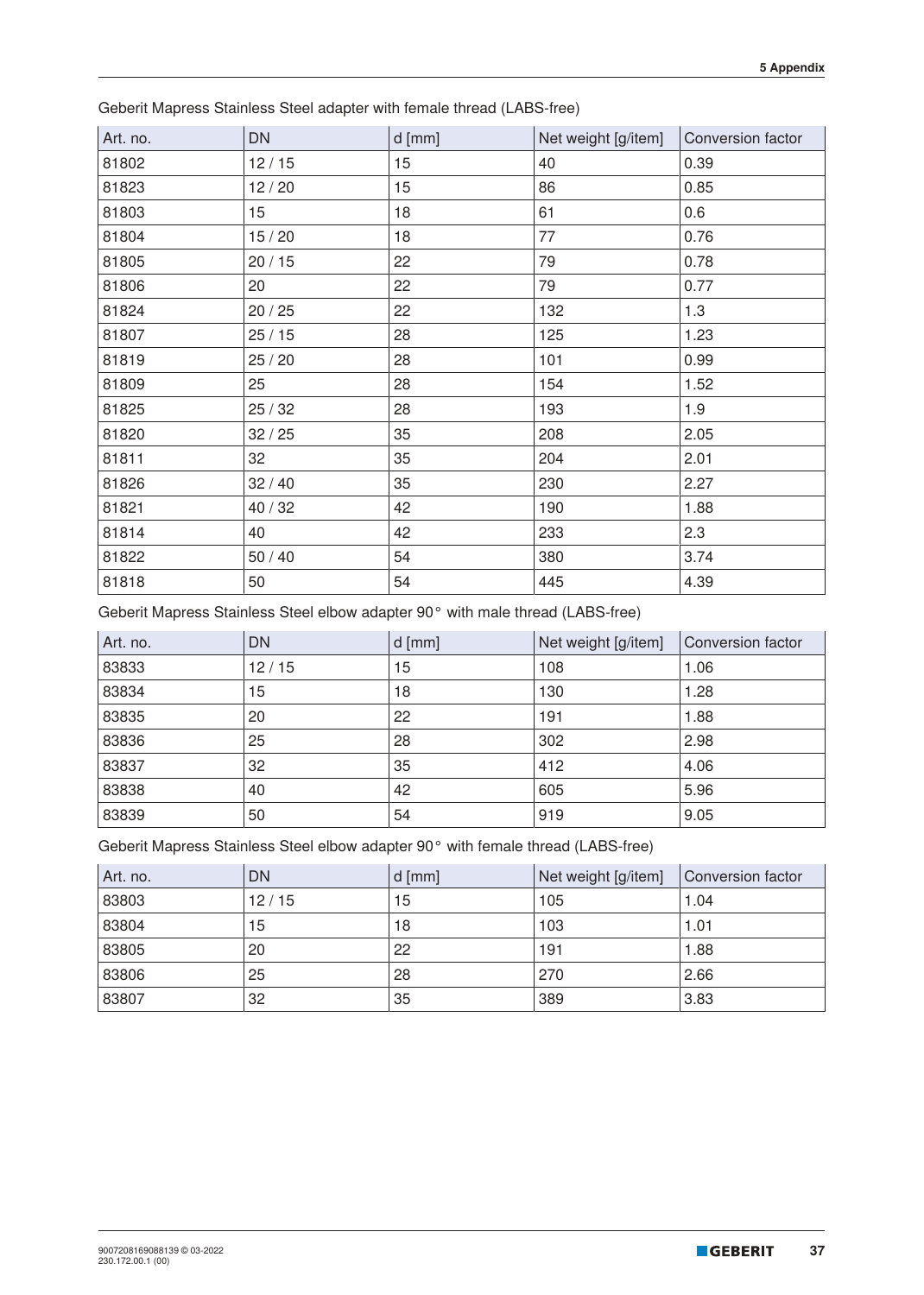Geberit Mapress Stainless Steel adapter with female thread (LABS-free)

| Art. no. | DN | d [mm] | Net weight [g/item] | Conversion factor |
|---|---|---|---|---|
| 81802 | 12 / 15 | 15 | 40 | 0.39 |
| 81823 | 12 / 20 | 15 | 86 | 0.85 |
| 81803 | 15 | 18 | 61 | 0.6 |
| 81804 | 15 / 20 | 18 | 77 | 0.76 |
| 81805 | 20 / 15 | 22 | 79 | 0.78 |
| 81806 | 20 | 22 | 79 | 0.77 |
| 81824 | 20 / 25 | 22 | 132 | 1.3 |
| 81807 | 25 / 15 | 28 | 125 | 1.23 |
| 81819 | 25 / 20 | 28 | 101 | 0.99 |
| 81809 | 25 | 28 | 154 | 1.52 |
| 81825 | 25 / 32 | 28 | 193 | 1.9 |
| 81820 | 32 / 25 | 35 | 208 | 2.05 |
| 81811 | 32 | 35 | 204 | 2.01 |
| 81826 | 32 / 40 | 35 | 230 | 2.27 |
| 81821 | 40 / 32 | 42 | 190 | 1.88 |
| 81814 | 40 | 42 | 233 | 2.3 |
| 81822 | 50 / 40 | 54 | 380 | 3.74 |
| 81818 | 50 | 54 | 445 | 4.39 |

Geberit Mapress Stainless Steel elbow adapter 90° with male thread (LABS-free)

| Art. no. | DN | d [mm] | Net weight [g/item] | Conversion factor |
|---|---|---|---|---|
| 83833 | 12 / 15 | 15 | 108 | 1.06 |
| 83834 | 15 | 18 | 130 | 1.28 |
| 83835 | 20 | 22 | 191 | 1.88 |
| 83836 | 25 | 28 | 302 | 2.98 |
| 83837 | 32 | 35 | 412 | 4.06 |
| 83838 | 40 | 42 | 605 | 5.96 |
| 83839 | 50 | 54 | 919 | 9.05 |

Geberit Mapress Stainless Steel elbow adapter 90° with female thread (LABS-free)

| Art. no. | DN | d [mm] | Net weight [g/item] | Conversion factor |
|---|---|---|---|---|
| 83803 | 12 / 15 | 15 | 105 | 1.04 |
| 83804 | 15 | 18 | 103 | 1.01 |
| 83805 | 20 | 22 | 191 | 1.88 |
| 83806 | 25 | 28 | 270 | 2.66 |
| 83807 | 32 | 35 | 389 | 3.83 |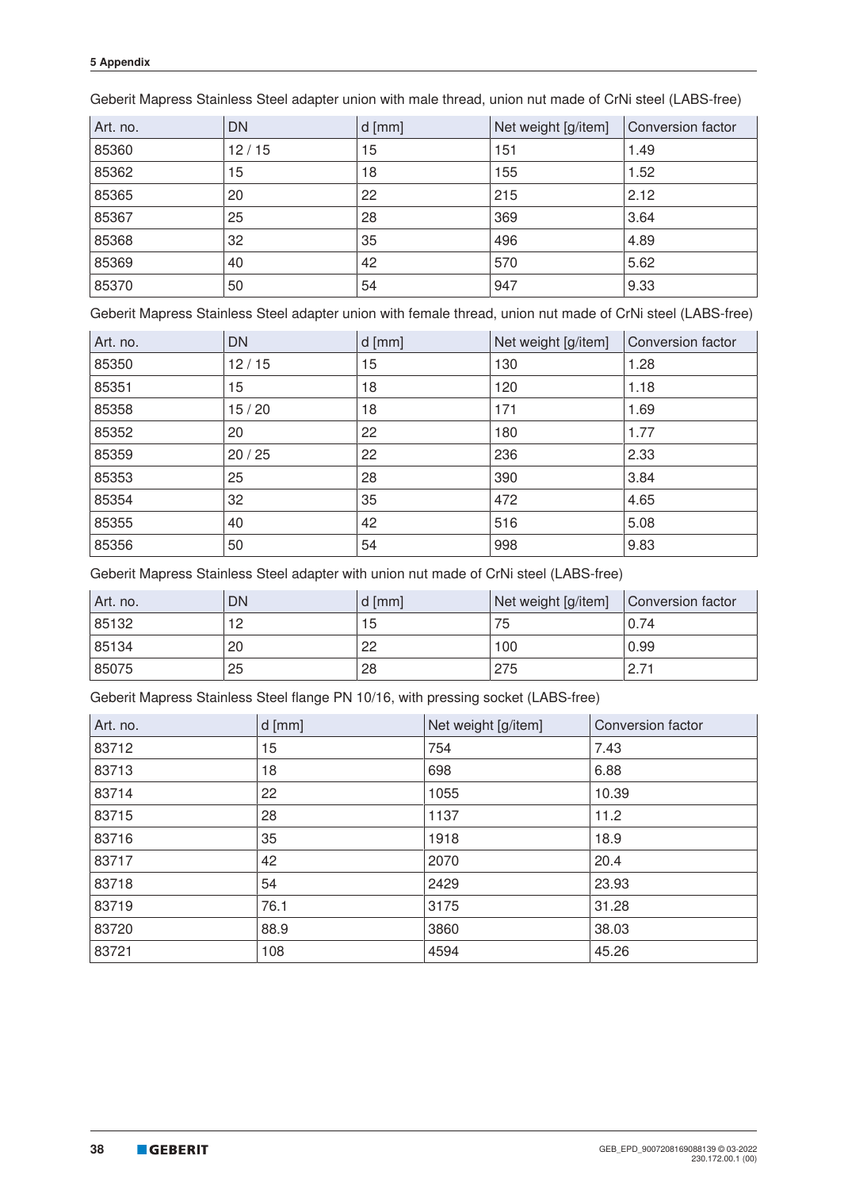Geberit Mapress Stainless Steel adapter union with male thread, union nut made of CrNi steel (LABS-free)

| Art. no. | DN | d [mm] | Net weight [g/item] | Conversion factor |
|---|---|---|---|---|
| 85360 | 12 / 15 | 15 | 151 | 1.49 |
| 85362 | 15 | 18 | 155 | 1.52 |
| 85365 | 20 | 22 | 215 | 2.12 |
| 85367 | 25 | 28 | 369 | 3.64 |
| 85368 | 32 | 35 | 496 | 4.89 |
| 85369 | 40 | 42 | 570 | 5.62 |
| 85370 | 50 | 54 | 947 | 9.33 |

Geberit Mapress Stainless Steel adapter union with female thread, union nut made of CrNi steel (LABS-free)

| Art. no. | DN | d [mm] | Net weight [g/item] | Conversion factor |
|---|---|---|---|---|
| 85350 | 12 / 15 | 15 | 130 | 1.28 |
| 85351 | 15 | 18 | 120 | 1.18 |
| 85358 | 15 / 20 | 18 | 171 | 1.69 |
| 85352 | 20 | 22 | 180 | 1.77 |
| 85359 | 20 / 25 | 22 | 236 | 2.33 |
| 85353 | 25 | 28 | 390 | 3.84 |
| 85354 | 32 | 35 | 472 | 4.65 |
| 85355 | 40 | 42 | 516 | 5.08 |
| 85356 | 50 | 54 | 998 | 9.83 |

Geberit Mapress Stainless Steel adapter with union nut made of CrNi steel (LABS-free)

| Art. no. | DN | d [mm] | Net weight [g/item] | Conversion factor |
|---|---|---|---|---|
| 85132 | 12 | 15 | 75 | 0.74 |
| 85134 | 20 | 22 | 100 | 0.99 |
| 85075 | 25 | 28 | 275 | 2.71 |

Geberit Mapress Stainless Steel flange PN 10/16, with pressing socket (LABS-free)

| Art. no. | d [mm] | Net weight [g/item] | Conversion factor |
|---|---|---|---|
| 83712 | 15 | 754 | 7.43 |
| 83713 | 18 | 698 | 6.88 |
| 83714 | 22 | 1055 | 10.39 |
| 83715 | 28 | 1137 | 11.2 |
| 83716 | 35 | 1918 | 18.9 |
| 83717 | 42 | 2070 | 20.4 |
| 83718 | 54 | 2429 | 23.93 |
| 83719 | 76.1 | 3175 | 31.28 |
| 83720 | 88.9 | 3860 | 38.03 |
| 83721 | 108 | 4594 | 45.26 |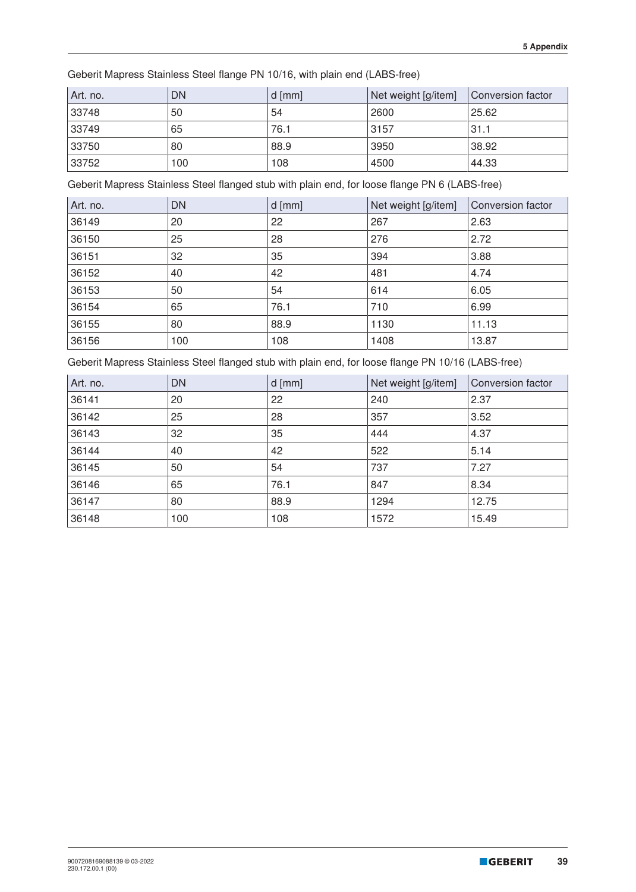Geberit Mapress Stainless Steel flange PN 10/16, with plain end (LABS-free)

| Art. no. | DN | d [mm] | Net weight [g/item] | Conversion factor |
|---|---|---|---|---|
| 33748 | 50 | 54 | 2600 | 25.62 |
| 33749 | 65 | 76.1 | 3157 | 31.1 |
| 33750 | 80 | 88.9 | 3950 | 38.92 |
| 33752 | 100 | 108 | 4500 | 44.33 |

Geberit Mapress Stainless Steel flanged stub with plain end, for loose flange PN 6 (LABS-free)

| Art. no. | DN | d [mm] | Net weight [g/item] | Conversion factor |
|---|---|---|---|---|
| 36149 | 20 | 22 | 267 | 2.63 |
| 36150 | 25 | 28 | 276 | 2.72 |
| 36151 | 32 | 35 | 394 | 3.88 |
| 36152 | 40 | 42 | 481 | 4.74 |
| 36153 | 50 | 54 | 614 | 6.05 |
| 36154 | 65 | 76.1 | 710 | 6.99 |
| 36155 | 80 | 88.9 | 1130 | 11.13 |
| 36156 | 100 | 108 | 1408 | 13.87 |

Geberit Mapress Stainless Steel flanged stub with plain end, for loose flange PN 10/16 (LABS-free)

| Art. no. | DN | d [mm] | Net weight [g/item] | Conversion factor |
|---|---|---|---|---|
| 36141 | 20 | 22 | 240 | 2.37 |
| 36142 | 25 | 28 | 357 | 3.52 |
| 36143 | 32 | 35 | 444 | 4.37 |
| 36144 | 40 | 42 | 522 | 5.14 |
| 36145 | 50 | 54 | 737 | 7.27 |
| 36146 | 65 | 76.1 | 847 | 8.34 |
| 36147 | 80 | 88.9 | 1294 | 12.75 |
| 36148 | 100 | 108 | 1572 | 15.49 |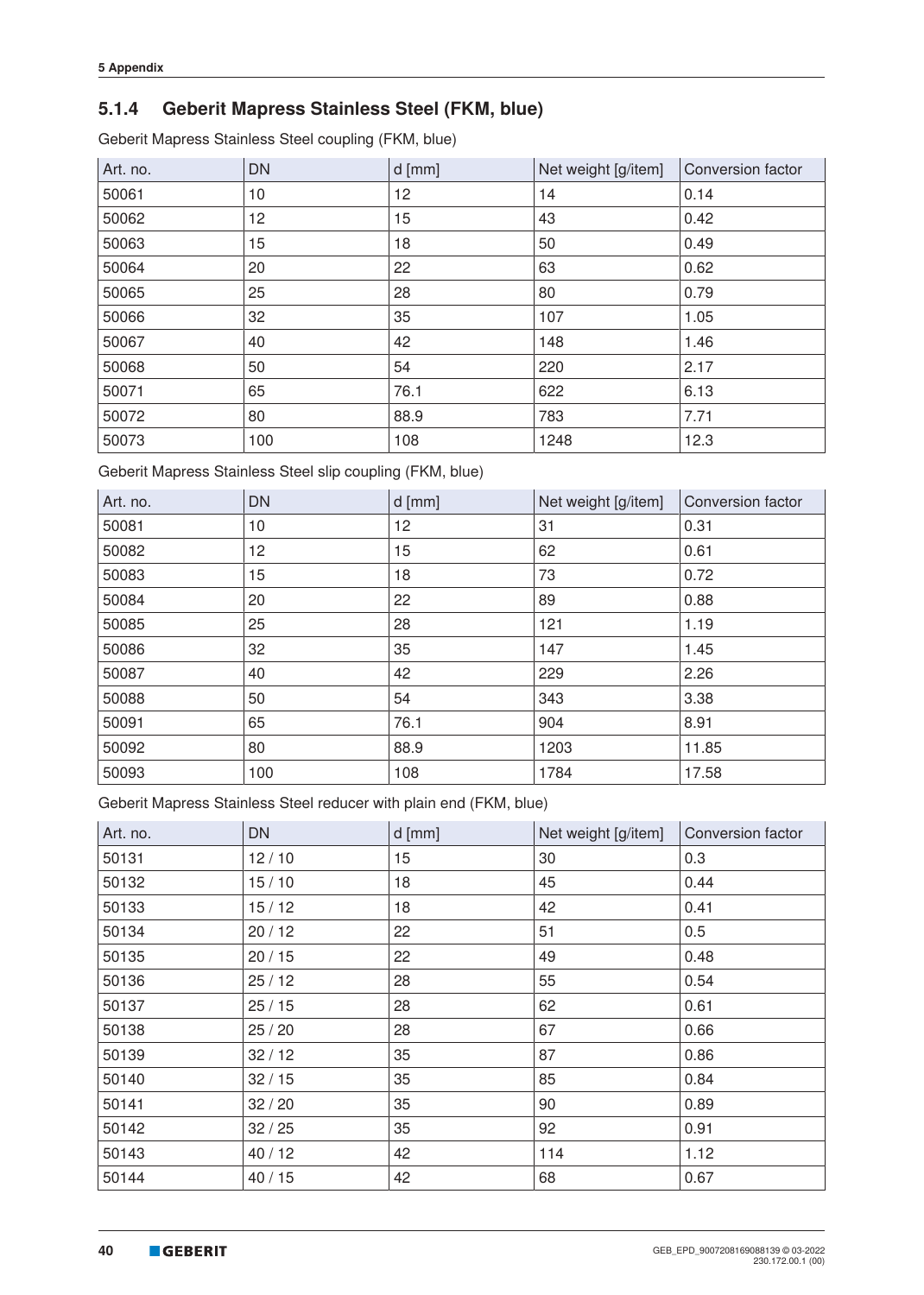### 5.1.4 Geberit Mapress Stainless Steel (FKM, blue)

Geberit Mapress Stainless Steel coupling (FKM, blue)

| Art. no. | DN | d [mm] | Net weight [g/item] | Conversion factor |
|---|---|---|---|---|
| 50061 | 10 | 12 | 14 | 0.14 |
| 50062 | 12 | 15 | 43 | 0.42 |
| 50063 | 15 | 18 | 50 | 0.49 |
| 50064 | 20 | 22 | 63 | 0.62 |
| 50065 | 25 | 28 | 80 | 0.79 |
| 50066 | 32 | 35 | 107 | 1.05 |
| 50067 | 40 | 42 | 148 | 1.46 |
| 50068 | 50 | 54 | 220 | 2.17 |
| 50071 | 65 | 76.1 | 622 | 6.13 |
| 50072 | 80 | 88.9 | 783 | 7.71 |
| 50073 | 100 | 108 | 1248 | 12.3 |

Geberit Mapress Stainless Steel slip coupling (FKM, blue)

| Art. no. | DN | d [mm] | Net weight [g/item] | Conversion factor |
|---|---|---|---|---|
| 50081 | 10 | 12 | 31 | 0.31 |
| 50082 | 12 | 15 | 62 | 0.61 |
| 50083 | 15 | 18 | 73 | 0.72 |
| 50084 | 20 | 22 | 89 | 0.88 |
| 50085 | 25 | 28 | 121 | 1.19 |
| 50086 | 32 | 35 | 147 | 1.45 |
| 50087 | 40 | 42 | 229 | 2.26 |
| 50088 | 50 | 54 | 343 | 3.38 |
| 50091 | 65 | 76.1 | 904 | 8.91 |
| 50092 | 80 | 88.9 | 1203 | 11.85 |
| 50093 | 100 | 108 | 1784 | 17.58 |

Geberit Mapress Stainless Steel reducer with plain end (FKM, blue)

| Art. no. | DN | d [mm] | Net weight [g/item] | Conversion factor |
|---|---|---|---|---|
| 50131 | 12 / 10 | 15 | 30 | 0.3 |
| 50132 | 15 / 10 | 18 | 45 | 0.44 |
| 50133 | 15 / 12 | 18 | 42 | 0.41 |
| 50134 | 20 / 12 | 22 | 51 | 0.5 |
| 50135 | 20 / 15 | 22 | 49 | 0.48 |
| 50136 | 25 / 12 | 28 | 55 | 0.54 |
| 50137 | 25 / 15 | 28 | 62 | 0.61 |
| 50138 | 25 / 20 | 28 | 67 | 0.66 |
| 50139 | 32 / 12 | 35 | 87 | 0.86 |
| 50140 | 32 / 15 | 35 | 85 | 0.84 |
| 50141 | 32 / 20 | 35 | 90 | 0.89 |
| 50142 | 32 / 25 | 35 | 92 | 0.91 |
| 50143 | 40 / 12 | 42 | 114 | 1.12 |
| 50144 | 40 / 15 | 42 | 68 | 0.67 |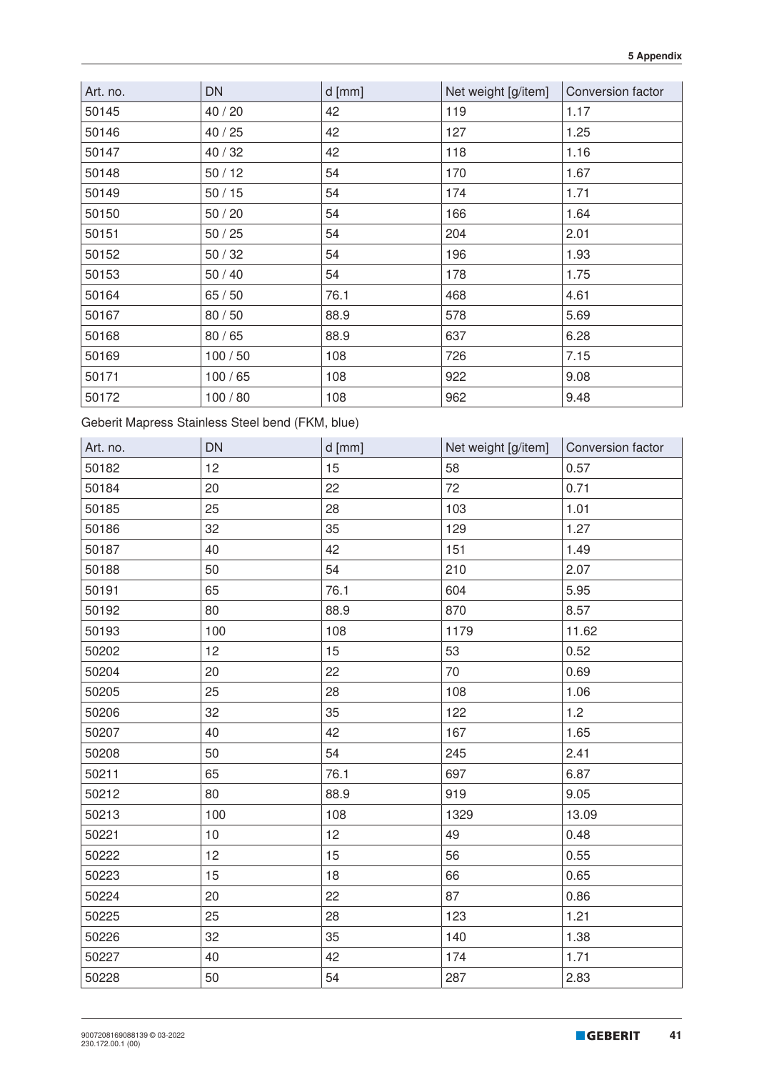| Art. no. | DN | d [mm] | Net weight [g/item] | Conversion factor |
|---|---|---|---|---|
| 50145 | 40 / 20 | 42 | 119 | 1.17 |
| 50146 | 40 / 25 | 42 | 127 | 1.25 |
| 50147 | 40 / 32 | 42 | 118 | 1.16 |
| 50148 | 50 / 12 | 54 | 170 | 1.67 |
| 50149 | 50 / 15 | 54 | 174 | 1.71 |
| 50150 | 50 / 20 | 54 | 166 | 1.64 |
| 50151 | 50 / 25 | 54 | 204 | 2.01 |
| 50152 | 50 / 32 | 54 | 196 | 1.93 |
| 50153 | 50 / 40 | 54 | 178 | 1.75 |
| 50164 | 65 / 50 | 76.1 | 468 | 4.61 |
| 50167 | 80 / 50 | 88.9 | 578 | 5.69 |
| 50168 | 80 / 65 | 88.9 | 637 | 6.28 |
| 50169 | 100 / 50 | 108 | 726 | 7.15 |
| 50171 | 100 / 65 | 108 | 922 | 9.08 |
| 50172 | 100 / 80 | 108 | 962 | 9.48 |

Geberit Mapress Stainless Steel bend (FKM, blue)

| Art. no. | DN | d [mm] | Net weight [g/item] | Conversion factor |
|---|---|---|---|---|
| 50182 | 12 | 15 | 58 | 0.57 |
| 50184 | 20 | 22 | 72 | 0.71 |
| 50185 | 25 | 28 | 103 | 1.01 |
| 50186 | 32 | 35 | 129 | 1.27 |
| 50187 | 40 | 42 | 151 | 1.49 |
| 50188 | 50 | 54 | 210 | 2.07 |
| 50191 | 65 | 76.1 | 604 | 5.95 |
| 50192 | 80 | 88.9 | 870 | 8.57 |
| 50193 | 100 | 108 | 1179 | 11.62 |
| 50202 | 12 | 15 | 53 | 0.52 |
| 50204 | 20 | 22 | 70 | 0.69 |
| 50205 | 25 | 28 | 108 | 1.06 |
| 50206 | 32 | 35 | 122 | 1.2 |
| 50207 | 40 | 42 | 167 | 1.65 |
| 50208 | 50 | 54 | 245 | 2.41 |
| 50211 | 65 | 76.1 | 697 | 6.87 |
| 50212 | 80 | 88.9 | 919 | 9.05 |
| 50213 | 100 | 108 | 1329 | 13.09 |
| 50221 | 10 | 12 | 49 | 0.48 |
| 50222 | 12 | 15 | 56 | 0.55 |
| 50223 | 15 | 18 | 66 | 0.65 |
| 50224 | 20 | 22 | 87 | 0.86 |
| 50225 | 25 | 28 | 123 | 1.21 |
| 50226 | 32 | 35 | 140 | 1.38 |
| 50227 | 40 | 42 | 174 | 1.71 |
| 50228 | 50 | 54 | 287 | 2.83 |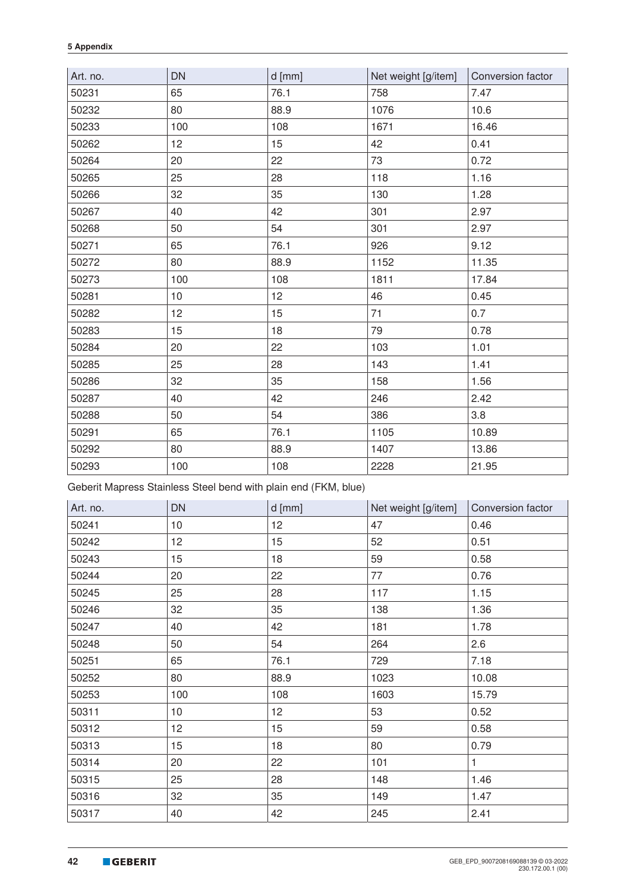| Art. no. | DN | d [mm] | Net weight [g/item] | Conversion factor |
|---|---|---|---|---|
| 50231 | 65 | 76.1 | 758 | 7.47 |
| 50232 | 80 | 88.9 | 1076 | 10.6 |
| 50233 | 100 | 108 | 1671 | 16.46 |
| 50262 | 12 | 15 | 42 | 0.41 |
| 50264 | 20 | 22 | 73 | 0.72 |
| 50265 | 25 | 28 | 118 | 1.16 |
| 50266 | 32 | 35 | 130 | 1.28 |
| 50267 | 40 | 42 | 301 | 2.97 |
| 50268 | 50 | 54 | 301 | 2.97 |
| 50271 | 65 | 76.1 | 926 | 9.12 |
| 50272 | 80 | 88.9 | 1152 | 11.35 |
| 50273 | 100 | 108 | 1811 | 17.84 |
| 50281 | 10 | 12 | 46 | 0.45 |
| 50282 | 12 | 15 | 71 | 0.7 |
| 50283 | 15 | 18 | 79 | 0.78 |
| 50284 | 20 | 22 | 103 | 1.01 |
| 50285 | 25 | 28 | 143 | 1.41 |
| 50286 | 32 | 35 | 158 | 1.56 |
| 50287 | 40 | 42 | 246 | 2.42 |
| 50288 | 50 | 54 | 386 | 3.8 |
| 50291 | 65 | 76.1 | 1105 | 10.89 |
| 50292 | 80 | 88.9 | 1407 | 13.86 |
| 50293 | 100 | 108 | 2228 | 21.95 |

Geberit Mapress Stainless Steel bend with plain end (FKM, blue)

| Art. no. | DN | d [mm] | Net weight [g/item] | Conversion factor |
|---|---|---|---|---|
| 50241 | 10 | 12 | 47 | 0.46 |
| 50242 | 12 | 15 | 52 | 0.51 |
| 50243 | 15 | 18 | 59 | 0.58 |
| 50244 | 20 | 22 | 77 | 0.76 |
| 50245 | 25 | 28 | 117 | 1.15 |
| 50246 | 32 | 35 | 138 | 1.36 |
| 50247 | 40 | 42 | 181 | 1.78 |
| 50248 | 50 | 54 | 264 | 2.6 |
| 50251 | 65 | 76.1 | 729 | 7.18 |
| 50252 | 80 | 88.9 | 1023 | 10.08 |
| 50253 | 100 | 108 | 1603 | 15.79 |
| 50311 | 10 | 12 | 53 | 0.52 |
| 50312 | 12 | 15 | 59 | 0.58 |
| 50313 | 15 | 18 | 80 | 0.79 |
| 50314 | 20 | 22 | 101 | 1 |
| 50315 | 25 | 28 | 148 | 1.46 |
| 50316 | 32 | 35 | 149 | 1.47 |
| 50317 | 40 | 42 | 245 | 2.41 |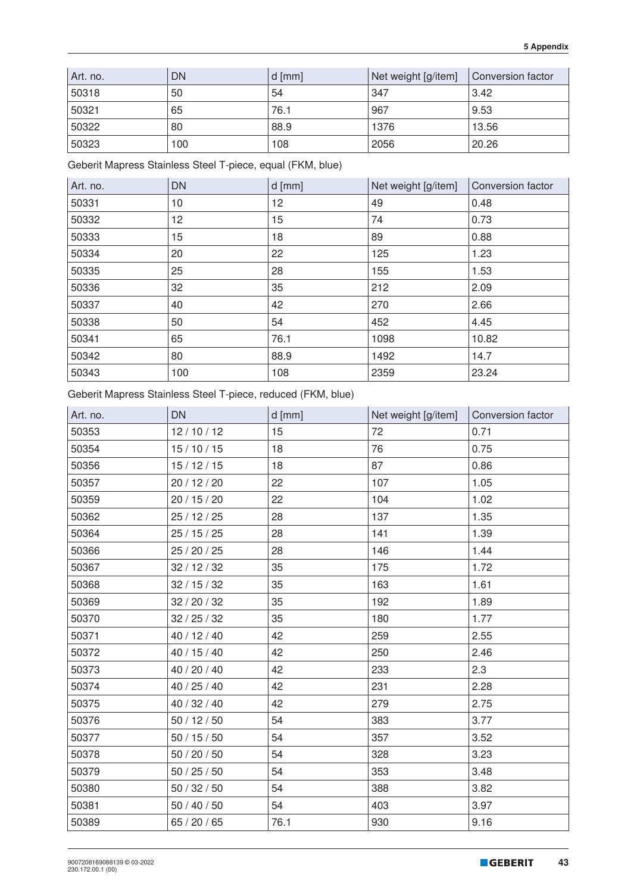| Art. no. | DN | d [mm] | Net weight [g/item] | Conversion factor |
|---|---|---|---|---|
| 50318 | 50 | 54 | 347 | 3.42 |
| 50321 | 65 | 76.1 | 967 | 9.53 |
| 50322 | 80 | 88.9 | 1376 | 13.56 |
| 50323 | 100 | 108 | 2056 | 20.26 |

Geberit Mapress Stainless Steel T-piece, equal (FKM, blue)

| Art. no. | DN | d [mm] | Net weight [g/item] | Conversion factor |
|---|---|---|---|---|
| 50331 | 10 | 12 | 49 | 0.48 |
| 50332 | 12 | 15 | 74 | 0.73 |
| 50333 | 15 | 18 | 89 | 0.88 |
| 50334 | 20 | 22 | 125 | 1.23 |
| 50335 | 25 | 28 | 155 | 1.53 |
| 50336 | 32 | 35 | 212 | 2.09 |
| 50337 | 40 | 42 | 270 | 2.66 |
| 50338 | 50 | 54 | 452 | 4.45 |
| 50341 | 65 | 76.1 | 1098 | 10.82 |
| 50342 | 80 | 88.9 | 1492 | 14.7 |
| 50343 | 100 | 108 | 2359 | 23.24 |

Geberit Mapress Stainless Steel T-piece, reduced (FKM, blue)

| Art. no. | DN | d [mm] | Net weight [g/item] | Conversion factor |
|---|---|---|---|---|
| 50353 | 12 / 10 / 12 | 15 | 72 | 0.71 |
| 50354 | 15 / 10 / 15 | 18 | 76 | 0.75 |
| 50356 | 15 / 12 / 15 | 18 | 87 | 0.86 |
| 50357 | 20 / 12 / 20 | 22 | 107 | 1.05 |
| 50359 | 20 / 15 / 20 | 22 | 104 | 1.02 |
| 50362 | 25 / 12 / 25 | 28 | 137 | 1.35 |
| 50364 | 25 / 15 / 25 | 28 | 141 | 1.39 |
| 50366 | 25 / 20 / 25 | 28 | 146 | 1.44 |
| 50367 | 32 / 12 / 32 | 35 | 175 | 1.72 |
| 50368 | 32 / 15 / 32 | 35 | 163 | 1.61 |
| 50369 | 32 / 20 / 32 | 35 | 192 | 1.89 |
| 50370 | 32 / 25 / 32 | 35 | 180 | 1.77 |
| 50371 | 40 / 12 / 40 | 42 | 259 | 2.55 |
| 50372 | 40 / 15 / 40 | 42 | 250 | 2.46 |
| 50373 | 40 / 20 / 40 | 42 | 233 | 2.3 |
| 50374 | 40 / 25 / 40 | 42 | 231 | 2.28 |
| 50375 | 40 / 32 / 40 | 42 | 279 | 2.75 |
| 50376 | 50 / 12 / 50 | 54 | 383 | 3.77 |
| 50377 | 50 / 15 / 50 | 54 | 357 | 3.52 |
| 50378 | 50 / 20 / 50 | 54 | 328 | 3.23 |
| 50379 | 50 / 25 / 50 | 54 | 353 | 3.48 |
| 50380 | 50 / 32 / 50 | 54 | 388 | 3.82 |
| 50381 | 50 / 40 / 50 | 54 | 403 | 3.97 |
| 50389 | 65 / 20 / 65 | 76.1 | 930 | 9.16 |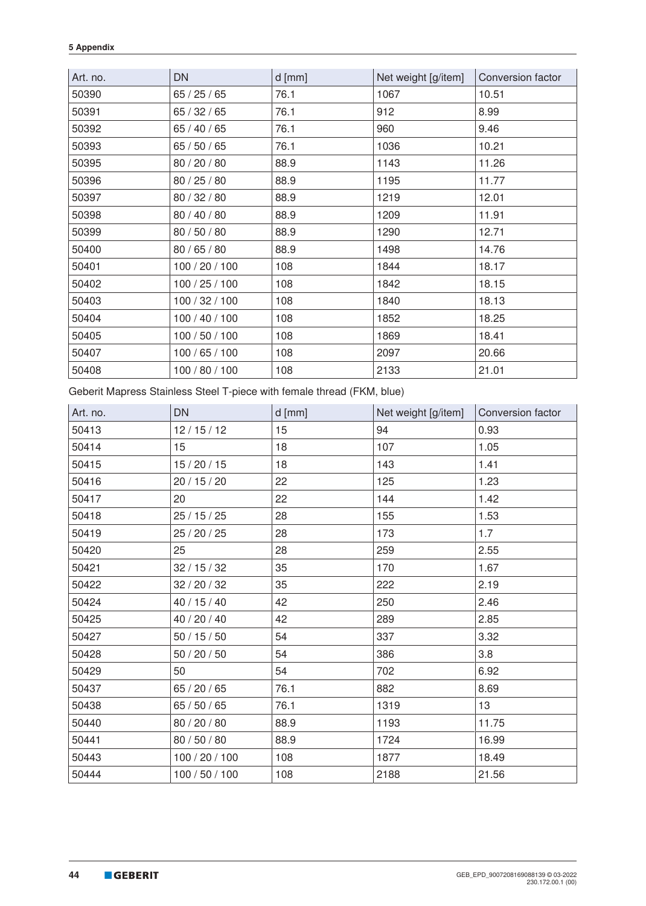| Art. no. | DN | d [mm] | Net weight [g/item] | Conversion factor |
|---|---|---|---|---|
| 50390 | 65 / 25 / 65 | 76.1 | 1067 | 10.51 |
| 50391 | 65 / 32 / 65 | 76.1 | 912 | 8.99 |
| 50392 | 65 / 40 / 65 | 76.1 | 960 | 9.46 |
| 50393 | 65 / 50 / 65 | 76.1 | 1036 | 10.21 |
| 50395 | 80 / 20 / 80 | 88.9 | 1143 | 11.26 |
| 50396 | 80 / 25 / 80 | 88.9 | 1195 | 11.77 |
| 50397 | 80 / 32 / 80 | 88.9 | 1219 | 12.01 |
| 50398 | 80 / 40 / 80 | 88.9 | 1209 | 11.91 |
| 50399 | 80 / 50 / 80 | 88.9 | 1290 | 12.71 |
| 50400 | 80 / 65 / 80 | 88.9 | 1498 | 14.76 |
| 50401 | 100 / 20 / 100 | 108 | 1844 | 18.17 |
| 50402 | 100 / 25 / 100 | 108 | 1842 | 18.15 |
| 50403 | 100 / 32 / 100 | 108 | 1840 | 18.13 |
| 50404 | 100 / 40 / 100 | 108 | 1852 | 18.25 |
| 50405 | 100 / 50 / 100 | 108 | 1869 | 18.41 |
| 50407 | 100 / 65 / 100 | 108 | 2097 | 20.66 |
| 50408 | 100 / 80 / 100 | 108 | 2133 | 21.01 |

Geberit Mapress Stainless Steel T-piece with female thread (FKM, blue)

| Art. no. | DN | d [mm] | Net weight [g/item] | Conversion factor |
|---|---|---|---|---|
| 50413 | 12 / 15 / 12 | 15 | 94 | 0.93 |
| 50414 | 15 | 18 | 107 | 1.05 |
| 50415 | 15 / 20 / 15 | 18 | 143 | 1.41 |
| 50416 | 20 / 15 / 20 | 22 | 125 | 1.23 |
| 50417 | 20 | 22 | 144 | 1.42 |
| 50418 | 25 / 15 / 25 | 28 | 155 | 1.53 |
| 50419 | 25 / 20 / 25 | 28 | 173 | 1.7 |
| 50420 | 25 | 28 | 259 | 2.55 |
| 50421 | 32 / 15 / 32 | 35 | 170 | 1.67 |
| 50422 | 32 / 20 / 32 | 35 | 222 | 2.19 |
| 50424 | 40 / 15 / 40 | 42 | 250 | 2.46 |
| 50425 | 40 / 20 / 40 | 42 | 289 | 2.85 |
| 50427 | 50 / 15 / 50 | 54 | 337 | 3.32 |
| 50428 | 50 / 20 / 50 | 54 | 386 | 3.8 |
| 50429 | 50 | 54 | 702 | 6.92 |
| 50437 | 65 / 20 / 65 | 76.1 | 882 | 8.69 |
| 50438 | 65 / 50 / 65 | 76.1 | 1319 | 13 |
| 50440 | 80 / 20 / 80 | 88.9 | 1193 | 11.75 |
| 50441 | 80 / 50 / 80 | 88.9 | 1724 | 16.99 |
| 50443 | 100 / 20 / 100 | 108 | 1877 | 18.49 |
| 50444 | 100 / 50 / 100 | 108 | 2188 | 21.56 |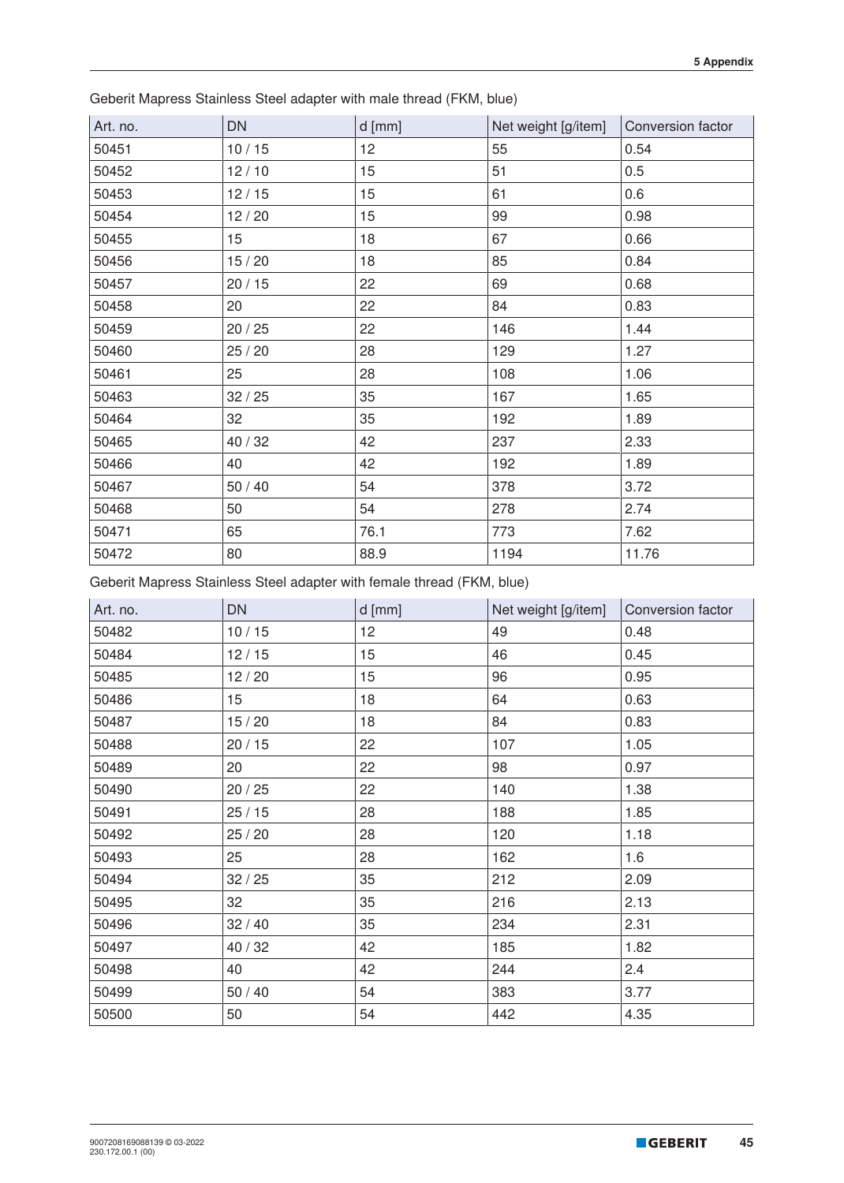Geberit Mapress Stainless Steel adapter with male thread (FKM, blue)

| Art. no. | DN | d [mm] | Net weight [g/item] | Conversion factor |
|---|---|---|---|---|
| 50451 | 10 / 15 | 12 | 55 | 0.54 |
| 50452 | 12 / 10 | 15 | 51 | 0.5 |
| 50453 | 12 / 15 | 15 | 61 | 0.6 |
| 50454 | 12 / 20 | 15 | 99 | 0.98 |
| 50455 | 15 | 18 | 67 | 0.66 |
| 50456 | 15 / 20 | 18 | 85 | 0.84 |
| 50457 | 20 / 15 | 22 | 69 | 0.68 |
| 50458 | 20 | 22 | 84 | 0.83 |
| 50459 | 20 / 25 | 22 | 146 | 1.44 |
| 50460 | 25 / 20 | 28 | 129 | 1.27 |
| 50461 | 25 | 28 | 108 | 1.06 |
| 50463 | 32 / 25 | 35 | 167 | 1.65 |
| 50464 | 32 | 35 | 192 | 1.89 |
| 50465 | 40 / 32 | 42 | 237 | 2.33 |
| 50466 | 40 | 42 | 192 | 1.89 |
| 50467 | 50 / 40 | 54 | 378 | 3.72 |
| 50468 | 50 | 54 | 278 | 2.74 |
| 50471 | 65 | 76.1 | 773 | 7.62 |
| 50472 | 80 | 88.9 | 1194 | 11.76 |

Geberit Mapress Stainless Steel adapter with female thread (FKM, blue)

| Art. no. | DN | d [mm] | Net weight [g/item] | Conversion factor |
|---|---|---|---|---|
| 50482 | 10 / 15 | 12 | 49 | 0.48 |
| 50484 | 12 / 15 | 15 | 46 | 0.45 |
| 50485 | 12 / 20 | 15 | 96 | 0.95 |
| 50486 | 15 | 18 | 64 | 0.63 |
| 50487 | 15 / 20 | 18 | 84 | 0.83 |
| 50488 | 20 / 15 | 22 | 107 | 1.05 |
| 50489 | 20 | 22 | 98 | 0.97 |
| 50490 | 20 / 25 | 22 | 140 | 1.38 |
| 50491 | 25 / 15 | 28 | 188 | 1.85 |
| 50492 | 25 / 20 | 28 | 120 | 1.18 |
| 50493 | 25 | 28 | 162 | 1.6 |
| 50494 | 32 / 25 | 35 | 212 | 2.09 |
| 50495 | 32 | 35 | 216 | 2.13 |
| 50496 | 32 / 40 | 35 | 234 | 2.31 |
| 50497 | 40 / 32 | 42 | 185 | 1.82 |
| 50498 | 40 | 42 | 244 | 2.4 |
| 50499 | 50 / 40 | 54 | 383 | 3.77 |
| 50500 | 50 | 54 | 442 | 4.35 |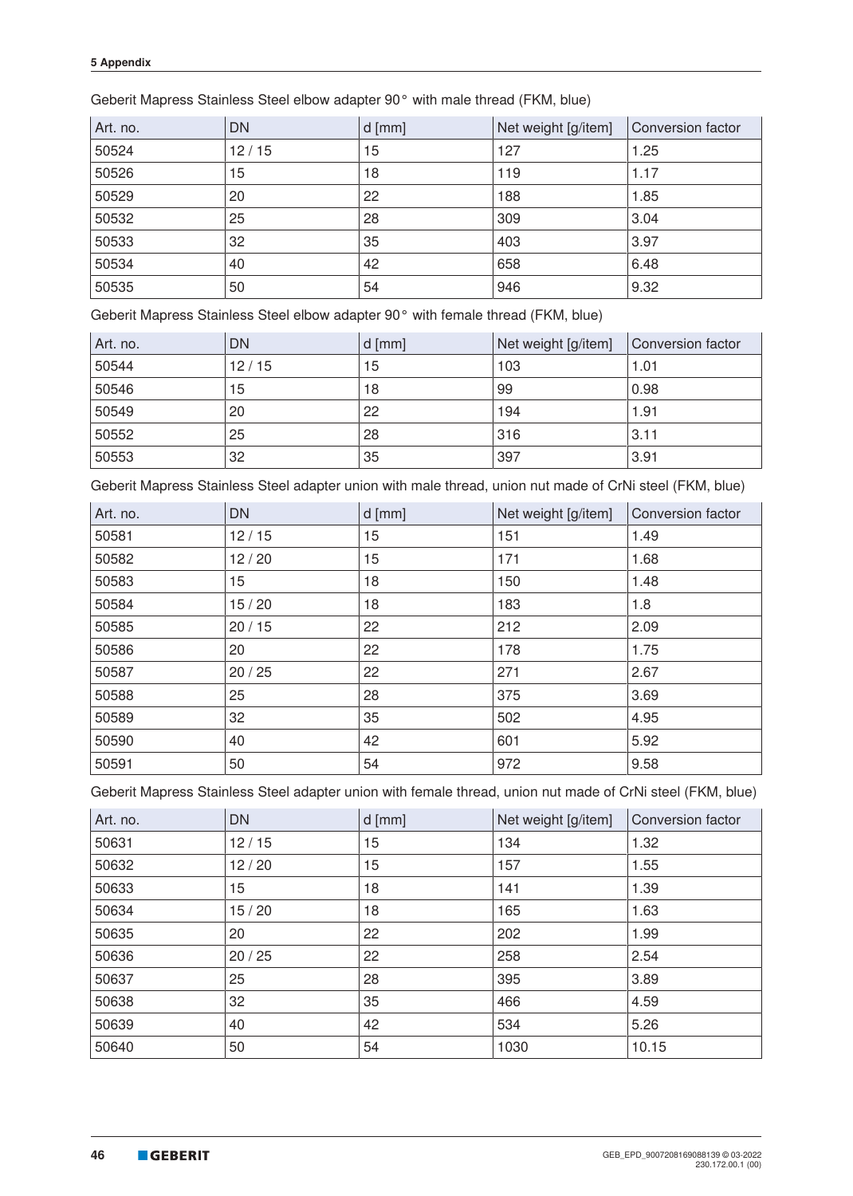Geberit Mapress Stainless Steel elbow adapter 90° with male thread (FKM, blue)

| Art. no. | DN | d [mm] | Net weight [g/item] | Conversion factor |
|---|---|---|---|---|
| 50524 | 12 / 15 | 15 | 127 | 1.25 |
| 50526 | 15 | 18 | 119 | 1.17 |
| 50529 | 20 | 22 | 188 | 1.85 |
| 50532 | 25 | 28 | 309 | 3.04 |
| 50533 | 32 | 35 | 403 | 3.97 |
| 50534 | 40 | 42 | 658 | 6.48 |
| 50535 | 50 | 54 | 946 | 9.32 |

Geberit Mapress Stainless Steel elbow adapter 90° with female thread (FKM, blue)

| Art. no. | DN | d [mm] | Net weight [g/item] | Conversion factor |
|---|---|---|---|---|
| 50544 | 12 / 15 | 15 | 103 | 1.01 |
| 50546 | 15 | 18 | 99 | 0.98 |
| 50549 | 20 | 22 | 194 | 1.91 |
| 50552 | 25 | 28 | 316 | 3.11 |
| 50553 | 32 | 35 | 397 | 3.91 |

Geberit Mapress Stainless Steel adapter union with male thread, union nut made of CrNi steel (FKM, blue)

| Art. no. | DN | d [mm] | Net weight [g/item] | Conversion factor |
|---|---|---|---|---|
| 50581 | 12 / 15 | 15 | 151 | 1.49 |
| 50582 | 12 / 20 | 15 | 171 | 1.68 |
| 50583 | 15 | 18 | 150 | 1.48 |
| 50584 | 15 / 20 | 18 | 183 | 1.8 |
| 50585 | 20 / 15 | 22 | 212 | 2.09 |
| 50586 | 20 | 22 | 178 | 1.75 |
| 50587 | 20 / 25 | 22 | 271 | 2.67 |
| 50588 | 25 | 28 | 375 | 3.69 |
| 50589 | 32 | 35 | 502 | 4.95 |
| 50590 | 40 | 42 | 601 | 5.92 |
| 50591 | 50 | 54 | 972 | 9.58 |

Geberit Mapress Stainless Steel adapter union with female thread, union nut made of CrNi steel (FKM, blue)

| Art. no. | DN | d [mm] | Net weight [g/item] | Conversion factor |
|---|---|---|---|---|
| 50631 | 12 / 15 | 15 | 134 | 1.32 |
| 50632 | 12 / 20 | 15 | 157 | 1.55 |
| 50633 | 15 | 18 | 141 | 1.39 |
| 50634 | 15 / 20 | 18 | 165 | 1.63 |
| 50635 | 20 | 22 | 202 | 1.99 |
| 50636 | 20 / 25 | 22 | 258 | 2.54 |
| 50637 | 25 | 28 | 395 | 3.89 |
| 50638 | 32 | 35 | 466 | 4.59 |
| 50639 | 40 | 42 | 534 | 5.26 |
| 50640 | 50 | 54 | 1030 | 10.15 |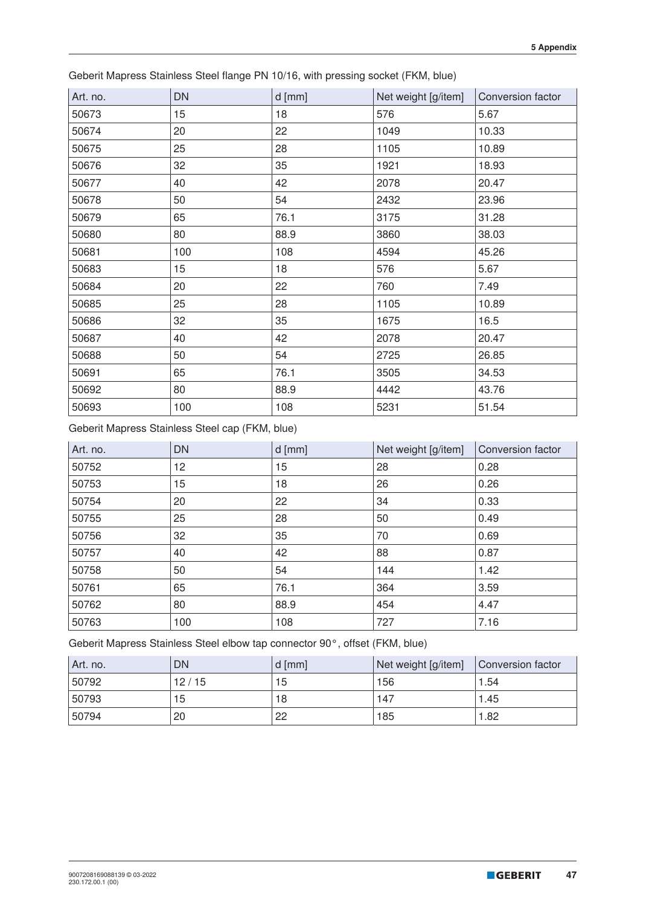Geberit Mapress Stainless Steel flange PN 10/16, with pressing socket (FKM, blue)

| Art. no. | DN | d [mm] | Net weight [g/item] | Conversion factor |
|---|---|---|---|---|
| 50673 | 15 | 18 | 576 | 5.67 |
| 50674 | 20 | 22 | 1049 | 10.33 |
| 50675 | 25 | 28 | 1105 | 10.89 |
| 50676 | 32 | 35 | 1921 | 18.93 |
| 50677 | 40 | 42 | 2078 | 20.47 |
| 50678 | 50 | 54 | 2432 | 23.96 |
| 50679 | 65 | 76.1 | 3175 | 31.28 |
| 50680 | 80 | 88.9 | 3860 | 38.03 |
| 50681 | 100 | 108 | 4594 | 45.26 |
| 50683 | 15 | 18 | 576 | 5.67 |
| 50684 | 20 | 22 | 760 | 7.49 |
| 50685 | 25 | 28 | 1105 | 10.89 |
| 50686 | 32 | 35 | 1675 | 16.5 |
| 50687 | 40 | 42 | 2078 | 20.47 |
| 50688 | 50 | 54 | 2725 | 26.85 |
| 50691 | 65 | 76.1 | 3505 | 34.53 |
| 50692 | 80 | 88.9 | 4442 | 43.76 |
| 50693 | 100 | 108 | 5231 | 51.54 |

Geberit Mapress Stainless Steel cap (FKM, blue)

| Art. no. | DN | d [mm] | Net weight [g/item] | Conversion factor |
|---|---|---|---|---|
| 50752 | 12 | 15 | 28 | 0.28 |
| 50753 | 15 | 18 | 26 | 0.26 |
| 50754 | 20 | 22 | 34 | 0.33 |
| 50755 | 25 | 28 | 50 | 0.49 |
| 50756 | 32 | 35 | 70 | 0.69 |
| 50757 | 40 | 42 | 88 | 0.87 |
| 50758 | 50 | 54 | 144 | 1.42 |
| 50761 | 65 | 76.1 | 364 | 3.59 |
| 50762 | 80 | 88.9 | 454 | 4.47 |
| 50763 | 100 | 108 | 727 | 7.16 |

Geberit Mapress Stainless Steel elbow tap connector 90°, offset (FKM, blue)

| Art. no. | DN | d [mm] | Net weight [g/item] | Conversion factor |
|---|---|---|---|---|
| 50792 | 12 / 15 | 15 | 156 | 1.54 |
| 50793 | 15 | 18 | 147 | 1.45 |
| 50794 | 20 | 22 | 185 | 1.82 |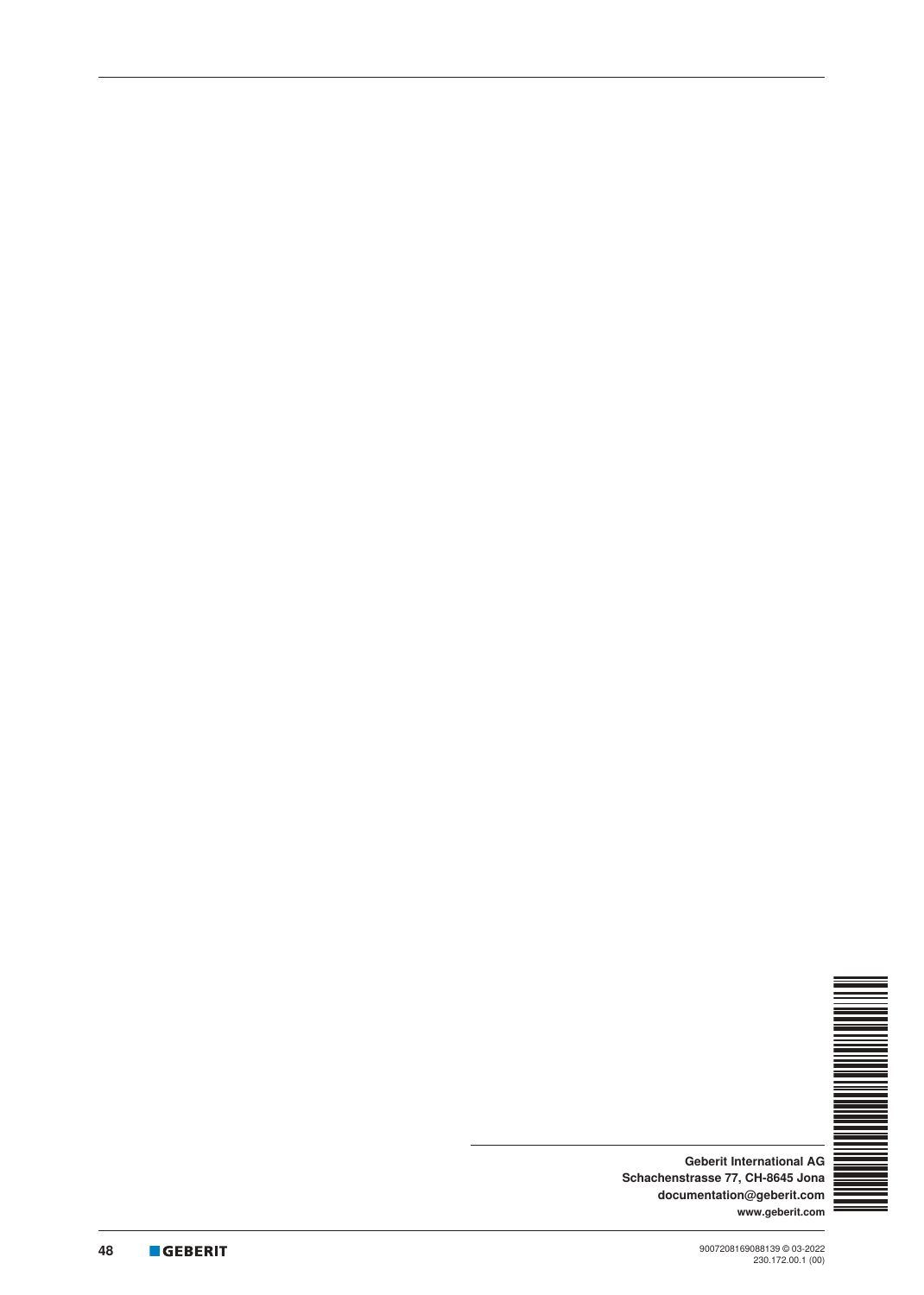**Geberit International AG**
**Schachenstrasse 77, CH-8645 Jona**
**documentation@geberit.com**
**www.geberit.com**

9007208169088139 © 03-2022
230.172.00.1 (00)